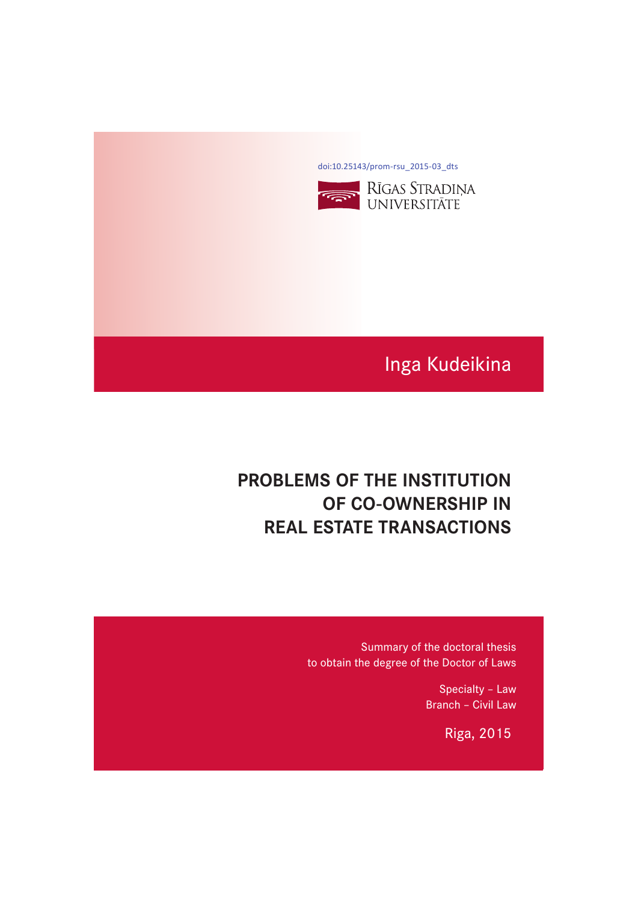doi:10.25143/prom-rsu_2015-03_dts

RĪGAS STRADIŅA UNIVERSITĀTE

Inga Kudeikina

# PROBLEMS OF THE INSTITUTION OF CO-OWNERSHIP IN REAL ESTATE TRANSACTIONS

Summary of the doctoral thesis
to obtain the degree of the Doctor of Laws

Specialty – Law
Branch – Civil Law

Riga, 2015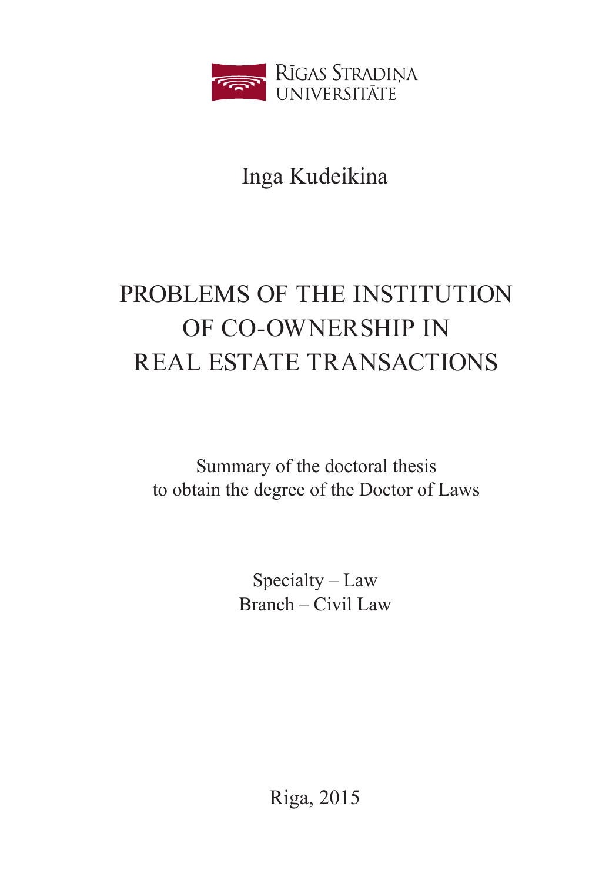Rīgas Stradiņa Universitāte

Inga Kudeikina

# PROBLEMS OF THE INSTITUTION OF CO-OWNERSHIP IN REAL ESTATE TRANSACTIONS

Summary of the doctoral thesis
to obtain the degree of the Doctor of Laws

Specialty – Law
Branch – Civil Law

Riga, 2015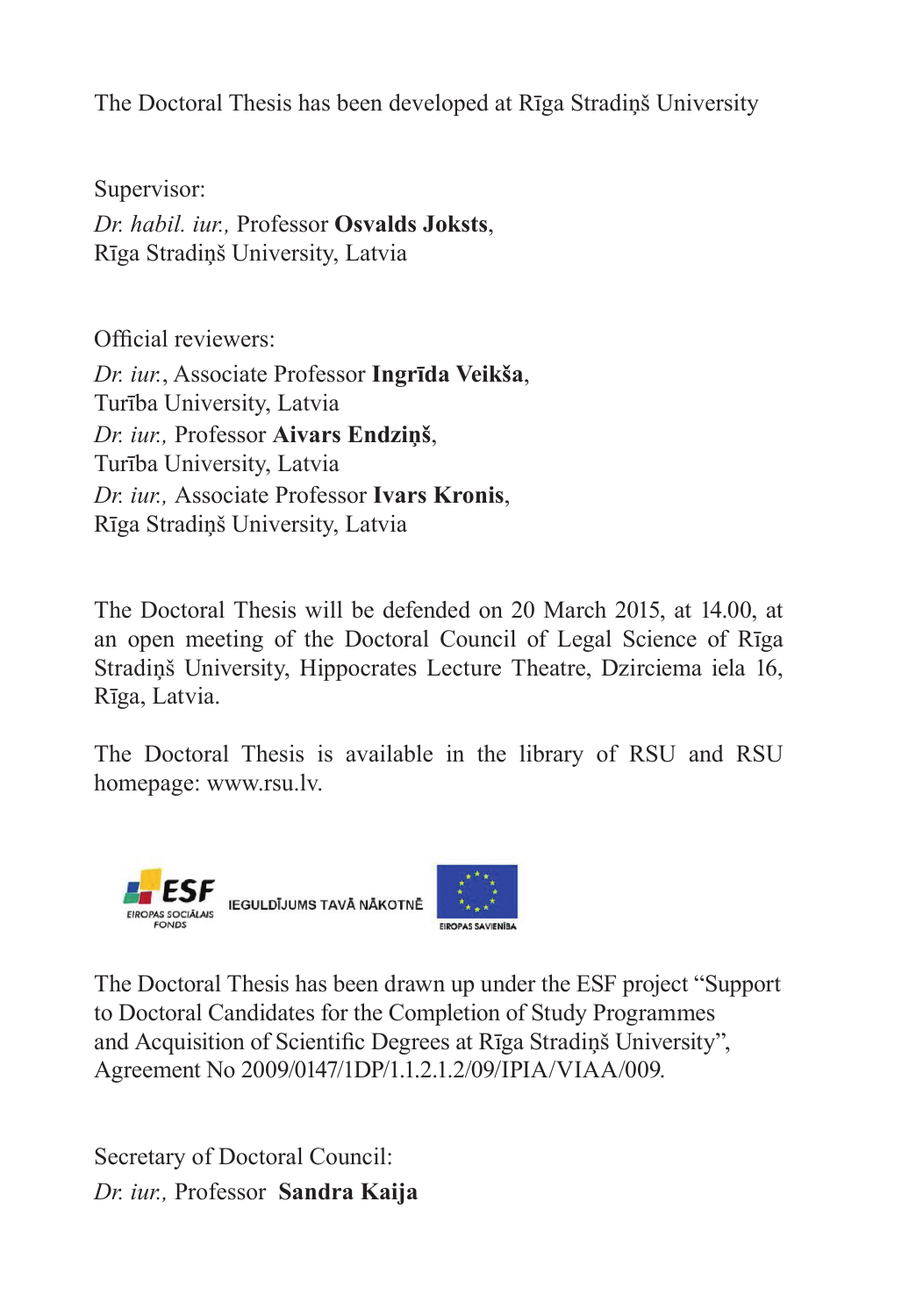The Doctoral Thesis has been developed at Rīga Stradiņš University

Supervisor:
*Dr. habil. iur.,* Professor **Osvalds Joksts**,
Rīga Stradiņš University, Latvia

Official reviewers:
*Dr. iur.*, Associate Professor **Ingrīda Veikša**,
Turība University, Latvia
*Dr. iur.,* Professor **Aivars Endziņš**,
Turība University, Latvia
*Dr. iur.,* Associate Professor **Ivars Kronis**,
Rīga Stradiņš University, Latvia

The Doctoral Thesis will be defended on 20 March 2015, at 14.00, at an open meeting of the Doctoral Council of Legal Science of Rīga Stradiņš University, Hippocrates Lecture Theatre, Dzirciema iela 16, Rīga, Latvia.

The Doctoral Thesis is available in the library of RSU and RSU homepage: www.rsu.lv.

ESF EIROPAS SOCIĀLAIS FONDS IEGULDĪJUMS TAVĀ NĀKOTNĒ EIROPAS SAVIENĪBA

The Doctoral Thesis has been drawn up under the ESF project "Support to Doctoral Candidates for the Completion of Study Programmes and Acquisition of Scientific Degrees at Rīga Stradiņš University", Agreement No 2009/0147/1DP/1.1.2.1.2/09/IPIA/VIAA/009.

Secretary of Doctoral Council:
*Dr. iur.,* Professor **Sandra Kaija**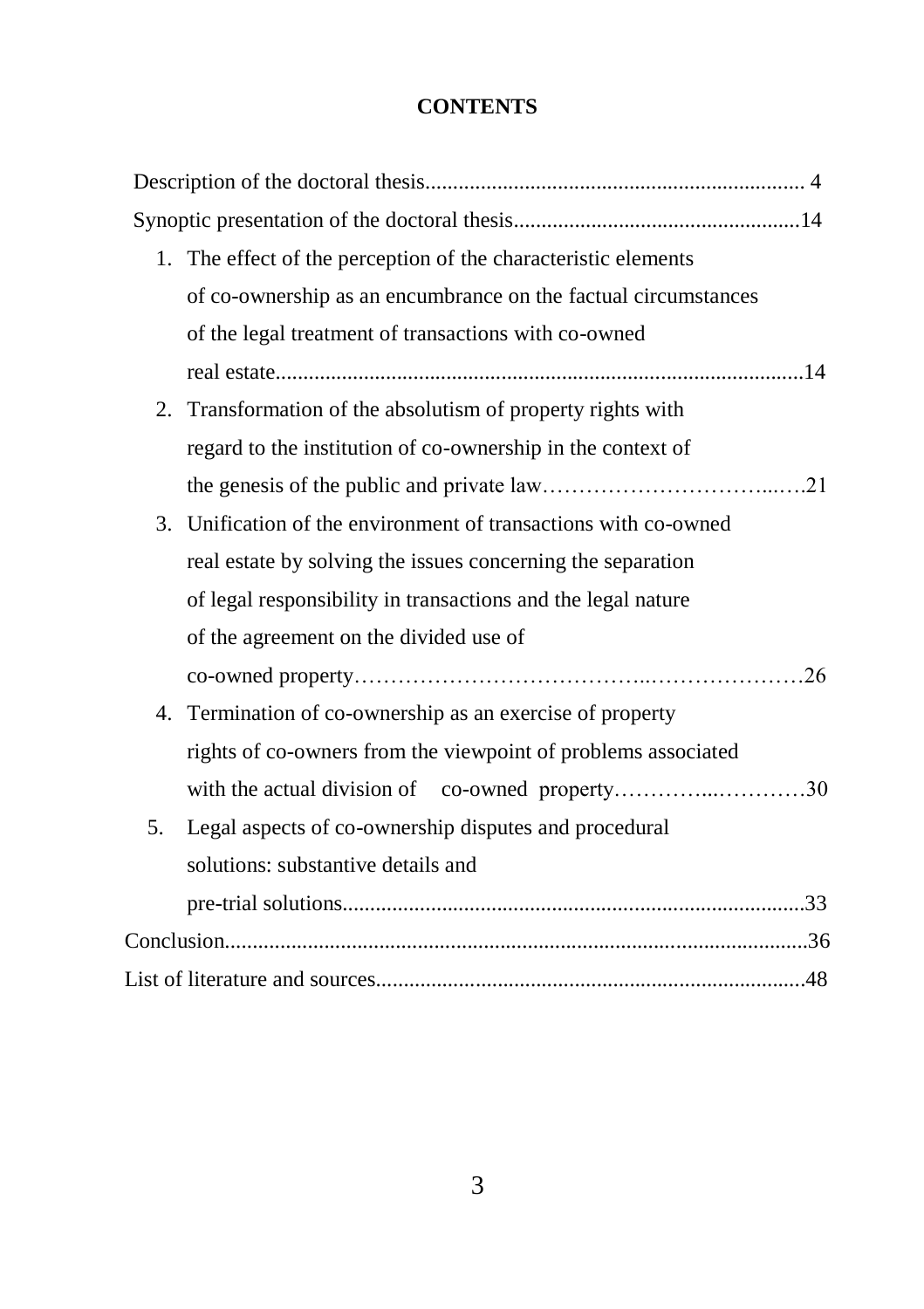# CONTENTS

Description of the doctoral thesis.................................................................... 4

Synoptic presentation of the doctoral thesis...................................................14

1. The effect of the perception of the characteristic elements of co-ownership as an encumbrance on the factual circumstances of the legal treatment of transactions with co-owned real estate..............................................................................................14
2. Transformation of the absolutism of property rights with regard to the institution of co-ownership in the context of the genesis of the public and private law…………………………...….21
3. Unification of the environment of transactions with co-owned real estate by solving the issues concerning the separation of legal responsibility in transactions and the legal nature of the agreement on the divided use of co-owned property………………………………..…………………26
4. Termination of co-ownership as an exercise of property rights of co-owners from the viewpoint of problems associated with the actual division of co-owned property…………...…………30
5. Legal aspects of co-ownership disputes and procedural solutions: substantive details and pre-trial solutions..................................................................................33

Conclusion.........................................................................................................36

List of literature and sources.............................................................................48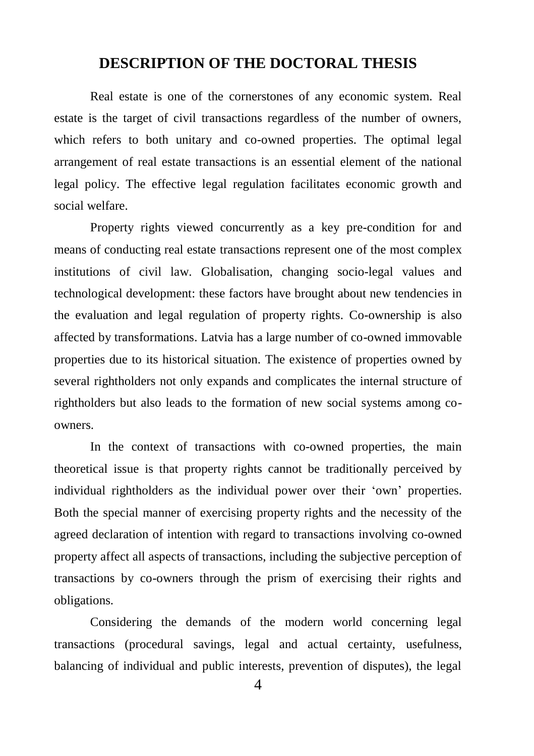# DESCRIPTION OF THE DOCTORAL THESIS

Real estate is one of the cornerstones of any economic system. Real estate is the target of civil transactions regardless of the number of owners, which refers to both unitary and co-owned properties. The optimal legal arrangement of real estate transactions is an essential element of the national legal policy. The effective legal regulation facilitates economic growth and social welfare.

Property rights viewed concurrently as a key pre-condition for and means of conducting real estate transactions represent one of the most complex institutions of civil law. Globalisation, changing socio-legal values and technological development: these factors have brought about new tendencies in the evaluation and legal regulation of property rights. Co-ownership is also affected by transformations. Latvia has a large number of co-owned immovable properties due to its historical situation. The existence of properties owned by several rightholders not only expands and complicates the internal structure of rightholders but also leads to the formation of new social systems among co-owners.

In the context of transactions with co-owned properties, the main theoretical issue is that property rights cannot be traditionally perceived by individual rightholders as the individual power over their 'own' properties. Both the special manner of exercising property rights and the necessity of the agreed declaration of intention with regard to transactions involving co-owned property affect all aspects of transactions, including the subjective perception of transactions by co-owners through the prism of exercising their rights and obligations.

Considering the demands of the modern world concerning legal transactions (procedural savings, legal and actual certainty, usefulness, balancing of individual and public interests, prevention of disputes), the legal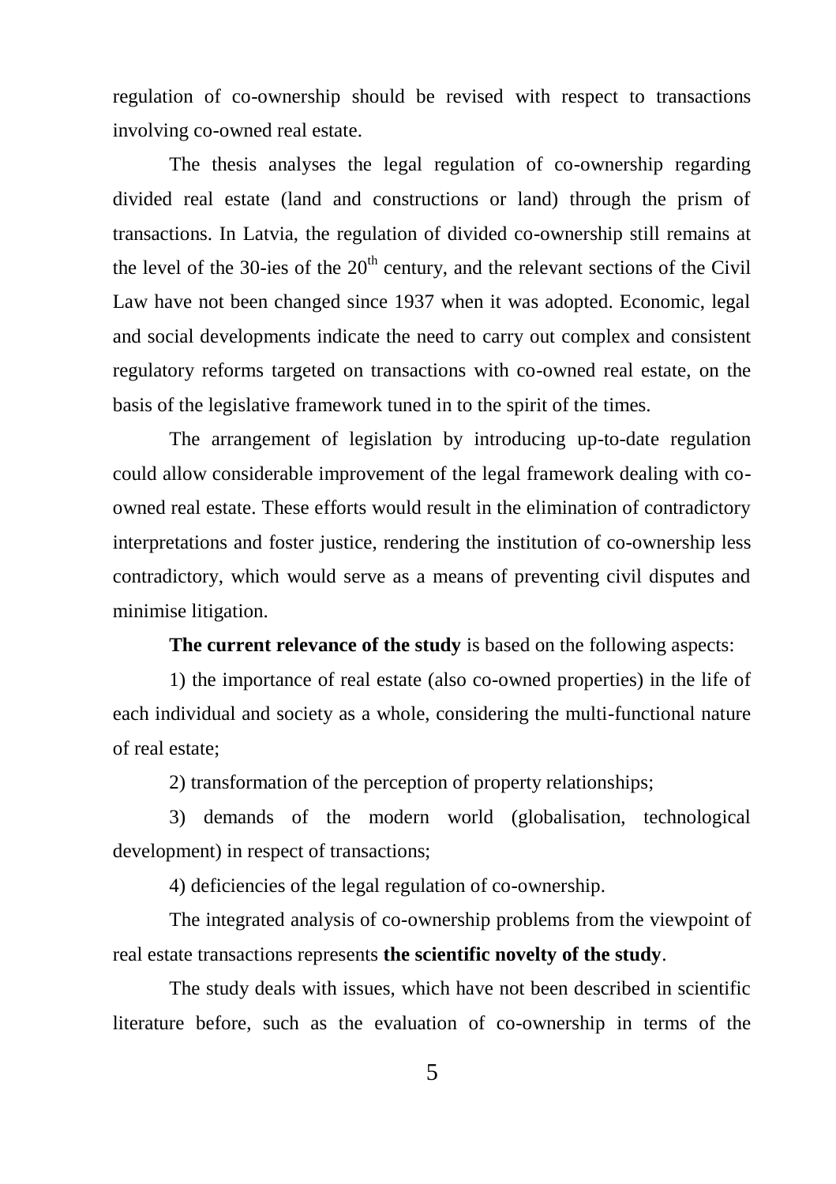regulation of co-ownership should be revised with respect to transactions involving co-owned real estate.

The thesis analyses the legal regulation of co-ownership regarding divided real estate (land and constructions or land) through the prism of transactions. In Latvia, the regulation of divided co-ownership still remains at the level of the 30-ies of the $20^{th}$ century, and the relevant sections of the Civil Law have not been changed since 1937 when it was adopted. Economic, legal and social developments indicate the need to carry out complex and consistent regulatory reforms targeted on transactions with co-owned real estate, on the basis of the legislative framework tuned in to the spirit of the times.

The arrangement of legislation by introducing up-to-date regulation could allow considerable improvement of the legal framework dealing with co-owned real estate. These efforts would result in the elimination of contradictory interpretations and foster justice, rendering the institution of co-ownership less contradictory, which would serve as a means of preventing civil disputes and minimise litigation.

**The current relevance of the study** is based on the following aspects:

1) the importance of real estate (also co-owned properties) in the life of each individual and society as a whole, considering the multi-functional nature of real estate;

2) transformation of the perception of property relationships;

3) demands of the modern world (globalisation, technological development) in respect of transactions;

4) deficiencies of the legal regulation of co-ownership.

The integrated analysis of co-ownership problems from the viewpoint of real estate transactions represents **the scientific novelty of the study**.

The study deals with issues, which have not been described in scientific literature before, such as the evaluation of co-ownership in terms of the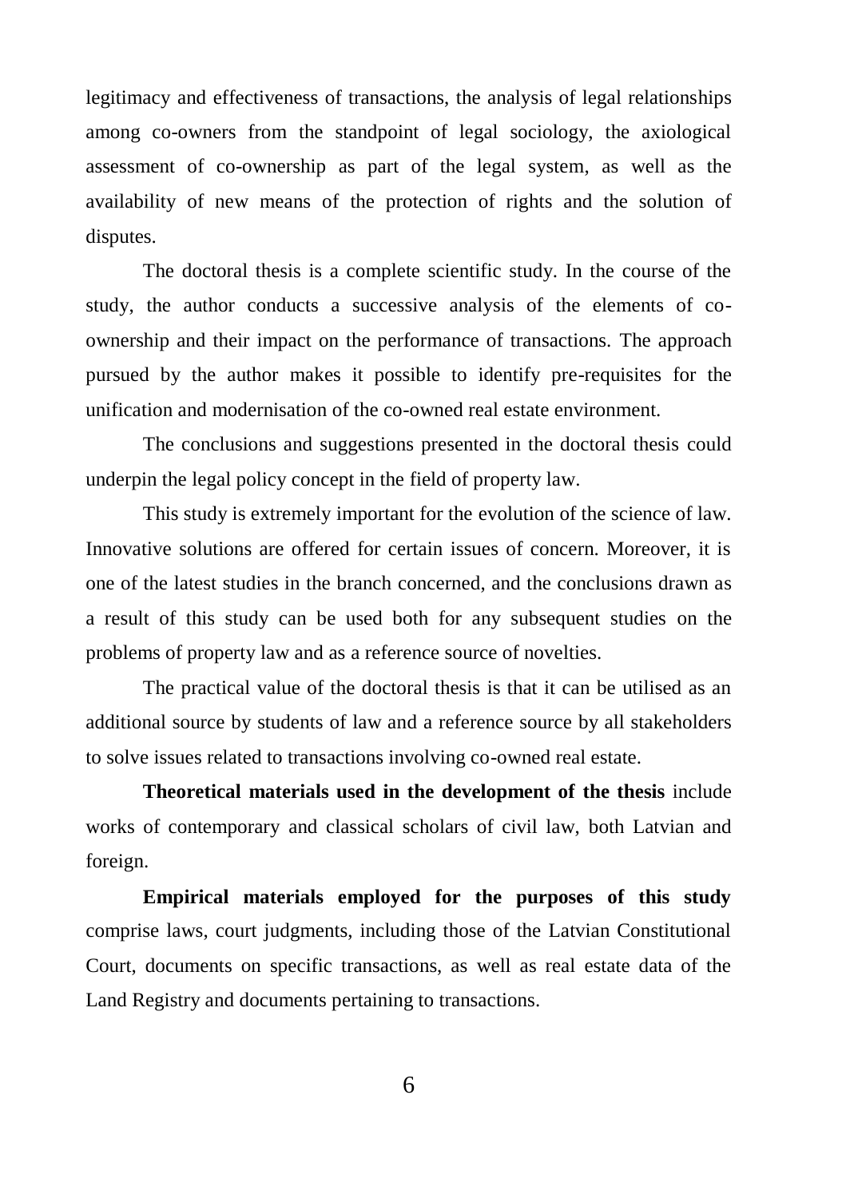legitimacy and effectiveness of transactions, the analysis of legal relationships among co-owners from the standpoint of legal sociology, the axiological assessment of co-ownership as part of the legal system, as well as the availability of new means of the protection of rights and the solution of disputes.

The doctoral thesis is a complete scientific study. In the course of the study, the author conducts a successive analysis of the elements of co-ownership and their impact on the performance of transactions. The approach pursued by the author makes it possible to identify pre-requisites for the unification and modernisation of the co-owned real estate environment.

The conclusions and suggestions presented in the doctoral thesis could underpin the legal policy concept in the field of property law.

This study is extremely important for the evolution of the science of law. Innovative solutions are offered for certain issues of concern. Moreover, it is one of the latest studies in the branch concerned, and the conclusions drawn as a result of this study can be used both for any subsequent studies on the problems of property law and as a reference source of novelties.

The practical value of the doctoral thesis is that it can be utilised as an additional source by students of law and a reference source by all stakeholders to solve issues related to transactions involving co-owned real estate.

**Theoretical materials used in the development of the thesis** include works of contemporary and classical scholars of civil law, both Latvian and foreign.

**Empirical materials employed for the purposes of this study** comprise laws, court judgments, including those of the Latvian Constitutional Court, documents on specific transactions, as well as real estate data of the Land Registry and documents pertaining to transactions.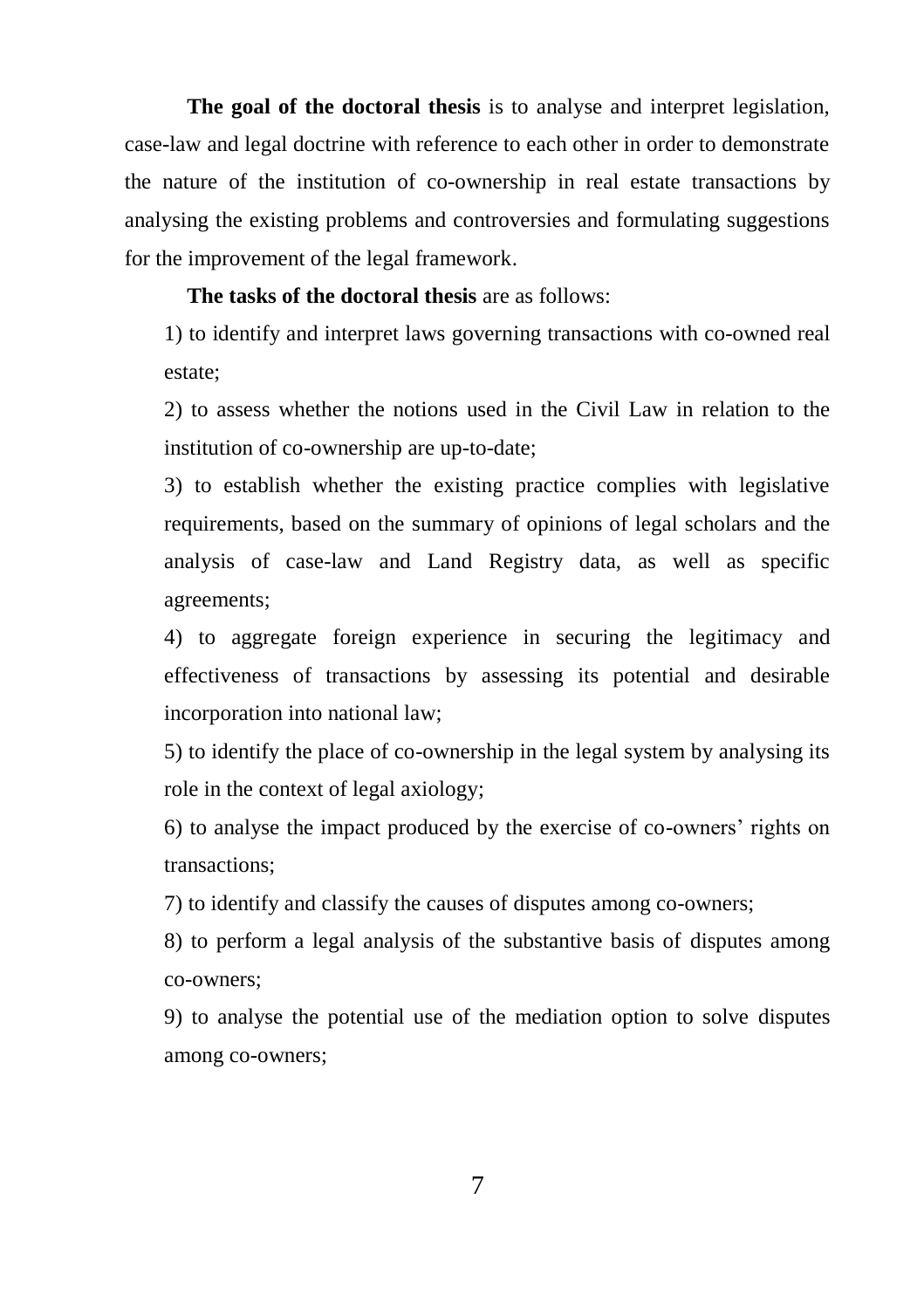**The goal of the doctoral thesis** is to analyse and interpret legislation, case-law and legal doctrine with reference to each other in order to demonstrate the nature of the institution of co-ownership in real estate transactions by analysing the existing problems and controversies and formulating suggestions for the improvement of the legal framework.

**The tasks of the doctoral thesis** are as follows:

1) to identify and interpret laws governing transactions with co-owned real estate;
2) to assess whether the notions used in the Civil Law in relation to the institution of co-ownership are up-to-date;
3) to establish whether the existing practice complies with legislative requirements, based on the summary of opinions of legal scholars and the analysis of case-law and Land Registry data, as well as specific agreements;
4) to aggregate foreign experience in securing the legitimacy and effectiveness of transactions by assessing its potential and desirable incorporation into national law;
5) to identify the place of co-ownership in the legal system by analysing its role in the context of legal axiology;
6) to analyse the impact produced by the exercise of co-owners' rights on transactions;
7) to identify and classify the causes of disputes among co-owners;
8) to perform a legal analysis of the substantive basis of disputes among co-owners;
9) to analyse the potential use of the mediation option to solve disputes among co-owners;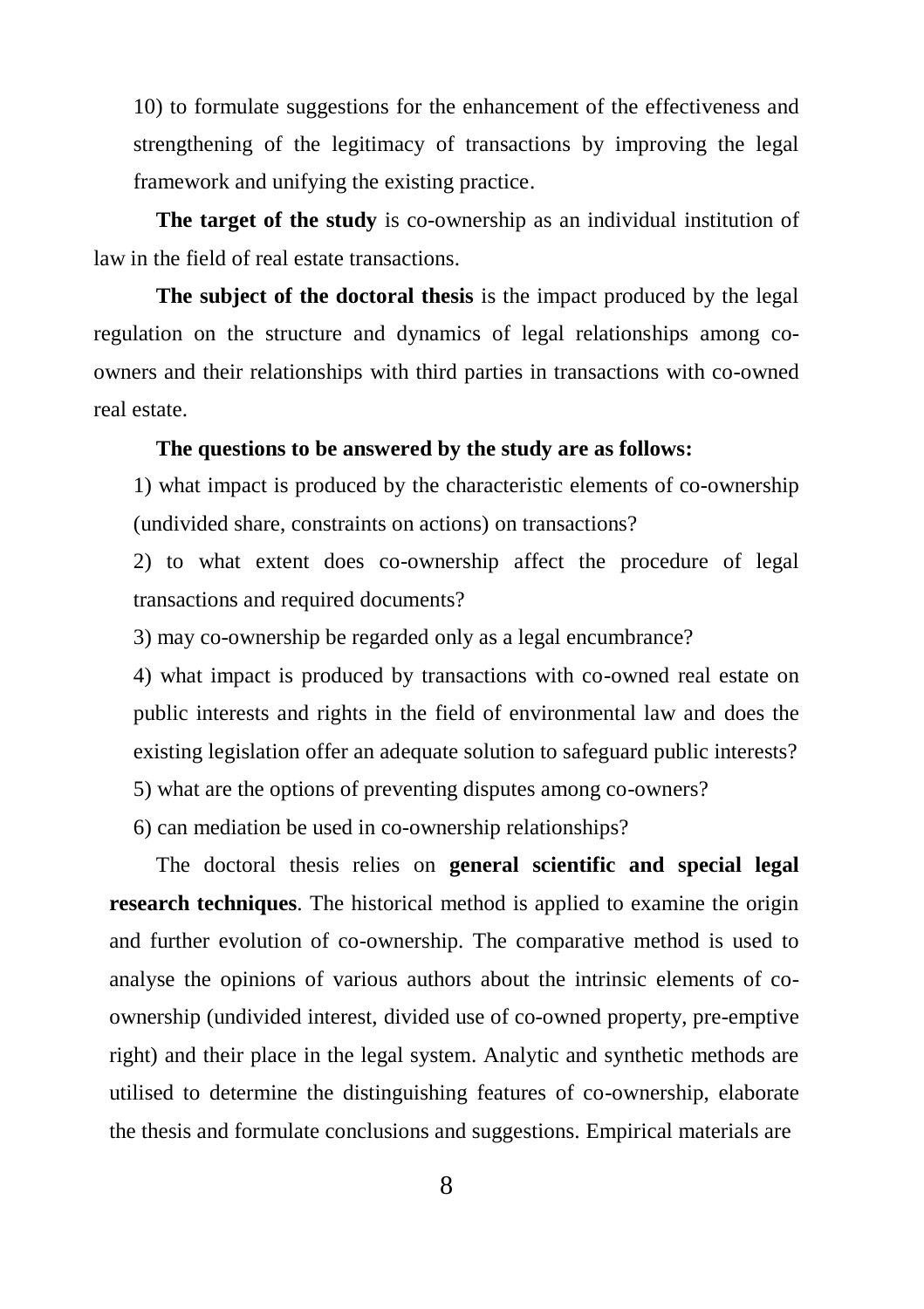10) to formulate suggestions for the enhancement of the effectiveness and strengthening of the legitimacy of transactions by improving the legal framework and unifying the existing practice.

**The target of the study** is co-ownership as an individual institution of law in the field of real estate transactions.

**The subject of the doctoral thesis** is the impact produced by the legal regulation on the structure and dynamics of legal relationships among co-owners and their relationships with third parties in transactions with co-owned real estate.

**The questions to be answered by the study are as follows:**

1) what impact is produced by the characteristic elements of co-ownership (undivided share, constraints on actions) on transactions?
2) to what extent does co-ownership affect the procedure of legal transactions and required documents?
3) may co-ownership be regarded only as a legal encumbrance?
4) what impact is produced by transactions with co-owned real estate on public interests and rights in the field of environmental law and does the existing legislation offer an adequate solution to safeguard public interests?
5) what are the options of preventing disputes among co-owners?
6) can mediation be used in co-ownership relationships?

The doctoral thesis relies on **general scientific and special legal research techniques**. The historical method is applied to examine the origin and further evolution of co-ownership. The comparative method is used to analyse the opinions of various authors about the intrinsic elements of co-ownership (undivided interest, divided use of co-owned property, pre-emptive right) and their place in the legal system. Analytic and synthetic methods are utilised to determine the distinguishing features of co-ownership, elaborate the thesis and formulate conclusions and suggestions. Empirical materials are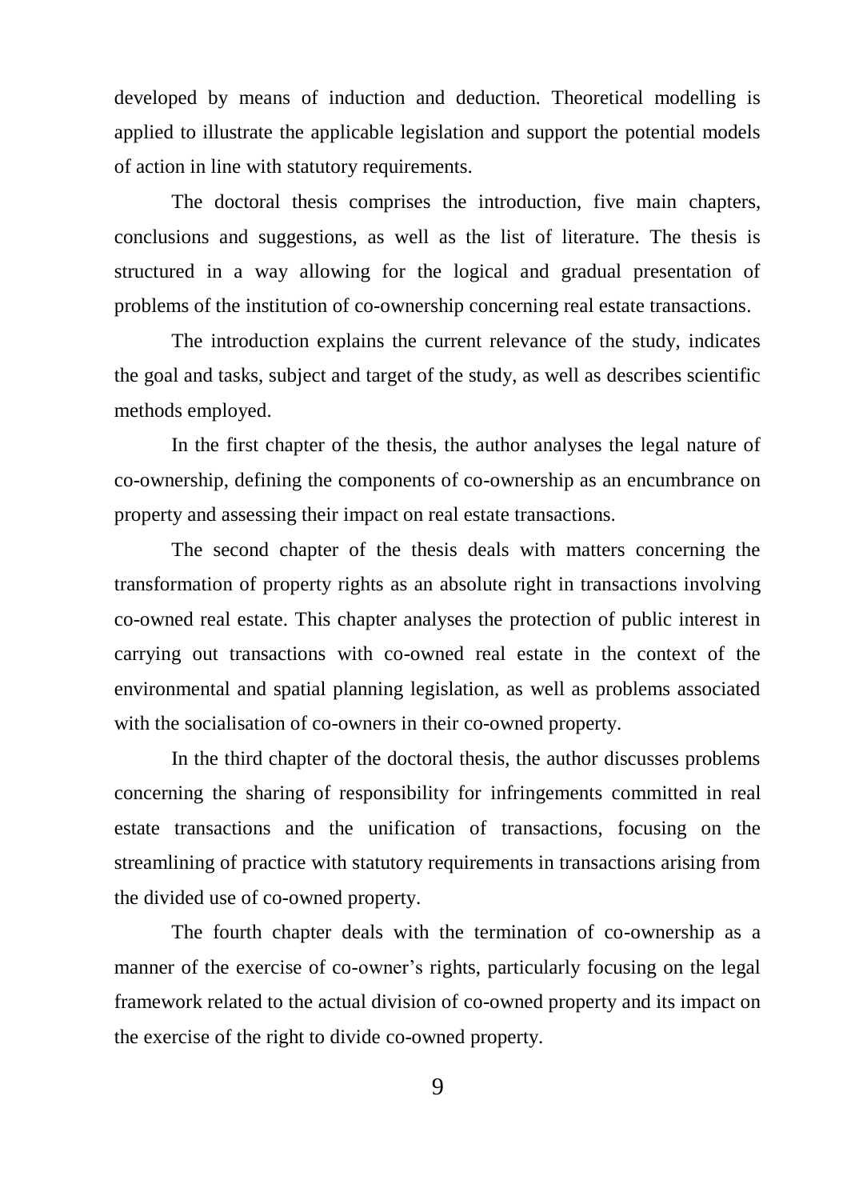developed by means of induction and deduction. Theoretical modelling is applied to illustrate the applicable legislation and support the potential models of action in line with statutory requirements.

The doctoral thesis comprises the introduction, five main chapters, conclusions and suggestions, as well as the list of literature. The thesis is structured in a way allowing for the logical and gradual presentation of problems of the institution of co-ownership concerning real estate transactions.

The introduction explains the current relevance of the study, indicates the goal and tasks, subject and target of the study, as well as describes scientific methods employed.

In the first chapter of the thesis, the author analyses the legal nature of co-ownership, defining the components of co-ownership as an encumbrance on property and assessing their impact on real estate transactions.

The second chapter of the thesis deals with matters concerning the transformation of property rights as an absolute right in transactions involving co-owned real estate. This chapter analyses the protection of public interest in carrying out transactions with co-owned real estate in the context of the environmental and spatial planning legislation, as well as problems associated with the socialisation of co-owners in their co-owned property.

In the third chapter of the doctoral thesis, the author discusses problems concerning the sharing of responsibility for infringements committed in real estate transactions and the unification of transactions, focusing on the streamlining of practice with statutory requirements in transactions arising from the divided use of co-owned property.

The fourth chapter deals with the termination of co-ownership as a manner of the exercise of co-owner's rights, particularly focusing on the legal framework related to the actual division of co-owned property and its impact on the exercise of the right to divide co-owned property.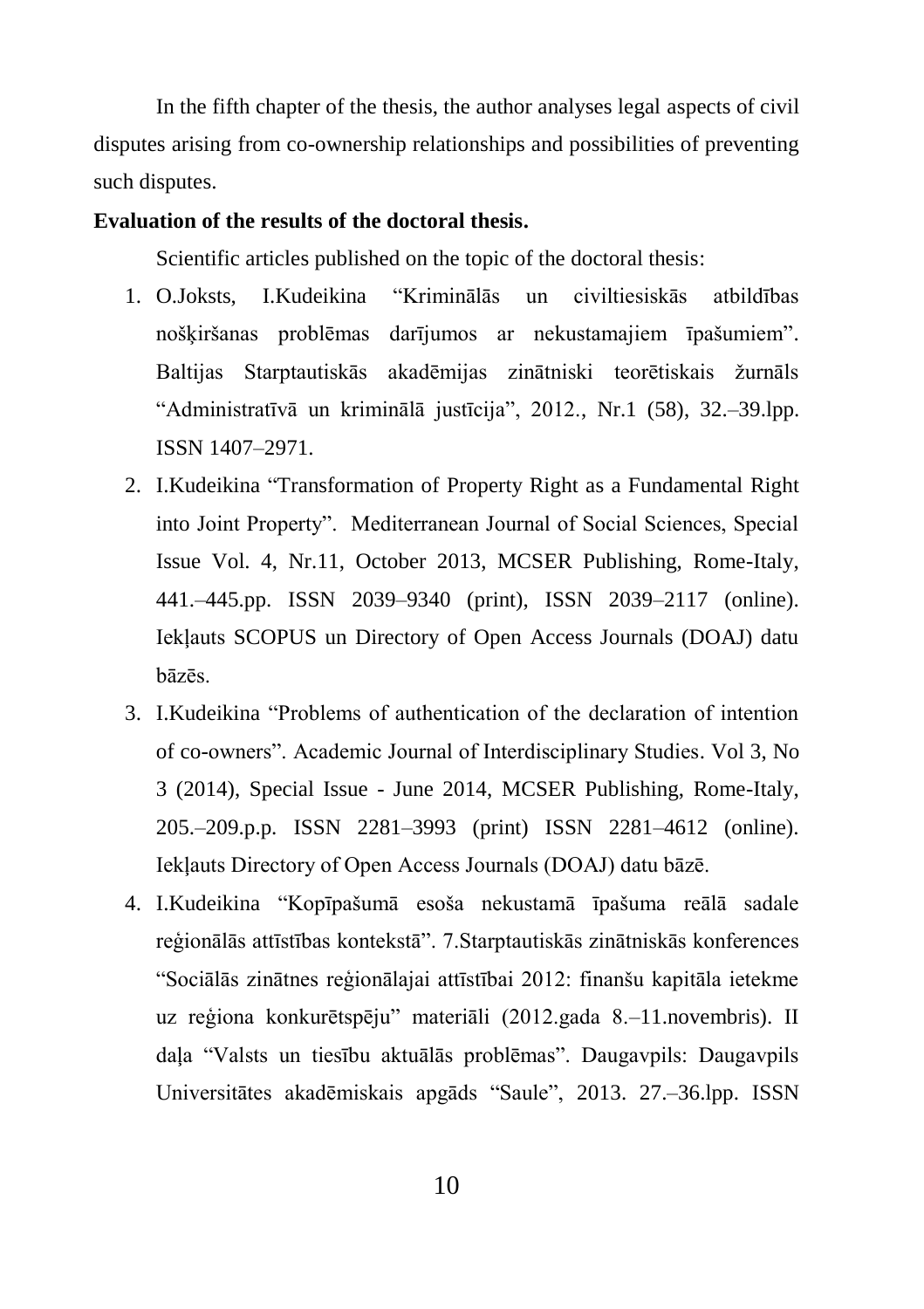In the fifth chapter of the thesis, the author analyses legal aspects of civil disputes arising from co-ownership relationships and possibilities of preventing such disputes.

**Evaluation of the results of the doctoral thesis.**

Scientific articles published on the topic of the doctoral thesis:

1. O.Joksts, I.Kudeikina "Kriminālās un civiltiesiskās atbildības nošķiršanas problēmas darījumos ar nekustamajiem īpašumiem". Baltijas Starptautiskās akadēmijas zinātniski teorētiskais žurnāls "Administratīvā un kriminālā justīcija", 2012., Nr.1 (58), 32.–39.lpp. ISSN 1407–2971.
2. I.Kudeikina "Transformation of Property Right as a Fundamental Right into Joint Property". Mediterranean Journal of Social Sciences, Special Issue Vol. 4, Nr.11, October 2013, MCSER Publishing, Rome-Italy, 441.–445.pp. ISSN 2039–9340 (print), ISSN 2039–2117 (online). Iekļauts SCOPUS un Directory of Open Access Journals (DOAJ) datu bāzēs.
3. I.Kudeikina "Problems of authentication of the declaration of intention of co-owners". Academic Journal of Interdisciplinary Studies. Vol 3, No 3 (2014), Special Issue - June 2014, MCSER Publishing, Rome-Italy, 205.–209.p.p. ISSN 2281–3993 (print) ISSN 2281–4612 (online). Iekļauts Directory of Open Access Journals (DOAJ) datu bāzē.
4. I.Kudeikina "Kopīpašumā esoša nekustamā īpašuma reālā sadale reģionālās attīstības kontekstā". 7.Starptautiskās zinātniskās konferences "Sociālās zinātnes reģionālajai attīstībai 2012: finanšu kapitāla ietekme uz reģiona konkurētspēju" materiāli (2012.gada 8.–11.novembris). II daļa "Valsts un tiesību aktuālās problēmas". Daugavpils: Daugavpils Universitātes akadēmiskais apgāds "Saule", 2013. 27.–36.lpp. ISSN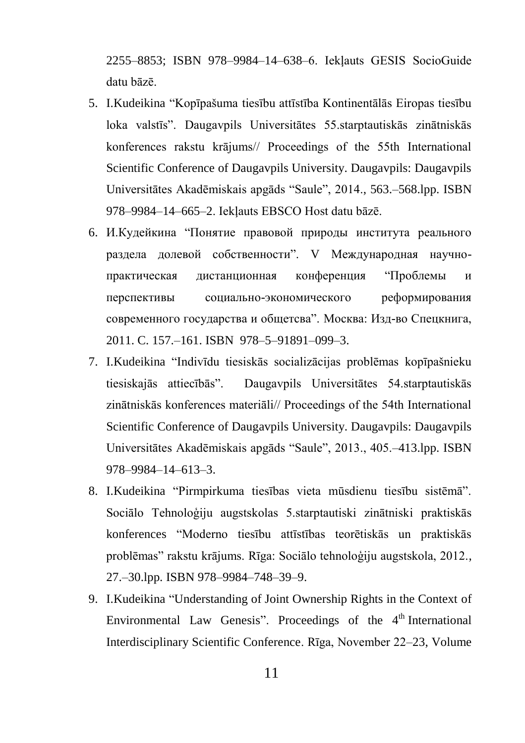2255–8853; ISBN 978–9984–14–638–6. Iekļauts GESIS SocioGuide datu bāzē.

5. I.Kudeikina "Kopīpašuma tiesību attīstība Kontinentālās Eiropas tiesību loka valstīs". Daugavpils Universitātes 55.starptautiskās zinātniskās konferences rakstu krājums// Proceedings of the 55th International Scientific Conference of Daugavpils University. Daugavpils: Daugavpils Universitātes Akadēmiskais apgāds "Saule", 2014., 563.–568.lpp. ISBN 978–9984–14–665–2. Iekļauts EBSCO Host datu bāzē.
6. И.Кудейкина "Понятие правовой природы института реального раздела долевой собственности". V Международная научно-практическая дистанционная конференция "Проблемы и перспективы социально-экономического реформирования современного государства и общетсва". Москва: Изд-во Спецкнига, 2011. С. 157.–161. ISBN 978–5–91891–099–3.
7. I.Kudeikina "Indivīdu tiesiskās socializācijas problēmas kopīpašnieku tiesiskajās attiecībās". Daugavpils Universitātes 54.starptautiskās zinātniskās konferences materiāli// Proceedings of the 54th International Scientific Conference of Daugavpils University. Daugavpils: Daugavpils Universitātes Akadēmiskais apgāds "Saule", 2013., 405.–413.lpp. ISBN 978–9984–14–613–3.
8. I.Kudeikina "Pirmpirkuma tiesības vieta mūsdienu tiesību sistēmā". Sociālo Tehnoloģiju augstskolas 5.starptautiski zinātniski praktiskās konferences "Moderno tiesību attīstības teorētiskās un praktiskās problēmas" rakstu krājums. Rīga: Sociālo tehnoloģiju augstskola, 2012., 27.–30.lpp. ISBN 978–9984–748–39–9.
9. I.Kudeikina "Understanding of Joint Ownership Rights in the Context of Environmental Law Genesis". Proceedings of the 4th International Interdisciplinary Scientific Conference. Rīga, November 22–23, Volume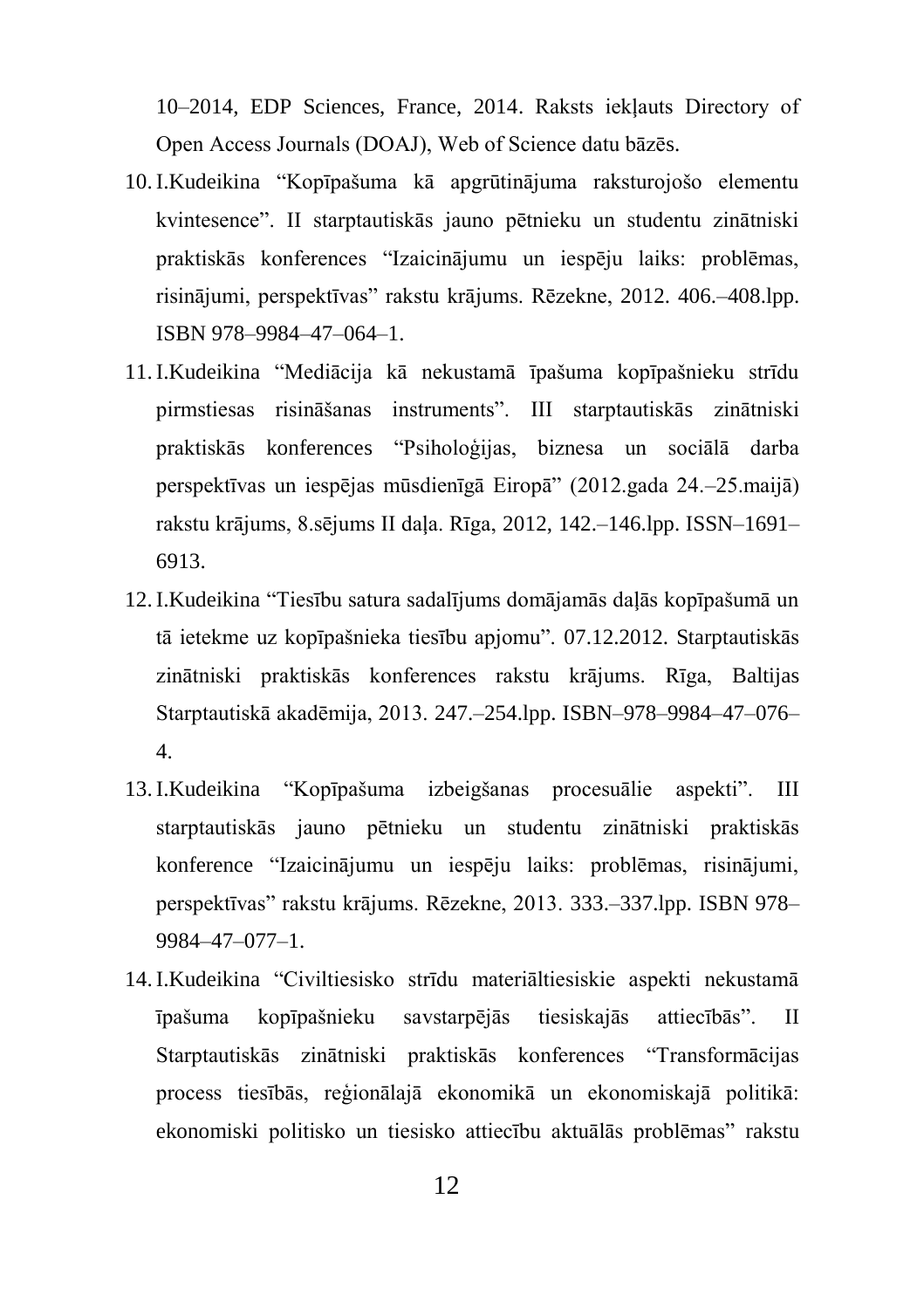10–2014, EDP Sciences, France, 2014. Raksts iekļauts Directory of Open Access Journals (DOAJ), Web of Science datu bāzēs.

10. I.Kudeikina "Kopīpašuma kā apgrūtinājuma raksturojošo elementu kvintesence". II starptautiskās jauno pētnieku un studentu zinātniski praktiskās konferences "Izaicinājumu un iespēju laiks: problēmas, risinājumi, perspektīvas" rakstu krājums. Rēzekne, 2012. 406.–408.lpp. ISBN 978–9984–47–064–1.
11. I.Kudeikina "Mediācija kā nekustamā īpašuma kopīpašnieku strīdu pirmstiesas risināšanas instruments". III starptautiskās zinātniski praktiskās konferences "Psiholoģijas, biznesa un sociālā darba perspektīvas un iespējas mūsdienīgā Eiropā" (2012.gada 24.–25.maijā) rakstu krājums, 8.sējums II daļa. Rīga, 2012, 142.–146.lpp. ISSN–1691–6913.
12. I.Kudeikina "Tiesību satura sadalījums domājamās daļās kopīpašumā un tā ietekme uz kopīpašnieka tiesību apjomu". 07.12.2012. Starptautiskās zinātniski praktiskās konferences rakstu krājums. Rīga, Baltijas Starptautiskā akadēmija, 2013. 247.–254.lpp. ISBN–978–9984–47–076–4.
13. I.Kudeikina "Kopīpašuma izbeigšanas procesuālie aspekti". III starptautiskās jauno pētnieku un studentu zinātniski praktiskās konference "Izaicinājumu un iespēju laiks: problēmas, risinājumi, perspektīvas" rakstu krājums. Rēzekne, 2013. 333.–337.lpp. ISBN 978–9984–47–077–1.
14. I.Kudeikina "Civiltiesisko strīdu materiāltiesiskie aspekti nekustamā īpašuma kopīpašnieku savstarpējās tiesiskajās attiecībās". II Starptautiskās zinātniski praktiskās konferences "Transformācijas process tiesībās, reģionālajā ekonomikā un ekonomiskajā politikā: ekonomiski politisko un tiesisko attiecību aktuālās problēmas" rakstu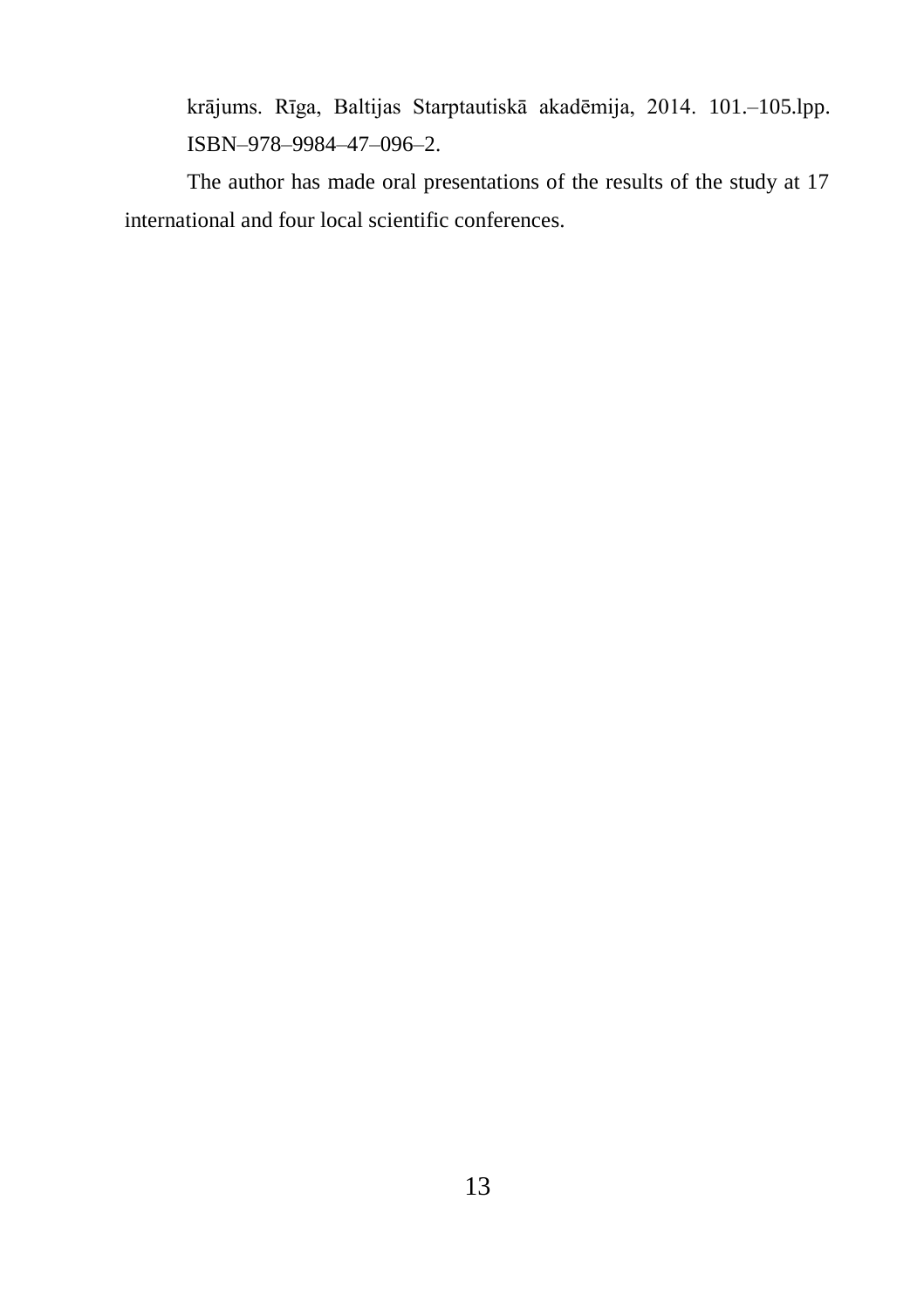krājums. Rīga, Baltijas Starptautiskā akadēmija, 2014. 101.–105.lpp. ISBN–978–9984–47–096–2.

The author has made oral presentations of the results of the study at 17 international and four local scientific conferences.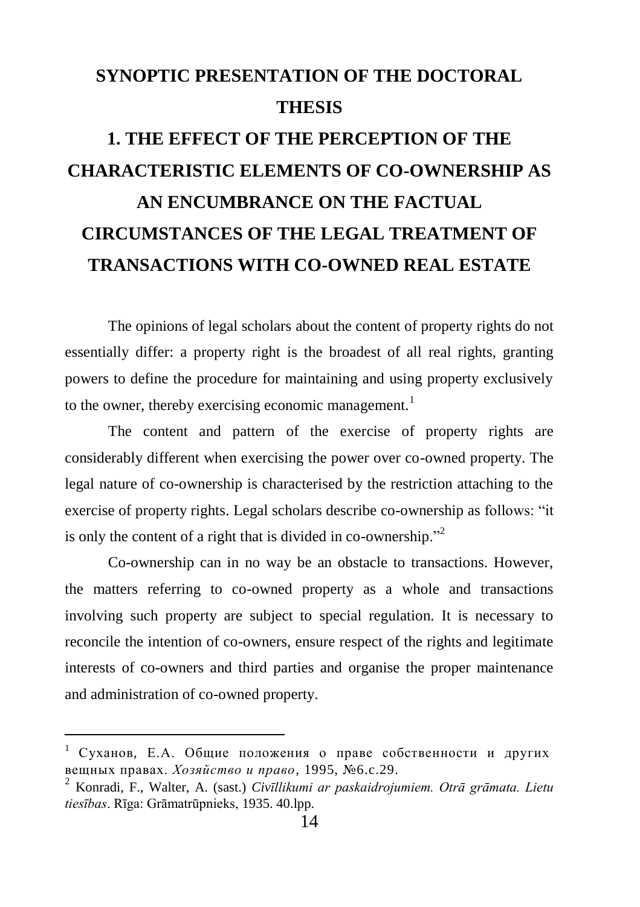# SYNOPTIC PRESENTATION OF THE DOCTORAL THESIS

## 1. THE EFFECT OF THE PERCEPTION OF THE CHARACTERISTIC ELEMENTS OF CO-OWNERSHIP AS AN ENCUMBRANCE ON THE FACTUAL CIRCUMSTANCES OF THE LEGAL TREATMENT OF TRANSACTIONS WITH CO-OWNED REAL ESTATE

The opinions of legal scholars about the content of property rights do not essentially differ: a property right is the broadest of all real rights, granting powers to define the procedure for maintaining and using property exclusively to the owner, thereby exercising economic management.[1]

The content and pattern of the exercise of property rights are considerably different when exercising the power over co-owned property. The legal nature of co-ownership is characterised by the restriction attaching to the exercise of property rights. Legal scholars describe co-ownership as follows: "it is only the content of a right that is divided in co-ownership."[2]

Co-ownership can in no way be an obstacle to transactions. However, the matters referring to co-owned property as a whole and transactions involving such property are subject to special regulation. It is necessary to reconcile the intention of co-owners, ensure respect of the rights and legitimate interests of co-owners and third parties and organise the proper maintenance and administration of co-owned property.

---

[1] Суханов, Е.А. Общие положения о праве собственности и других вещных правах. *Хозяйство и право*, 1995, №6.с.29.

[2] Konradi, F., Walter, A. (sast.) *Civīllikumi ar paskaidrojumiem. Otrā grāmata. Lietu tiesības*. Rīga: Grāmatrūpnieks, 1935. 40.lpp.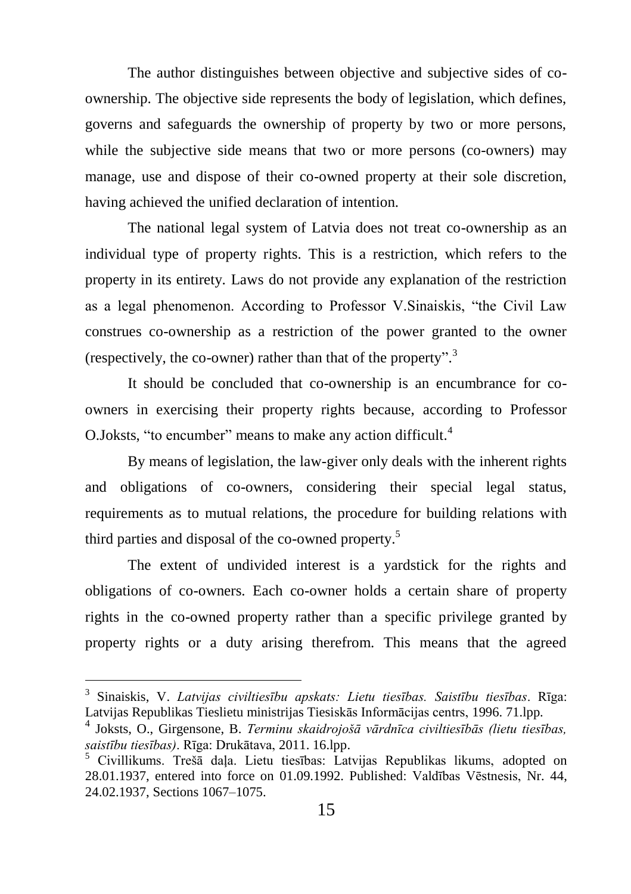The author distinguishes between objective and subjective sides of co-ownership. The objective side represents the body of legislation, which defines, governs and safeguards the ownership of property by two or more persons, while the subjective side means that two or more persons (co-owners) may manage, use and dispose of their co-owned property at their sole discretion, having achieved the unified declaration of intention.

The national legal system of Latvia does not treat co-ownership as an individual type of property rights. This is a restriction, which refers to the property in its entirety. Laws do not provide any explanation of the restriction as a legal phenomenon. According to Professor V.Sinaiskis, "the Civil Law construes co-ownership as a restriction of the power granted to the owner (respectively, the co-owner) rather than that of the property".[3]

It should be concluded that co-ownership is an encumbrance for co-owners in exercising their property rights because, according to Professor O.Joksts, "to encumber" means to make any action difficult.[4]

By means of legislation, the law-giver only deals with the inherent rights and obligations of co-owners, considering their special legal status, requirements as to mutual relations, the procedure for building relations with third parties and disposal of the co-owned property.[5]

The extent of undivided interest is a yardstick for the rights and obligations of co-owners. Each co-owner holds a certain share of property rights in the co-owned property rather than a specific privilege granted by property rights or a duty arising therefrom. This means that the agreed

---

[3] Sinaiskis, V. *Latvijas civiltiesību apskats: Lietu tiesības. Saistību tiesības*. Rīga: Latvijas Republikas Tieslietu ministrijas Tiesiskās Informācijas centrs, 1996. 71.lpp.

[4] Joksts, O., Girgensone, B. *Terminu skaidrojošā vārdnīca civiltiesībās (lietu tiesības, saistību tiesības)*. Rīga: Drukātava, 2011. 16.lpp.

[5] Civillikums. Trešā daļa. Lietu tiesības: Latvijas Republikas likums, adopted on 28.01.1937, entered into force on 01.09.1992. Published: Valdības Vēstnesis, Nr. 44, 24.02.1937, Sections 1067–1075.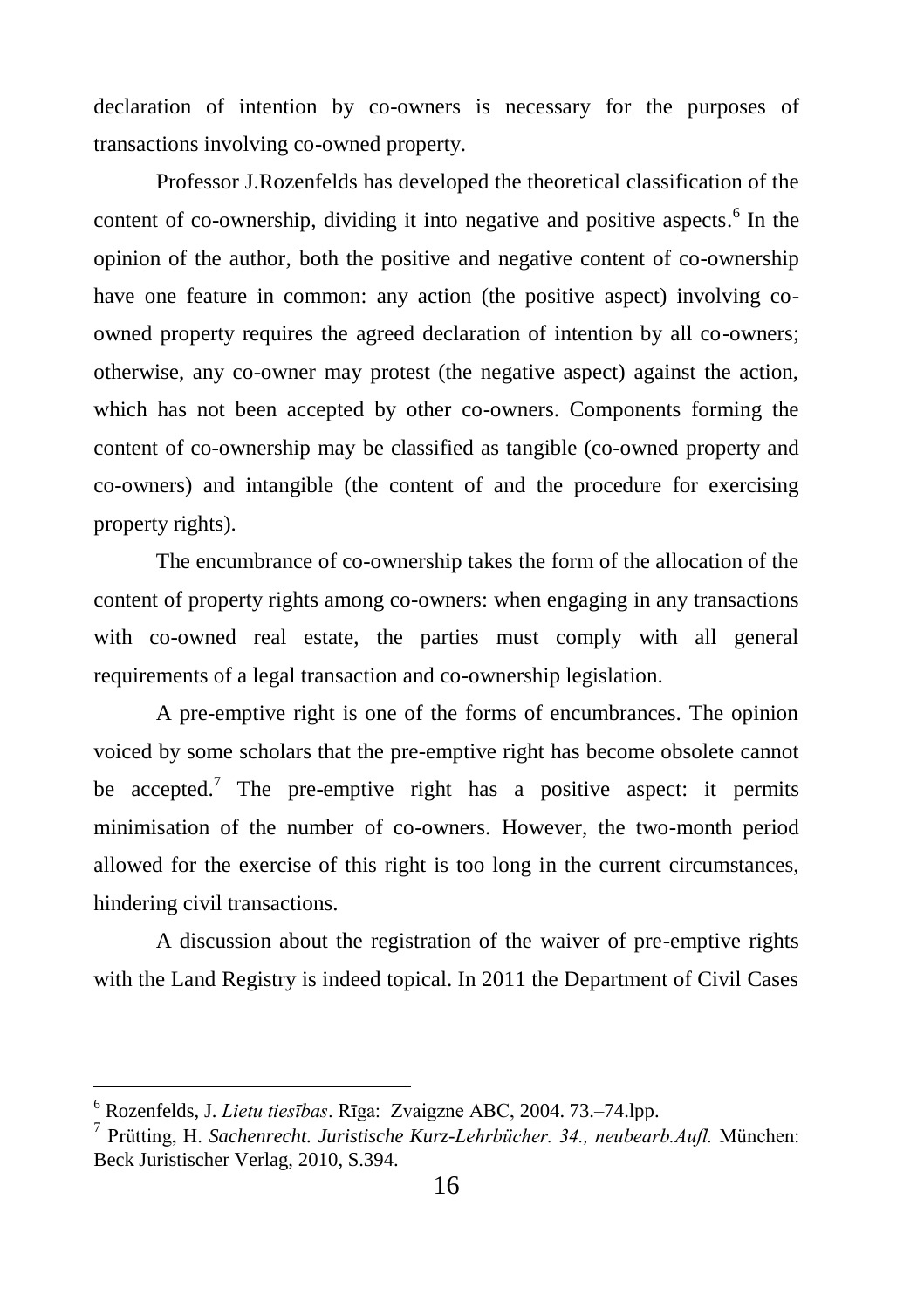declaration of intention by co-owners is necessary for the purposes of transactions involving co-owned property.

Professor J.Rozenfelds has developed the theoretical classification of the content of co-ownership, dividing it into negative and positive aspects.[6] In the opinion of the author, both the positive and negative content of co-ownership have one feature in common: any action (the positive aspect) involving co-owned property requires the agreed declaration of intention by all co-owners; otherwise, any co-owner may protest (the negative aspect) against the action, which has not been accepted by other co-owners. Components forming the content of co-ownership may be classified as tangible (co-owned property and co-owners) and intangible (the content of and the procedure for exercising property rights).

The encumbrance of co-ownership takes the form of the allocation of the content of property rights among co-owners: when engaging in any transactions with co-owned real estate, the parties must comply with all general requirements of a legal transaction and co-ownership legislation.

A pre-emptive right is one of the forms of encumbrances. The opinion voiced by some scholars that the pre-emptive right has become obsolete cannot be accepted.[7] The pre-emptive right has a positive aspect: it permits minimisation of the number of co-owners. However, the two-month period allowed for the exercise of this right is too long in the current circumstances, hindering civil transactions.

A discussion about the registration of the waiver of pre-emptive rights with the Land Registry is indeed topical. In 2011 the Department of Civil Cases

---

[6] Rozenfelds, J. *Lietu tiesības*. Rīga: Zvaigzne ABC, 2004. 73.–74.lpp.

[7] Prütting, H. *Sachenrecht. Juristische Kurz-Lehrbücher. 34., neubearb.Aufl.* München: Beck Juristischer Verlag, 2010, S.394.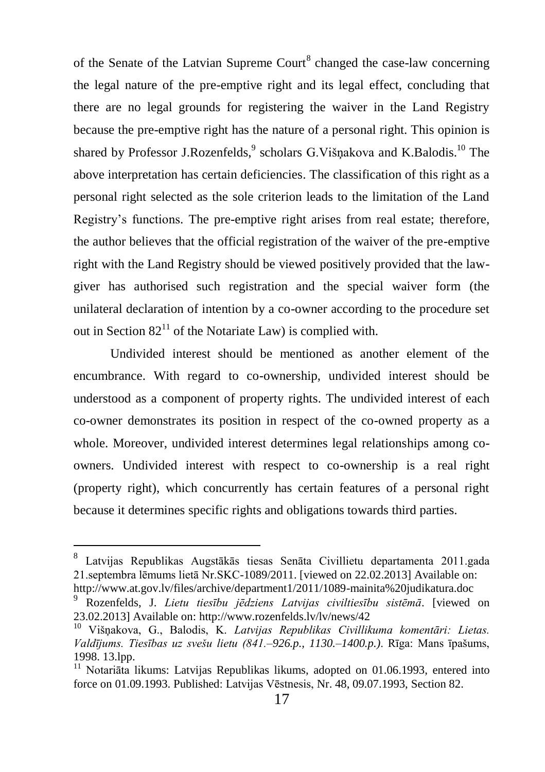of the Senate of the Latvian Supreme Court[8] changed the case-law concerning the legal nature of the pre-emptive right and its legal effect, concluding that there are no legal grounds for registering the waiver in the Land Registry because the pre-emptive right has the nature of a personal right. This opinion is shared by Professor J.Rozenfelds,[9] scholars G.Višņakova and K.Balodis.[10] The above interpretation has certain deficiencies. The classification of this right as a personal right selected as the sole criterion leads to the limitation of the Land Registry's functions. The pre-emptive right arises from real estate; therefore, the author believes that the official registration of the waiver of the pre-emptive right with the Land Registry should be viewed positively provided that the law-giver has authorised such registration and the special waiver form (the unilateral declaration of intention by a co-owner according to the procedure set out in Section 82[11] of the Notariate Law) is complied with.

Undivided interest should be mentioned as another element of the encumbrance. With regard to co-ownership, undivided interest should be understood as a component of property rights. The undivided interest of each co-owner demonstrates its position in respect of the co-owned property as a whole. Moreover, undivided interest determines legal relationships among co-owners. Undivided interest with respect to co-ownership is a real right (property right), which concurrently has certain features of a personal right because it determines specific rights and obligations towards third parties.

---

[8] Latvijas Republikas Augstākās tiesas Senāta Civillietu departamenta 2011.gada 21.septembra lēmums lietā Nr.SKC-1089/2011. [viewed on 22.02.2013] Available on: http://www.at.gov.lv/files/archive/department1/2011/1089-mainita%20judikatura.doc

[9] Rozenfelds, J. *Lietu tiesību jēdziens Latvijas civiltiesību sistēmā*. [viewed on 23.02.2013] Available on: http://www.rozenfelds.lv/lv/news/42

[10] Višņakova, G., Balodis, K. *Latvijas Republikas Civillikuma komentāri: Lietas. Valdījums. Tiesības uz svešu lietu (841.–926.p., 1130.–1400.p.)*. Rīga: Mans īpašums, 1998. 13.lpp.

[11] Notariāta likums: Latvijas Republikas likums, adopted on 01.06.1993, entered into force on 01.09.1993. Published: Latvijas Vēstnesis, Nr. 48, 09.07.1993, Section 82.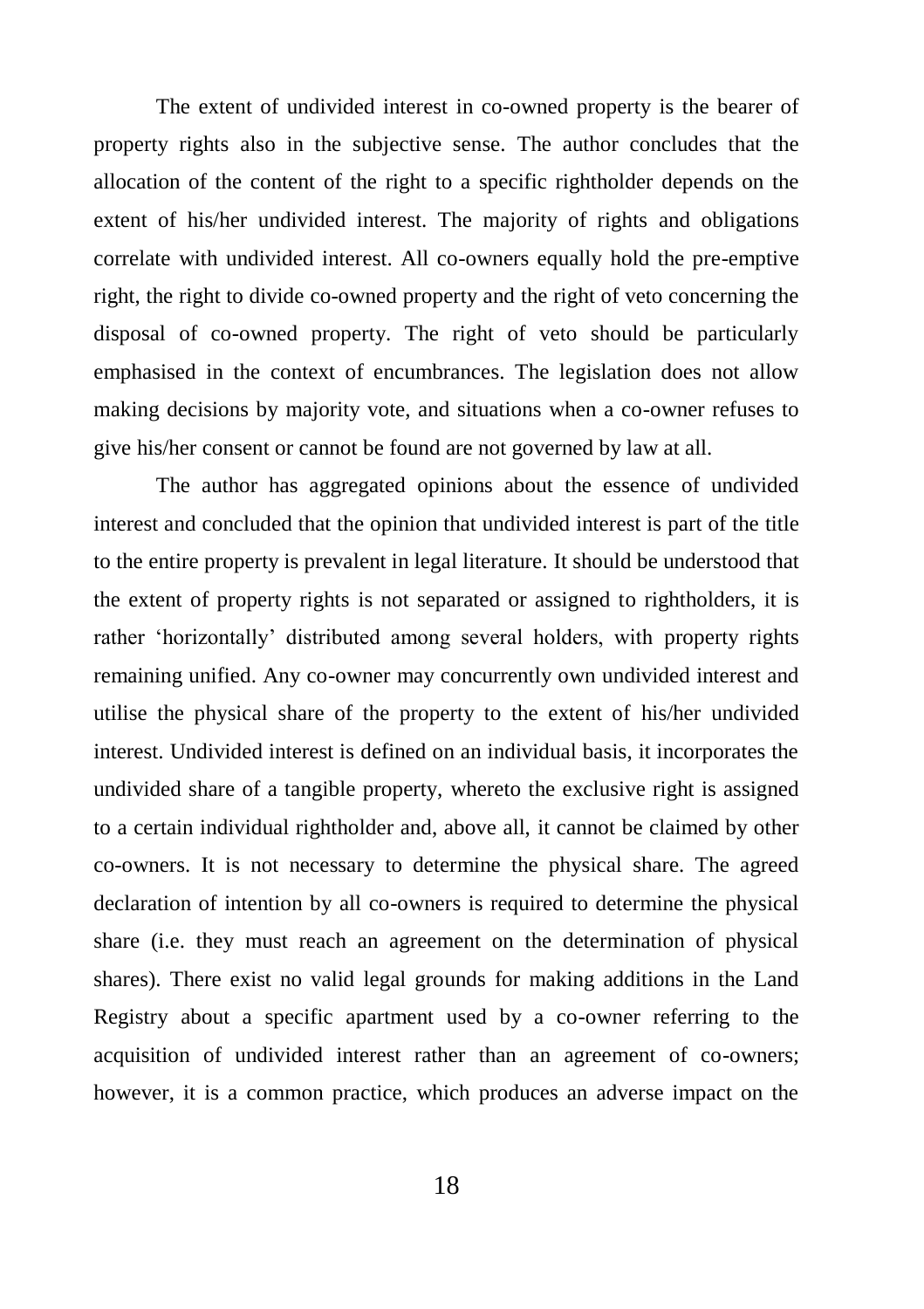The extent of undivided interest in co-owned property is the bearer of property rights also in the subjective sense. The author concludes that the allocation of the content of the right to a specific rightholder depends on the extent of his/her undivided interest. The majority of rights and obligations correlate with undivided interest. All co-owners equally hold the pre-emptive right, the right to divide co-owned property and the right of veto concerning the disposal of co-owned property. The right of veto should be particularly emphasised in the context of encumbrances. The legislation does not allow making decisions by majority vote, and situations when a co-owner refuses to give his/her consent or cannot be found are not governed by law at all.

The author has aggregated opinions about the essence of undivided interest and concluded that the opinion that undivided interest is part of the title to the entire property is prevalent in legal literature. It should be understood that the extent of property rights is not separated or assigned to rightholders, it is rather 'horizontally' distributed among several holders, with property rights remaining unified. Any co-owner may concurrently own undivided interest and utilise the physical share of the property to the extent of his/her undivided interest. Undivided interest is defined on an individual basis, it incorporates the undivided share of a tangible property, whereto the exclusive right is assigned to a certain individual rightholder and, above all, it cannot be claimed by other co-owners. It is not necessary to determine the physical share. The agreed declaration of intention by all co-owners is required to determine the physical share (i.e. they must reach an agreement on the determination of physical shares). There exist no valid legal grounds for making additions in the Land Registry about a specific apartment used by a co-owner referring to the acquisition of undivided interest rather than an agreement of co-owners; however, it is a common practice, which produces an adverse impact on the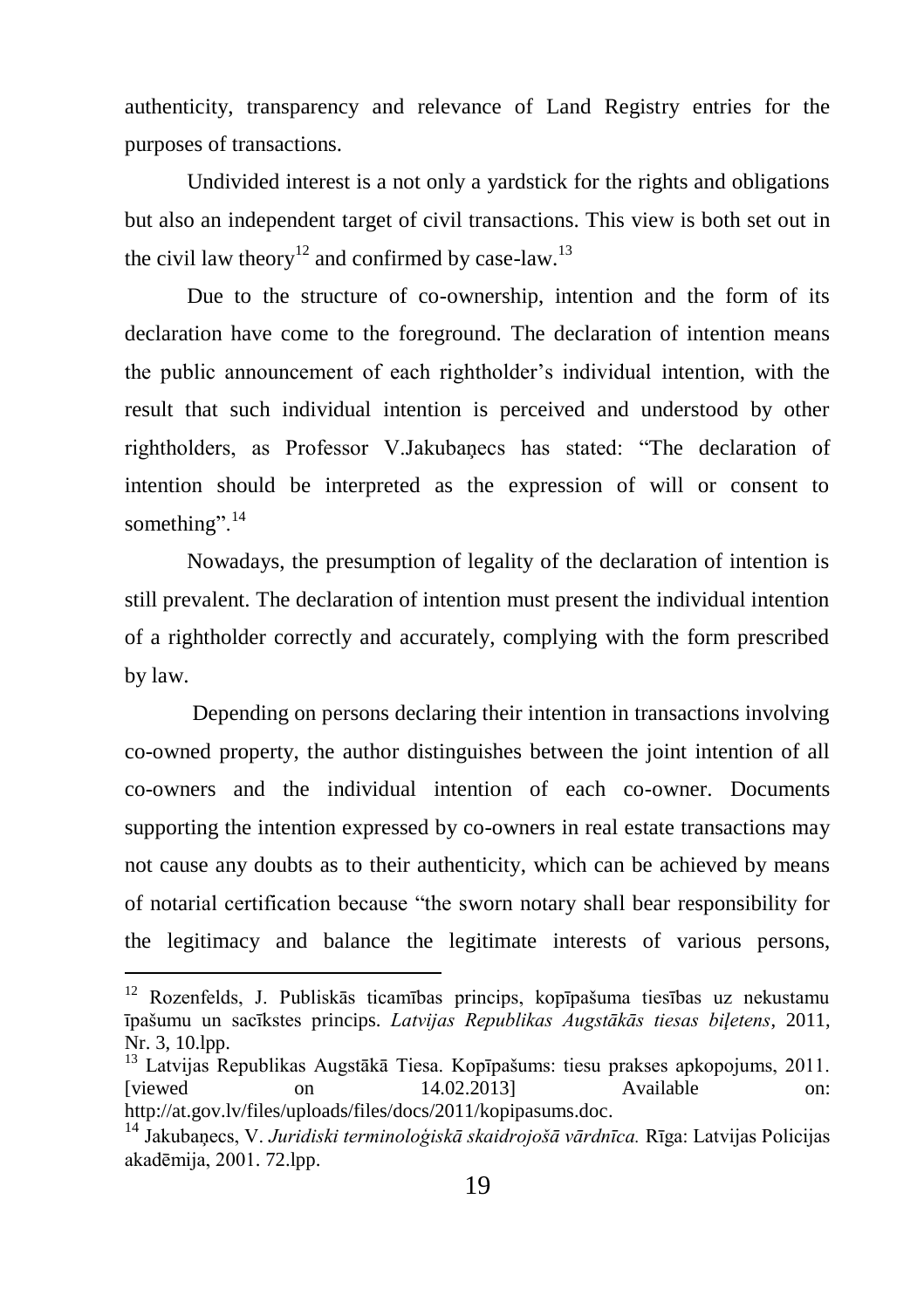authenticity, transparency and relevance of Land Registry entries for the purposes of transactions.

Undivided interest is a not only a yardstick for the rights and obligations but also an independent target of civil transactions. This view is both set out in the civil law theory[12] and confirmed by case-law.[13]

Due to the structure of co-ownership, intention and the form of its declaration have come to the foreground. The declaration of intention means the public announcement of each rightholder's individual intention, with the result that such individual intention is perceived and understood by other rightholders, as Professor V.Jakubaņecs has stated: "The declaration of intention should be interpreted as the expression of will or consent to something".[14]

Nowadays, the presumption of legality of the declaration of intention is still prevalent. The declaration of intention must present the individual intention of a rightholder correctly and accurately, complying with the form prescribed by law.

Depending on persons declaring their intention in transactions involving co-owned property, the author distinguishes between the joint intention of all co-owners and the individual intention of each co-owner. Documents supporting the intention expressed by co-owners in real estate transactions may not cause any doubts as to their authenticity, which can be achieved by means of notarial certification because "the sworn notary shall bear responsibility for the legitimacy and balance the legitimate interests of various persons,

---

[12] Rozenfelds, J. Publiskās ticamības princips, kopīpašuma tiesības uz nekustamu īpašumu un sacīkstes princips. *Latvijas Republikas Augstākās tiesas biļetens*, 2011, Nr. 3, 10.lpp.

[13] Latvijas Republikas Augstākā Tiesa. Kopīpašums: tiesu prakses apkopojums, 2011. [viewed on 14.02.2013] Available on: http://at.gov.lv/files/uploads/files/docs/2011/kopipasums.doc.

[14] Jakubaņecs, V. *Juridiski terminoloģiskā skaidrojošā vārdnīca.* Rīga: Latvijas Policijas akadēmija, 2001. 72.lpp.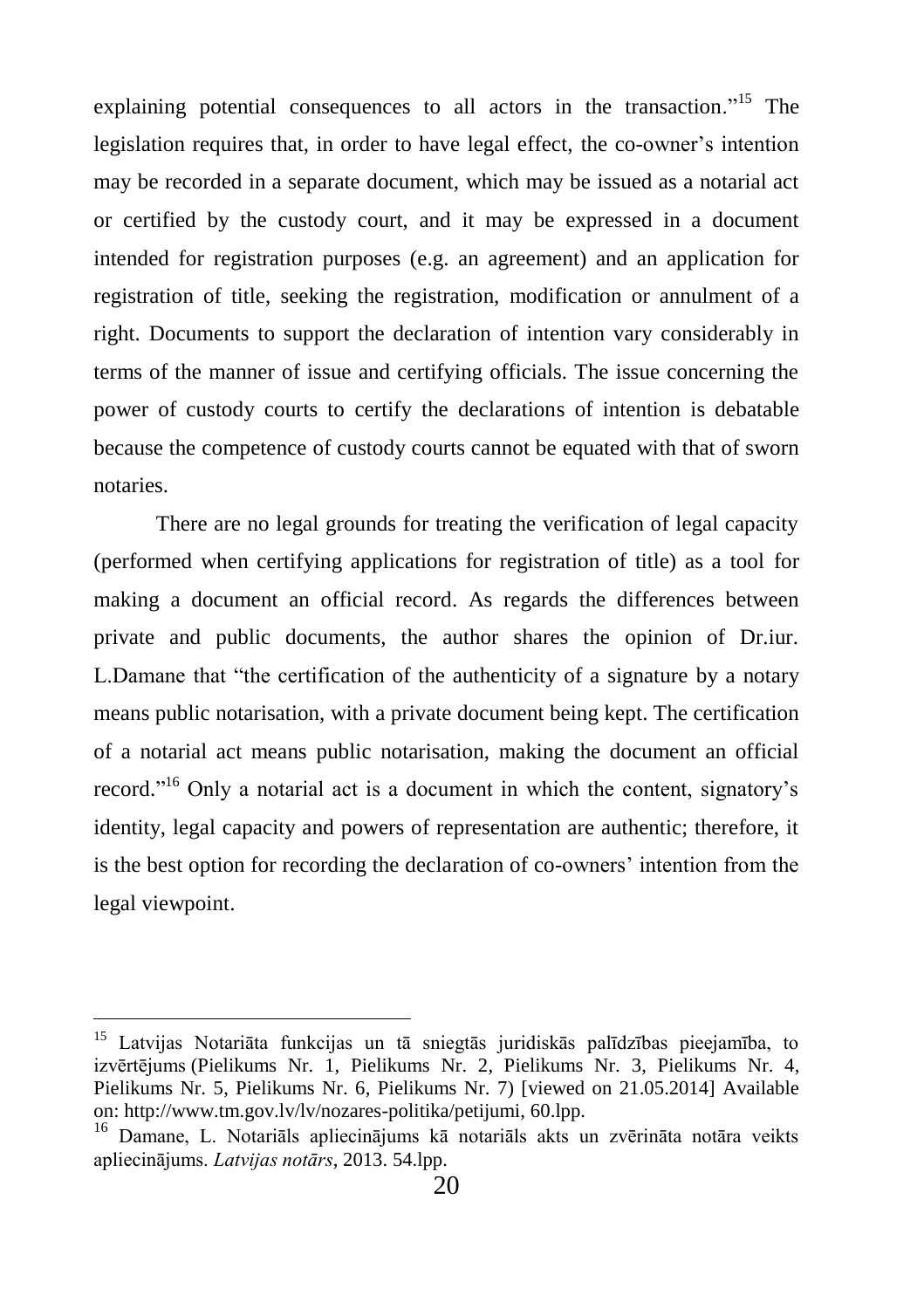explaining potential consequences to all actors in the transaction."[15] The legislation requires that, in order to have legal effect, the co-owner's intention may be recorded in a separate document, which may be issued as a notarial act or certified by the custody court, and it may be expressed in a document intended for registration purposes (e.g. an agreement) and an application for registration of title, seeking the registration, modification or annulment of a right. Documents to support the declaration of intention vary considerably in terms of the manner of issue and certifying officials. The issue concerning the power of custody courts to certify the declarations of intention is debatable because the competence of custody courts cannot be equated with that of sworn notaries.

There are no legal grounds for treating the verification of legal capacity (performed when certifying applications for registration of title) as a tool for making a document an official record. As regards the differences between private and public documents, the author shares the opinion of Dr.iur. L.Damane that "the certification of the authenticity of a signature by a notary means public notarisation, with a private document being kept. The certification of a notarial act means public notarisation, making the document an official record."[16] Only a notarial act is a document in which the content, signatory's identity, legal capacity and powers of representation are authentic; therefore, it is the best option for recording the declaration of co-owners' intention from the legal viewpoint.

---

[15] Latvijas Notariāta funkcijas un tā sniegtās juridiskās palīdzības pieejamība, to izvērtējums (Pielikums Nr. 1, Pielikums Nr. 2, Pielikums Nr. 3, Pielikums Nr. 4, Pielikums Nr. 5, Pielikums Nr. 6, Pielikums Nr. 7) [viewed on 21.05.2014] Available on: http://www.tm.gov.lv/lv/nozares-politika/petijumi, 60.lpp.

[16] Damane, L. Notariāls apliecinājums kā notariāls akts un zvērināta notāra veikts apliecinājums. *Latvijas notārs*, 2013. 54.lpp.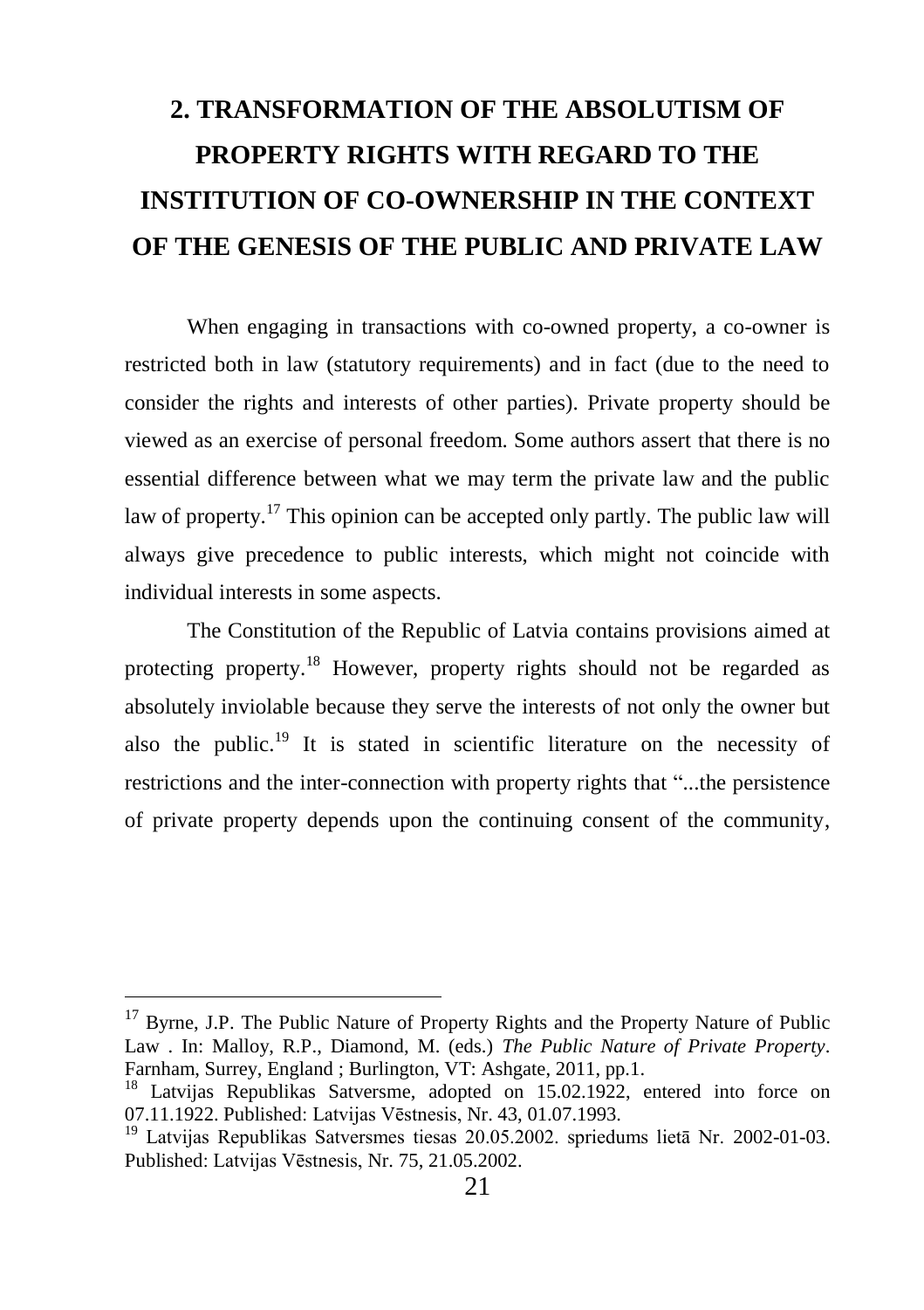# 2. TRANSFORMATION OF THE ABSOLUTISM OF PROPERTY RIGHTS WITH REGARD TO THE INSTITUTION OF CO-OWNERSHIP IN THE CONTEXT OF THE GENESIS OF THE PUBLIC AND PRIVATE LAW

When engaging in transactions with co-owned property, a co-owner is restricted both in law (statutory requirements) and in fact (due to the need to consider the rights and interests of other parties). Private property should be viewed as an exercise of personal freedom. Some authors assert that there is no essential difference between what we may term the private law and the public law of property.[17] This opinion can be accepted only partly. The public law will always give precedence to public interests, which might not coincide with individual interests in some aspects.

The Constitution of the Republic of Latvia contains provisions aimed at protecting property.[18] However, property rights should not be regarded as absolutely inviolable because they serve the interests of not only the owner but also the public.[19] It is stated in scientific literature on the necessity of restrictions and the inter-connection with property rights that "...the persistence of private property depends upon the continuing consent of the community,

---

[17] Byrne, J.P. The Public Nature of Property Rights and the Property Nature of Public Law . In: Malloy, R.P., Diamond, M. (eds.) *The Public Nature of Private Property*. Farnham, Surrey, England ; Burlington, VT: Ashgate, 2011, pp.1.

[18] Latvijas Republikas Satversme, adopted on 15.02.1922, entered into force on 07.11.1922. Published: Latvijas Vēstnesis, Nr. 43, 01.07.1993.

[19] Latvijas Republikas Satversmes tiesas 20.05.2002. spriedums lietā Nr. 2002-01-03. Published: Latvijas Vēstnesis, Nr. 75, 21.05.2002.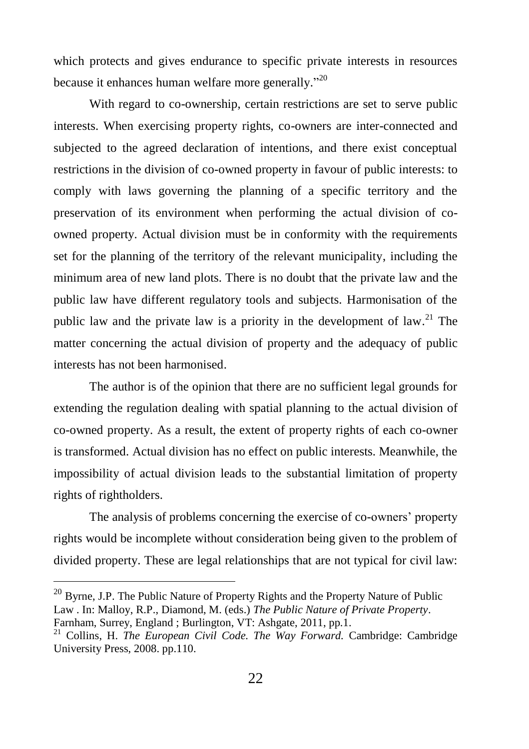which protects and gives endurance to specific private interests in resources because it enhances human welfare more generally."[20]

With regard to co-ownership, certain restrictions are set to serve public interests. When exercising property rights, co-owners are inter-connected and subjected to the agreed declaration of intentions, and there exist conceptual restrictions in the division of co-owned property in favour of public interests: to comply with laws governing the planning of a specific territory and the preservation of its environment when performing the actual division of co-owned property. Actual division must be in conformity with the requirements set for the planning of the territory of the relevant municipality, including the minimum area of new land plots. There is no doubt that the private law and the public law have different regulatory tools and subjects. Harmonisation of the public law and the private law is a priority in the development of law.[21] The matter concerning the actual division of property and the adequacy of public interests has not been harmonised.

The author is of the opinion that there are no sufficient legal grounds for extending the regulation dealing with spatial planning to the actual division of co-owned property. As a result, the extent of property rights of each co-owner is transformed. Actual division has no effect on public interests. Meanwhile, the impossibility of actual division leads to the substantial limitation of property rights of rightholders.

The analysis of problems concerning the exercise of co-owners' property rights would be incomplete without consideration being given to the problem of divided property. These are legal relationships that are not typical for civil law:

---

[20] Byrne, J.P. The Public Nature of Property Rights and the Property Nature of Public Law . In: Malloy, R.P., Diamond, M. (eds.) *The Public Nature of Private Property*. Farnham, Surrey, England ; Burlington, VT: Ashgate, 2011, pp.1.

[21] Collins, H. *The European Civil Code. The Way Forward.* Cambridge: Cambridge University Press, 2008. pp.110.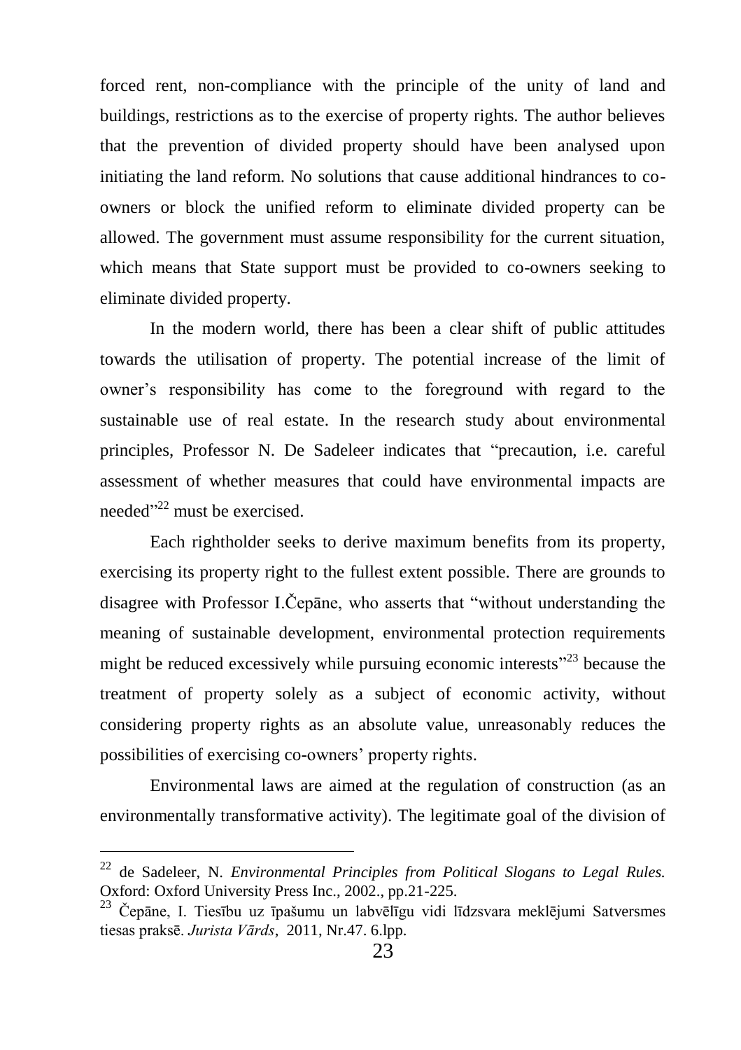forced rent, non-compliance with the principle of the unity of land and buildings, restrictions as to the exercise of property rights. The author believes that the prevention of divided property should have been analysed upon initiating the land reform. No solutions that cause additional hindrances to co-owners or block the unified reform to eliminate divided property can be allowed. The government must assume responsibility for the current situation, which means that State support must be provided to co-owners seeking to eliminate divided property.

In the modern world, there has been a clear shift of public attitudes towards the utilisation of property. The potential increase of the limit of owner's responsibility has come to the foreground with regard to the sustainable use of real estate. In the research study about environmental principles, Professor N. De Sadeleer indicates that "precaution, i.e. careful assessment of whether measures that could have environmental impacts are needed"[22] must be exercised.

Each rightholder seeks to derive maximum benefits from its property, exercising its property right to the fullest extent possible. There are grounds to disagree with Professor I.Čepāne, who asserts that "without understanding the meaning of sustainable development, environmental protection requirements might be reduced excessively while pursuing economic interests"[23] because the treatment of property solely as a subject of economic activity, without considering property rights as an absolute value, unreasonably reduces the possibilities of exercising co-owners' property rights.

Environmental laws are aimed at the regulation of construction (as an environmentally transformative activity). The legitimate goal of the division of

---

[22] de Sadeleer, N. *Environmental Principles from Political Slogans to Legal Rules.* Oxford: Oxford University Press Inc., 2002., pp.21-225.

[23] Čepāne, I. Tiesību uz īpašumu un labvēlīgu vidi līdzsvara meklējumi Satversmes tiesas praksē. *Jurista Vārds*, 2011, Nr.47. 6.lpp.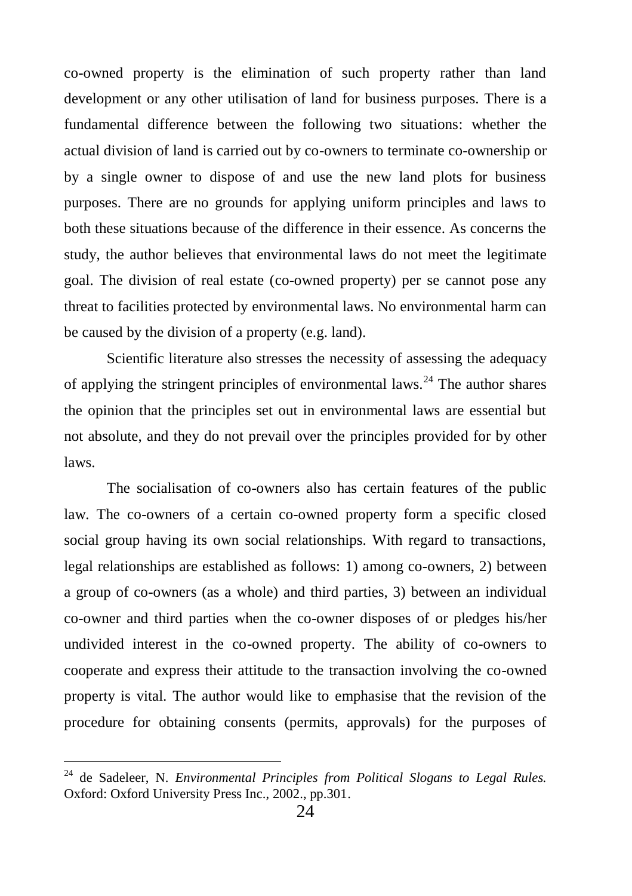co-owned property is the elimination of such property rather than land development or any other utilisation of land for business purposes. There is a fundamental difference between the following two situations: whether the actual division of land is carried out by co-owners to terminate co-ownership or by a single owner to dispose of and use the new land plots for business purposes. There are no grounds for applying uniform principles and laws to both these situations because of the difference in their essence. As concerns the study, the author believes that environmental laws do not meet the legitimate goal. The division of real estate (co-owned property) per se cannot pose any threat to facilities protected by environmental laws. No environmental harm can be caused by the division of a property (e.g. land).

Scientific literature also stresses the necessity of assessing the adequacy of applying the stringent principles of environmental laws.[24] The author shares the opinion that the principles set out in environmental laws are essential but not absolute, and they do not prevail over the principles provided for by other laws.

The socialisation of co-owners also has certain features of the public law. The co-owners of a certain co-owned property form a specific closed social group having its own social relationships. With regard to transactions, legal relationships are established as follows: 1) among co-owners, 2) between a group of co-owners (as a whole) and third parties, 3) between an individual co-owner and third parties when the co-owner disposes of or pledges his/her undivided interest in the co-owned property. The ability of co-owners to cooperate and express their attitude to the transaction involving the co-owned property is vital. The author would like to emphasise that the revision of the procedure for obtaining consents (permits, approvals) for the purposes of

---

[24] de Sadeleer, N. *Environmental Principles from Political Slogans to Legal Rules.* Oxford: Oxford University Press Inc., 2002., pp.301.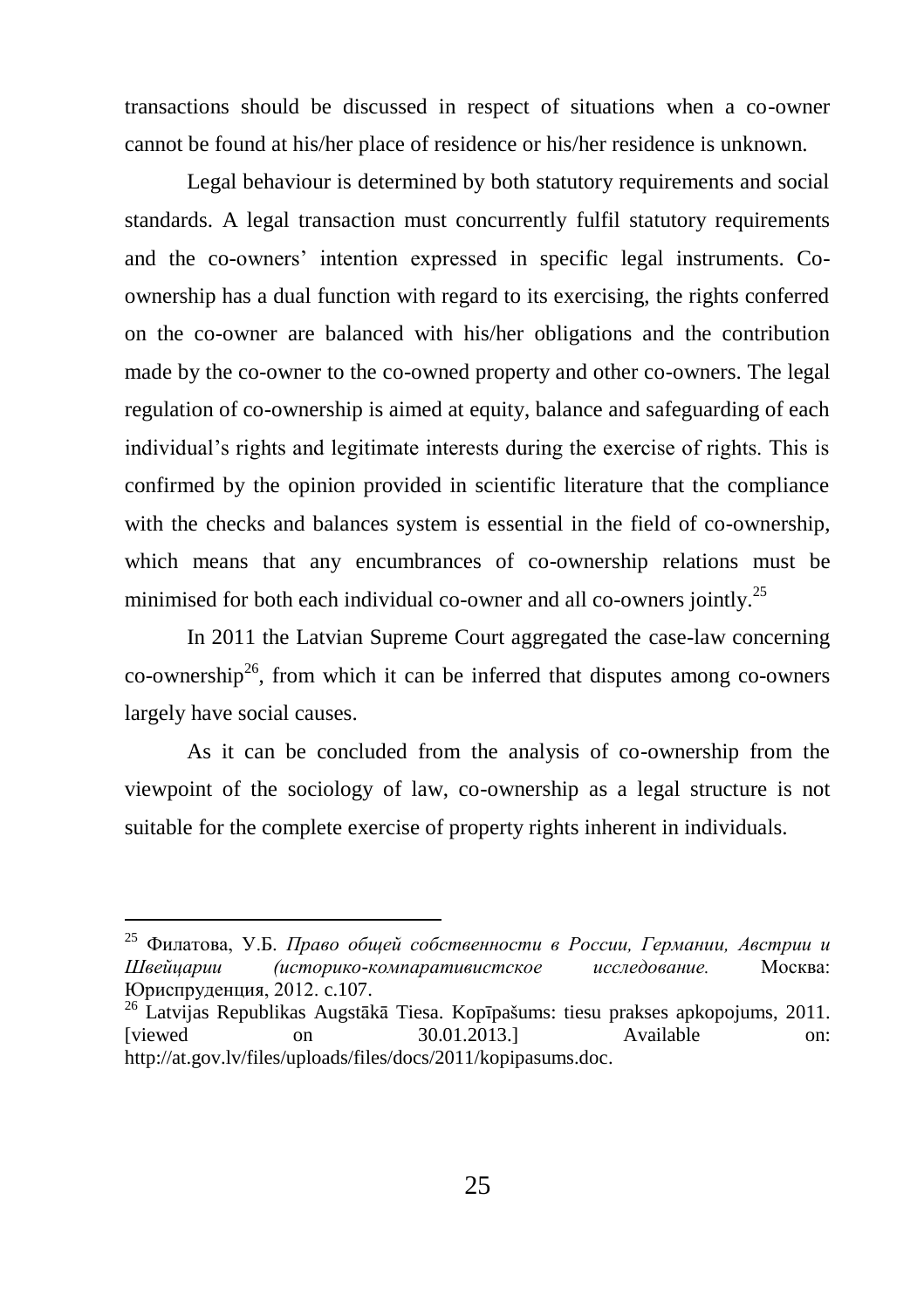transactions should be discussed in respect of situations when a co-owner cannot be found at his/her place of residence or his/her residence is unknown.

Legal behaviour is determined by both statutory requirements and social standards. A legal transaction must concurrently fulfil statutory requirements and the co-owners' intention expressed in specific legal instruments. Co-ownership has a dual function with regard to its exercising, the rights conferred on the co-owner are balanced with his/her obligations and the contribution made by the co-owner to the co-owned property and other co-owners. The legal regulation of co-ownership is aimed at equity, balance and safeguarding of each individual's rights and legitimate interests during the exercise of rights. This is confirmed by the opinion provided in scientific literature that the compliance with the checks and balances system is essential in the field of co-ownership, which means that any encumbrances of co-ownership relations must be minimised for both each individual co-owner and all co-owners jointly.[25]

In 2011 the Latvian Supreme Court aggregated the case-law concerning co-ownership[26], from which it can be inferred that disputes among co-owners largely have social causes.

As it can be concluded from the analysis of co-ownership from the viewpoint of the sociology of law, co-ownership as a legal structure is not suitable for the complete exercise of property rights inherent in individuals.

---

[25] Филатова, У.Б. *Право общей собственности в России, Германии, Австрии и Швейцарии (историко-компаративистское исследование.* Москва: Юриспруденция, 2012. с.107.

[26] Latvijas Republikas Augstākā Tiesa. Kopīpašums: tiesu prakses apkopojums, 2011. [viewed on 30.01.2013.] Available on: http://at.gov.lv/files/uploads/files/docs/2011/kopipasums.doc.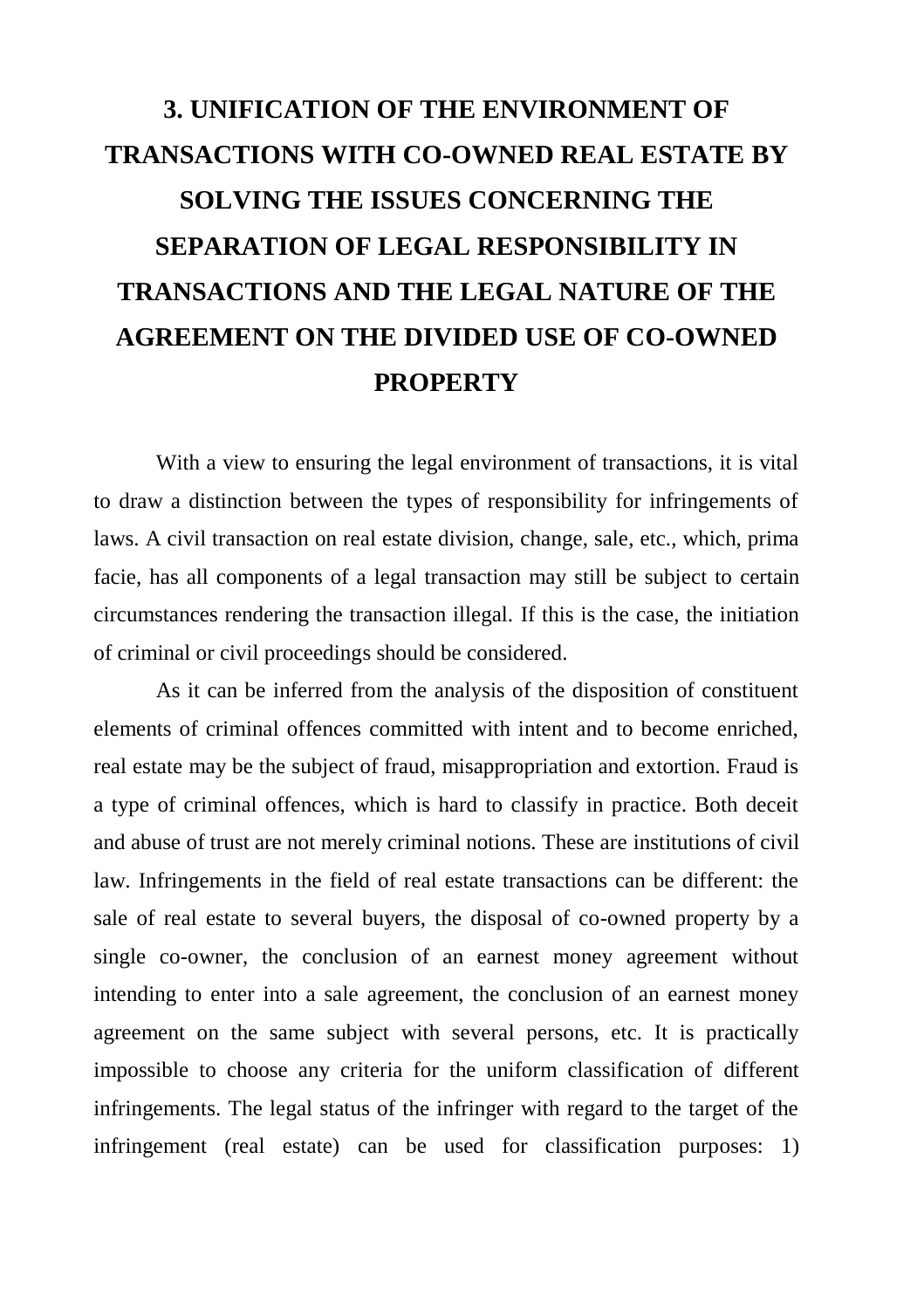# 3. UNIFICATION OF THE ENVIRONMENT OF TRANSACTIONS WITH CO-OWNED REAL ESTATE BY SOLVING THE ISSUES CONCERNING THE SEPARATION OF LEGAL RESPONSIBILITY IN TRANSACTIONS AND THE LEGAL NATURE OF THE AGREEMENT ON THE DIVIDED USE OF CO-OWNED PROPERTY

With a view to ensuring the legal environment of transactions, it is vital to draw a distinction between the types of responsibility for infringements of laws. A civil transaction on real estate division, change, sale, etc., which, prima facie, has all components of a legal transaction may still be subject to certain circumstances rendering the transaction illegal. If this is the case, the initiation of criminal or civil proceedings should be considered.

As it can be inferred from the analysis of the disposition of constituent elements of criminal offences committed with intent and to become enriched, real estate may be the subject of fraud, misappropriation and extortion. Fraud is a type of criminal offences, which is hard to classify in practice. Both deceit and abuse of trust are not merely criminal notions. These are institutions of civil law. Infringements in the field of real estate transactions can be different: the sale of real estate to several buyers, the disposal of co-owned property by a single co-owner, the conclusion of an earnest money agreement without intending to enter into a sale agreement, the conclusion of an earnest money agreement on the same subject with several persons, etc. It is practically impossible to choose any criteria for the uniform classification of different infringements. The legal status of the infringer with regard to the target of the infringement (real estate) can be used for classification purposes: 1)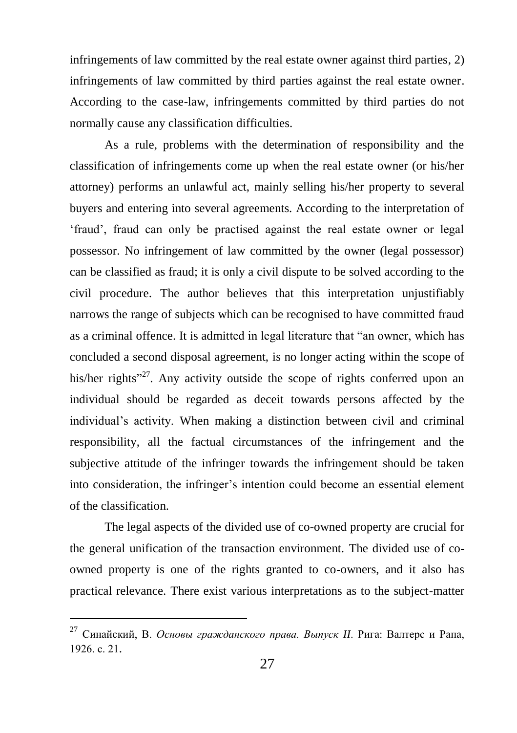infringements of law committed by the real estate owner against third parties, 2) infringements of law committed by third parties against the real estate owner. According to the case-law, infringements committed by third parties do not normally cause any classification difficulties.

As a rule, problems with the determination of responsibility and the classification of infringements come up when the real estate owner (or his/her attorney) performs an unlawful act, mainly selling his/her property to several buyers and entering into several agreements. According to the interpretation of 'fraud', fraud can only be practised against the real estate owner or legal possessor. No infringement of law committed by the owner (legal possessor) can be classified as fraud; it is only a civil dispute to be solved according to the civil procedure. The author believes that this interpretation unjustifiably narrows the range of subjects which can be recognised to have committed fraud as a criminal offence. It is admitted in legal literature that "an owner, which has concluded a second disposal agreement, is no longer acting within the scope of his/her rights"[27]. Any activity outside the scope of rights conferred upon an individual should be regarded as deceit towards persons affected by the individual's activity. When making a distinction between civil and criminal responsibility, all the factual circumstances of the infringement and the subjective attitude of the infringer towards the infringement should be taken into consideration, the infringer's intention could become an essential element of the classification.

The legal aspects of the divided use of co-owned property are crucial for the general unification of the transaction environment. The divided use of co-owned property is one of the rights granted to co-owners, and it also has practical relevance. There exist various interpretations as to the subject-matter

---

[27] Синайский, В. *Основы гражданского права. Выпуск II*. Рига: Валтерс и Рапа, 1926. с. 21.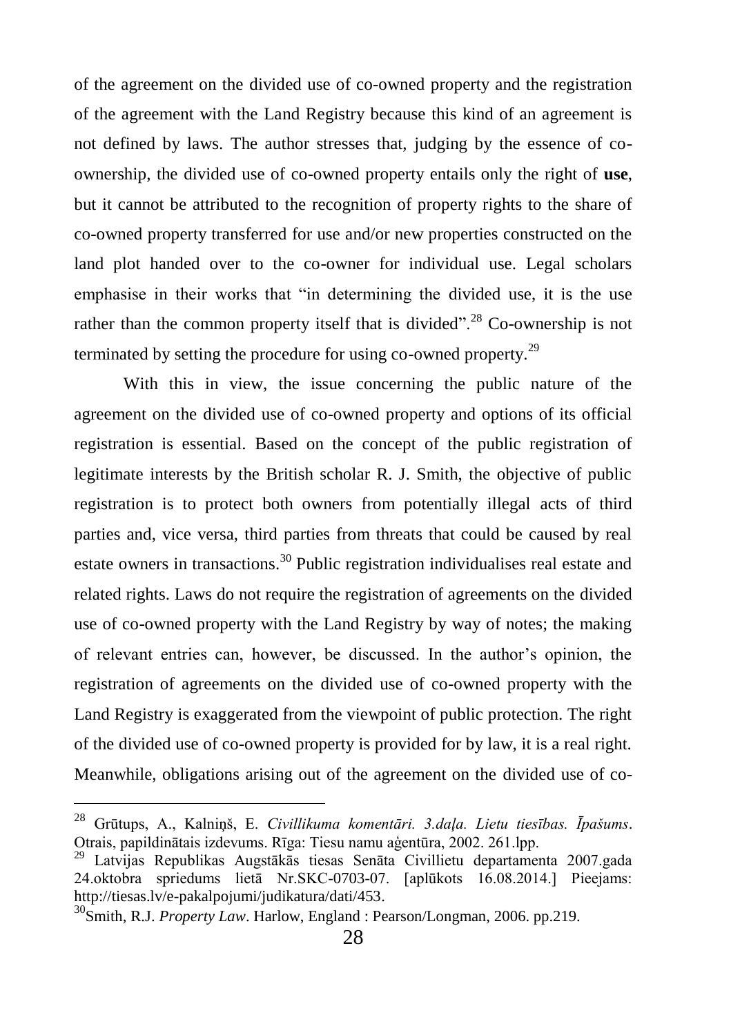of the agreement on the divided use of co-owned property and the registration of the agreement with the Land Registry because this kind of an agreement is not defined by laws. The author stresses that, judging by the essence of co-ownership, the divided use of co-owned property entails only the right of **use**, but it cannot be attributed to the recognition of property rights to the share of co-owned property transferred for use and/or new properties constructed on the land plot handed over to the co-owner for individual use. Legal scholars emphasise in their works that "in determining the divided use, it is the use rather than the common property itself that is divided".[28] Co-ownership is not terminated by setting the procedure for using co-owned property.[29]

With this in view, the issue concerning the public nature of the agreement on the divided use of co-owned property and options of its official registration is essential. Based on the concept of the public registration of legitimate interests by the British scholar R. J. Smith, the objective of public registration is to protect both owners from potentially illegal acts of third parties and, vice versa, third parties from threats that could be caused by real estate owners in transactions.[30] Public registration individualises real estate and related rights. Laws do not require the registration of agreements on the divided use of co-owned property with the Land Registry by way of notes; the making of relevant entries can, however, be discussed. In the author's opinion, the registration of agreements on the divided use of co-owned property with the Land Registry is exaggerated from the viewpoint of public protection. The right of the divided use of co-owned property is provided for by law, it is a real right. Meanwhile, obligations arising out of the agreement on the divided use of co-

---

[28] Grūtups, A., Kalniņš, E. *Civillikuma komentāri. 3.daļa. Lietu tiesības. Īpašums*. Otrais, papildinātais izdevums. Rīga: Tiesu namu aģentūra, 2002. 261.lpp.

[29] Latvijas Republikas Augstākās tiesas Senāta Civillietu departamenta 2007.gada 24.oktobra spriedums lietā Nr.SKC-0703-07. [aplūkots 16.08.2014.] Pieejams: http://tiesas.lv/e-pakalpojumi/judikatura/dati/453.

[30] Smith, R.J. *Property Law*. Harlow, England : Pearson/Longman, 2006. pp.219.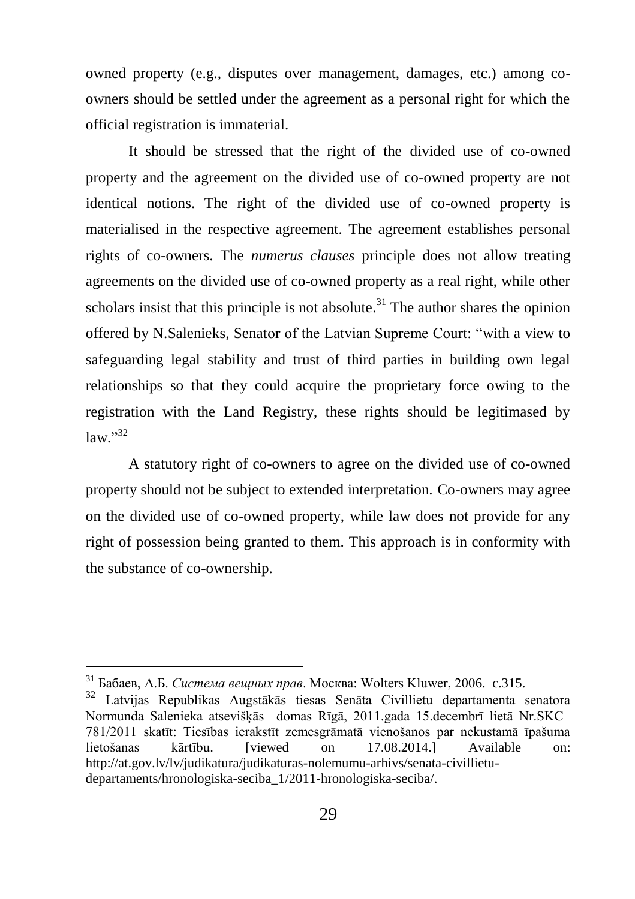owned property (e.g., disputes over management, damages, etc.) among co-owners should be settled under the agreement as a personal right for which the official registration is immaterial.

It should be stressed that the right of the divided use of co-owned property and the agreement on the divided use of co-owned property are not identical notions. The right of the divided use of co-owned property is materialised in the respective agreement. The agreement establishes personal rights of co-owners. The *numerus clauses* principle does not allow treating agreements on the divided use of co-owned property as a real right, while other scholars insist that this principle is not absolute.[31] The author shares the opinion offered by N.Salenieks, Senator of the Latvian Supreme Court: "with a view to safeguarding legal stability and trust of third parties in building own legal relationships so that they could acquire the proprietary force owing to the registration with the Land Registry, these rights should be legitimased by law."[32]

A statutory right of co-owners to agree on the divided use of co-owned property should not be subject to extended interpretation. Co-owners may agree on the divided use of co-owned property, while law does not provide for any right of possession being granted to them. This approach is in conformity with the substance of co-ownership.

---

[31] Бабаев, А.Б. *Система вещных прав*. Москва: Wolters Kluwer, 2006. c.315.

[32] Latvijas Republikas Augstākās tiesas Senāta Civillietu departamenta senatora Normunda Salenieka atsevišķās domas Rīgā, 2011.gada 15.decembrī lietā Nr.SKC–781/2011 skatīt: Tiesības ierakstīt zemesgrāmatā vienošanos par nekustamā īpašuma lietošanas kārtību. [viewed on 17.08.2014.] Available on: http://at.gov.lv/lv/judikatura/judikaturas-nolemumu-arhivs/senata-civillietu-departaments/hronologiska-seciba_1/2011-hronologiska-seciba/.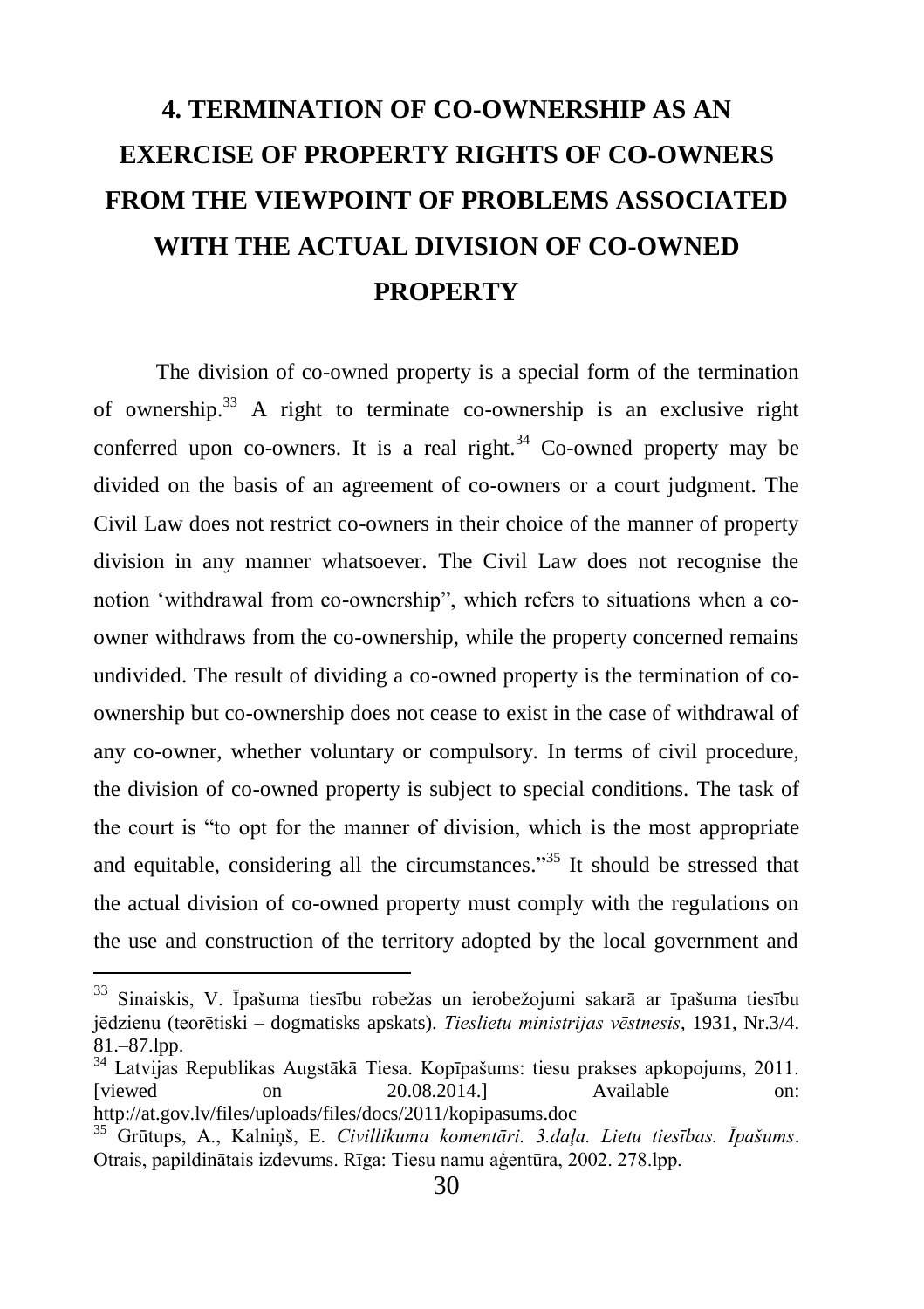# 4. TERMINATION OF CO-OWNERSHIP AS AN EXERCISE OF PROPERTY RIGHTS OF CO-OWNERS FROM THE VIEWPOINT OF PROBLEMS ASSOCIATED WITH THE ACTUAL DIVISION OF CO-OWNED PROPERTY

The division of co-owned property is a special form of the termination of ownership.[33] A right to terminate co-ownership is an exclusive right conferred upon co-owners. It is a real right.[34] Co-owned property may be divided on the basis of an agreement of co-owners or a court judgment. The Civil Law does not restrict co-owners in their choice of the manner of property division in any manner whatsoever. The Civil Law does not recognise the notion 'withdrawal from co-ownership", which refers to situations when a co-owner withdraws from the co-ownership, while the property concerned remains undivided. The result of dividing a co-owned property is the termination of co-ownership but co-ownership does not cease to exist in the case of withdrawal of any co-owner, whether voluntary or compulsory. In terms of civil procedure, the division of co-owned property is subject to special conditions. The task of the court is "to opt for the manner of division, which is the most appropriate and equitable, considering all the circumstances."[35] It should be stressed that the actual division of co-owned property must comply with the regulations on the use and construction of the territory adopted by the local government and

---

[33] Sinaiskis, V. Īpašuma tiesību robežas un ierobežojumi sakarā ar īpašuma tiesību jēdzienu (teorētiski – dogmatisks apskats). *Tieslietu ministrijas vēstnesis*, 1931, Nr.3/4. 81.–87.lpp.

[34] Latvijas Republikas Augstākā Tiesa. Kopīpašums: tiesu prakses apkopojums, 2011. [viewed on 20.08.2014.] Available on: http://at.gov.lv/files/uploads/files/docs/2011/kopipasums.doc

[35] Grūtups, A., Kalniņš, E. *Civillikuma komentāri. 3.daļa. Lietu tiesības. Īpašums*. Otrais, papildinātais izdevums. Rīga: Tiesu namu aģentūra, 2002. 278.lpp.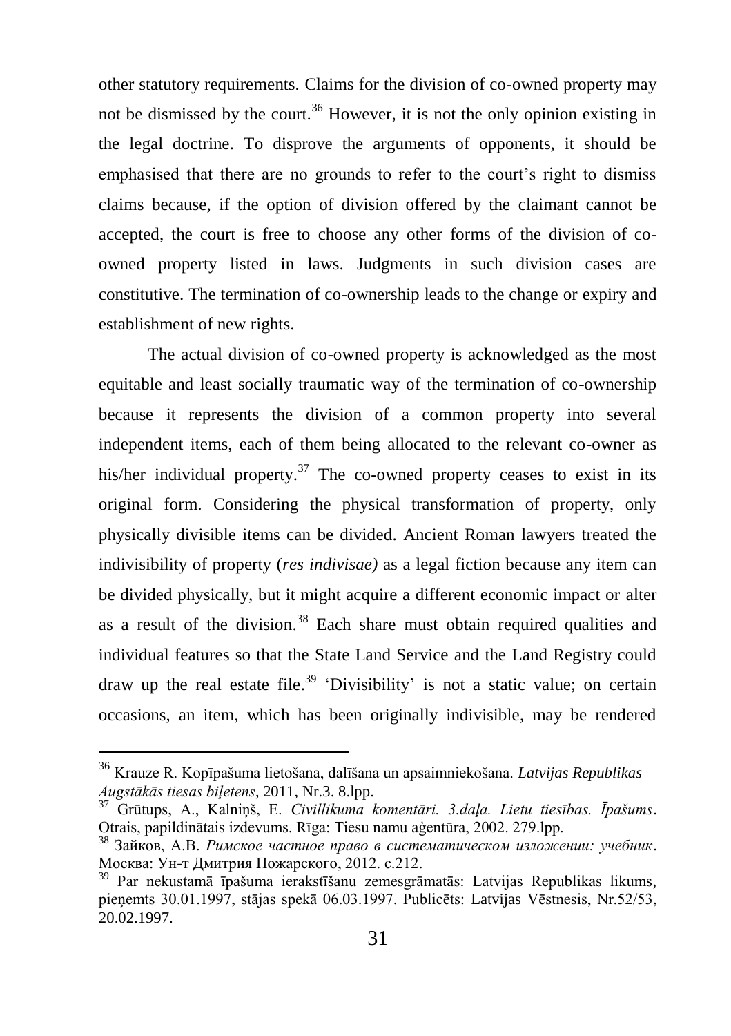other statutory requirements. Claims for the division of co-owned property may not be dismissed by the court.[36] However, it is not the only opinion existing in the legal doctrine. To disprove the arguments of opponents, it should be emphasised that there are no grounds to refer to the court's right to dismiss claims because, if the option of division offered by the claimant cannot be accepted, the court is free to choose any other forms of the division of co-owned property listed in laws. Judgments in such division cases are constitutive. The termination of co-ownership leads to the change or expiry and establishment of new rights.

The actual division of co-owned property is acknowledged as the most equitable and least socially traumatic way of the termination of co-ownership because it represents the division of a common property into several independent items, each of them being allocated to the relevant co-owner as his/her individual property.[37] The co-owned property ceases to exist in its original form. Considering the physical transformation of property, only physically divisible items can be divided. Ancient Roman lawyers treated the indivisibility of property (*res indivisae)* as a legal fiction because any item can be divided physically, but it might acquire a different economic impact or alter as a result of the division.[38] Each share must obtain required qualities and individual features so that the State Land Service and the Land Registry could draw up the real estate file.[39] 'Divisibility' is not a static value; on certain occasions, an item, which has been originally indivisible, may be rendered

---

[36] Krauze R. Kopīpašuma lietošana, dalīšana un apsaimniekošana. *Latvijas Republikas Augstākās tiesas biļetens*, 2011, Nr.3. 8.lpp.

[37] Grūtups, A., Kalniņš, E. *Civillikuma komentāri. 3.daļa. Lietu tiesības. Īpašums*. Otrais, papildinātais izdevums. Rīga: Tiesu namu aģentūra, 2002. 279.lpp.

[38] Зайков, А.В. *Римское частное право в систематическом изложении: учебник*. Москва: Ун-т Дмитрия Пожарского, 2012. с.212.

[39] Par nekustamā īpašuma ierakstīšanu zemesgrāmatās: Latvijas Republikas likums, pieņemts 30.01.1997, stājas spēkā 06.03.1997. Publicēts: Latvijas Vēstnesis, Nr.52/53, 20.02.1997.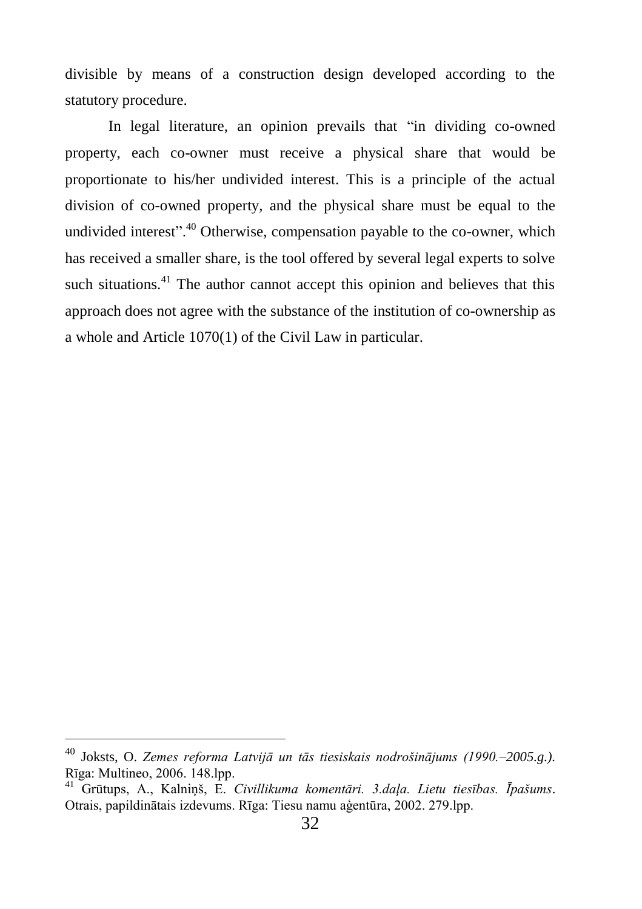divisible by means of a construction design developed according to the statutory procedure.

In legal literature, an opinion prevails that "in dividing co-owned property, each co-owner must receive a physical share that would be proportionate to his/her undivided interest. This is a principle of the actual division of co-owned property, and the physical share must be equal to the undivided interest".[40] Otherwise, compensation payable to the co-owner, which has received a smaller share, is the tool offered by several legal experts to solve such situations.[41] The author cannot accept this opinion and believes that this approach does not agree with the substance of the institution of co-ownership as a whole and Article 1070(1) of the Civil Law in particular.

---

[40] Joksts, O. *Zemes reforma Latvijā un tās tiesiskais nodrošinājums (1990.–2005.g.)*. Rīga: Multineo, 2006. 148.lpp.

[41] Grūtups, A., Kalniņš, E. *Civillikuma komentāri. 3.daļa. Lietu tiesības. Īpašums*. Otrais, papildinātais izdevums. Rīga: Tiesu namu aģentūra, 2002. 279.lpp.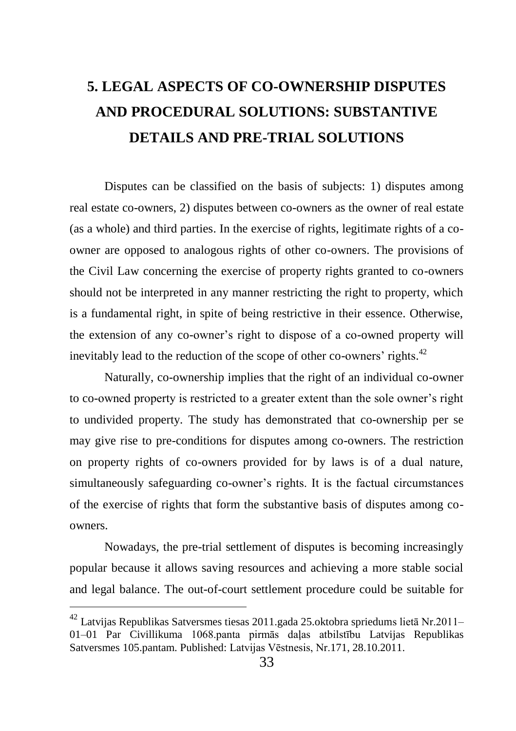# 5. LEGAL ASPECTS OF CO-OWNERSHIP DISPUTES AND PROCEDURAL SOLUTIONS: SUBSTANTIVE DETAILS AND PRE-TRIAL SOLUTIONS

Disputes can be classified on the basis of subjects: 1) disputes among real estate co-owners, 2) disputes between co-owners as the owner of real estate (as a whole) and third parties. In the exercise of rights, legitimate rights of a co-owner are opposed to analogous rights of other co-owners. The provisions of the Civil Law concerning the exercise of property rights granted to co-owners should not be interpreted in any manner restricting the right to property, which is a fundamental right, in spite of being restrictive in their essence. Otherwise, the extension of any co-owner's right to dispose of a co-owned property will inevitably lead to the reduction of the scope of other co-owners' rights.[42]

Naturally, co-ownership implies that the right of an individual co-owner to co-owned property is restricted to a greater extent than the sole owner's right to undivided property. The study has demonstrated that co-ownership per se may give rise to pre-conditions for disputes among co-owners. The restriction on property rights of co-owners provided for by laws is of a dual nature, simultaneously safeguarding co-owner's rights. It is the factual circumstances of the exercise of rights that form the substantive basis of disputes among co-owners.

Nowadays, the pre-trial settlement of disputes is becoming increasingly popular because it allows saving resources and achieving a more stable social and legal balance. The out-of-court settlement procedure could be suitable for

[42] Latvijas Republikas Satversmes tiesas 2011.gada 25.oktobra spriedums lietā Nr.2011–01–01 Par Civillikuma 1068.panta pirmās daļas atbilstību Latvijas Republikas Satversmes 105.pantam. Published: Latvijas Vēstnesis, Nr.171, 28.10.2011.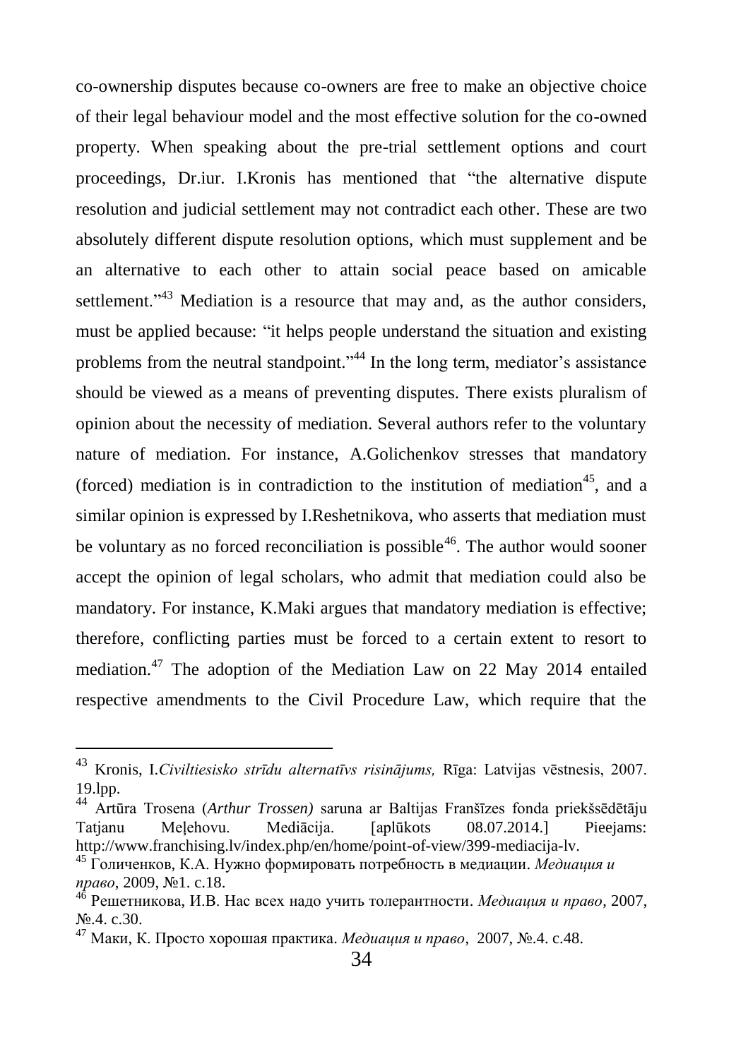co-ownership disputes because co-owners are free to make an objective choice of their legal behaviour model and the most effective solution for the co-owned property. When speaking about the pre-trial settlement options and court proceedings, Dr.iur. I.Kronis has mentioned that "the alternative dispute resolution and judicial settlement may not contradict each other. These are two absolutely different dispute resolution options, which must supplement and be an alternative to each other to attain social peace based on amicable settlement."[43] Mediation is a resource that may and, as the author considers, must be applied because: "it helps people understand the situation and existing problems from the neutral standpoint."[44] In the long term, mediator's assistance should be viewed as a means of preventing disputes. There exists pluralism of opinion about the necessity of mediation. Several authors refer to the voluntary nature of mediation. For instance, A.Golichenkov stresses that mandatory (forced) mediation is in contradiction to the institution of mediation[45], and a similar opinion is expressed by I.Reshetnikova, who asserts that mediation must be voluntary as no forced reconciliation is possible[46]. The author would sooner accept the opinion of legal scholars, who admit that mediation could also be mandatory. For instance, K.Maki argues that mandatory mediation is effective; therefore, conflicting parties must be forced to a certain extent to resort to mediation.[47] The adoption of the Mediation Law on 22 May 2014 entailed respective amendments to the Civil Procedure Law, which require that the

---

[43] Kronis, I.*Civiltiesisko strīdu alternatīvs risinājums,* Rīga: Latvijas vēstnesis, 2007. 19.lpp.

[44] Artūra Trosena (*Arthur Trossen)* saruna ar Baltijas Franšīzes fonda priekšsēdētāju Tatjanu Meļehovu. Mediācija. [aplūkots 08.07.2014.] Pieejams: http://www.franchising.lv/index.php/en/home/point-of-view/399-mediacija-lv.

[45] Голиченков, К.А. Нужно формировать потребность в медиации. *Медиация и право*, 2009, №1. с.18.

[46] Решетникова, И.В. Нас всех надо учить толерантности. *Медиация и право*, 2007, №.4. с.30.

[47] Маки, К. Просто хорошая практика. *Медиация и право*, 2007, №.4. с.48.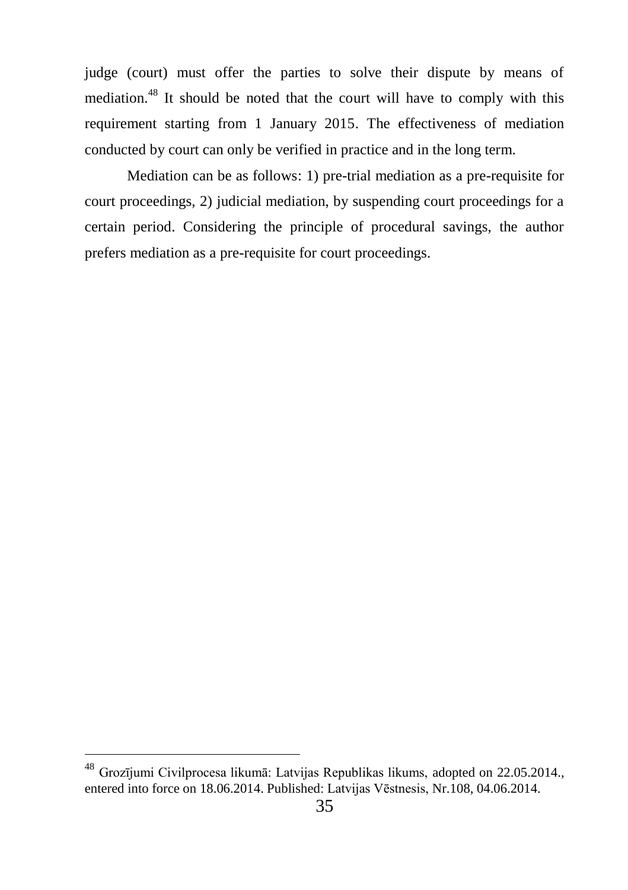judge (court) must offer the parties to solve their dispute by means of mediation.[48] It should be noted that the court will have to comply with this requirement starting from 1 January 2015. The effectiveness of mediation conducted by court can only be verified in practice and in the long term.

Mediation can be as follows: 1) pre-trial mediation as a pre-requisite for court proceedings, 2) judicial mediation, by suspending court proceedings for a certain period. Considering the principle of procedural savings, the author prefers mediation as a pre-requisite for court proceedings.

---

[48] Grozījumi Civilprocesa likumā: Latvijas Republikas likums, adopted on 22.05.2014., entered into force on 18.06.2014. Published: Latvijas Vēstnesis, Nr.108, 04.06.2014.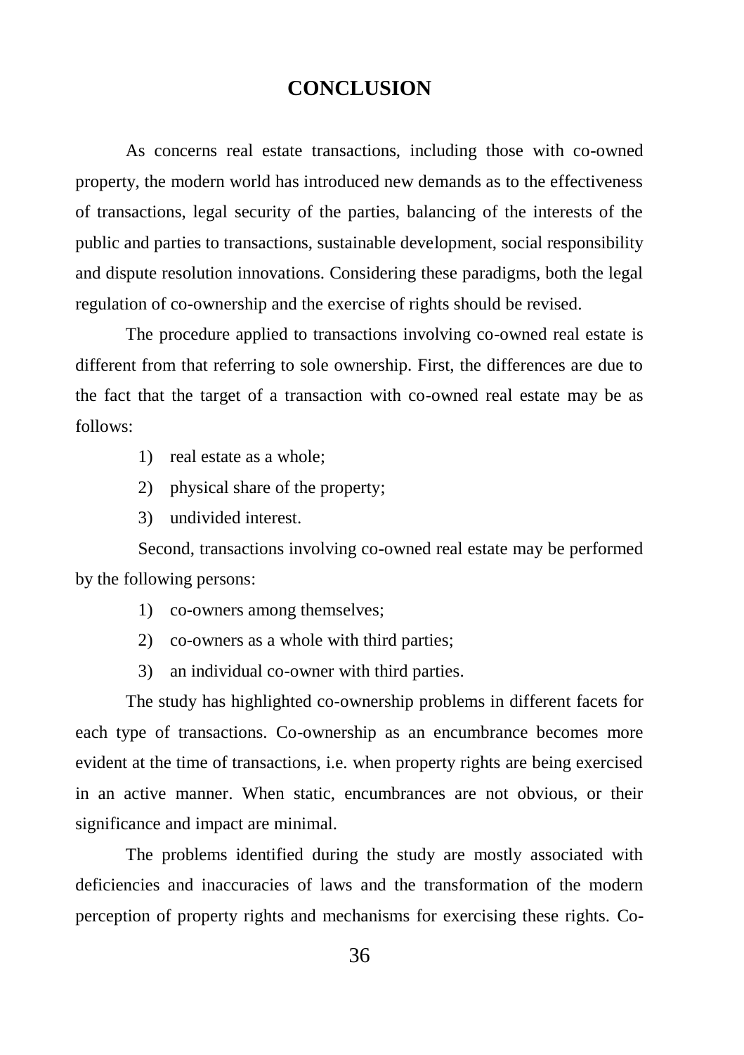# CONCLUSION

As concerns real estate transactions, including those with co-owned property, the modern world has introduced new demands as to the effectiveness of transactions, legal security of the parties, balancing of the interests of the public and parties to transactions, sustainable development, social responsibility and dispute resolution innovations. Considering these paradigms, both the legal regulation of co-ownership and the exercise of rights should be revised.

The procedure applied to transactions involving co-owned real estate is different from that referring to sole ownership. First, the differences are due to the fact that the target of a transaction with co-owned real estate may be as follows:

1) real estate as a whole;
2) physical share of the property;
3) undivided interest.

Second, transactions involving co-owned real estate may be performed by the following persons:

1) co-owners among themselves;
2) co-owners as a whole with third parties;
3) an individual co-owner with third parties.

The study has highlighted co-ownership problems in different facets for each type of transactions. Co-ownership as an encumbrance becomes more evident at the time of transactions, i.e. when property rights are being exercised in an active manner. When static, encumbrances are not obvious, or their significance and impact are minimal.

The problems identified during the study are mostly associated with deficiencies and inaccuracies of laws and the transformation of the modern perception of property rights and mechanisms for exercising these rights. Co-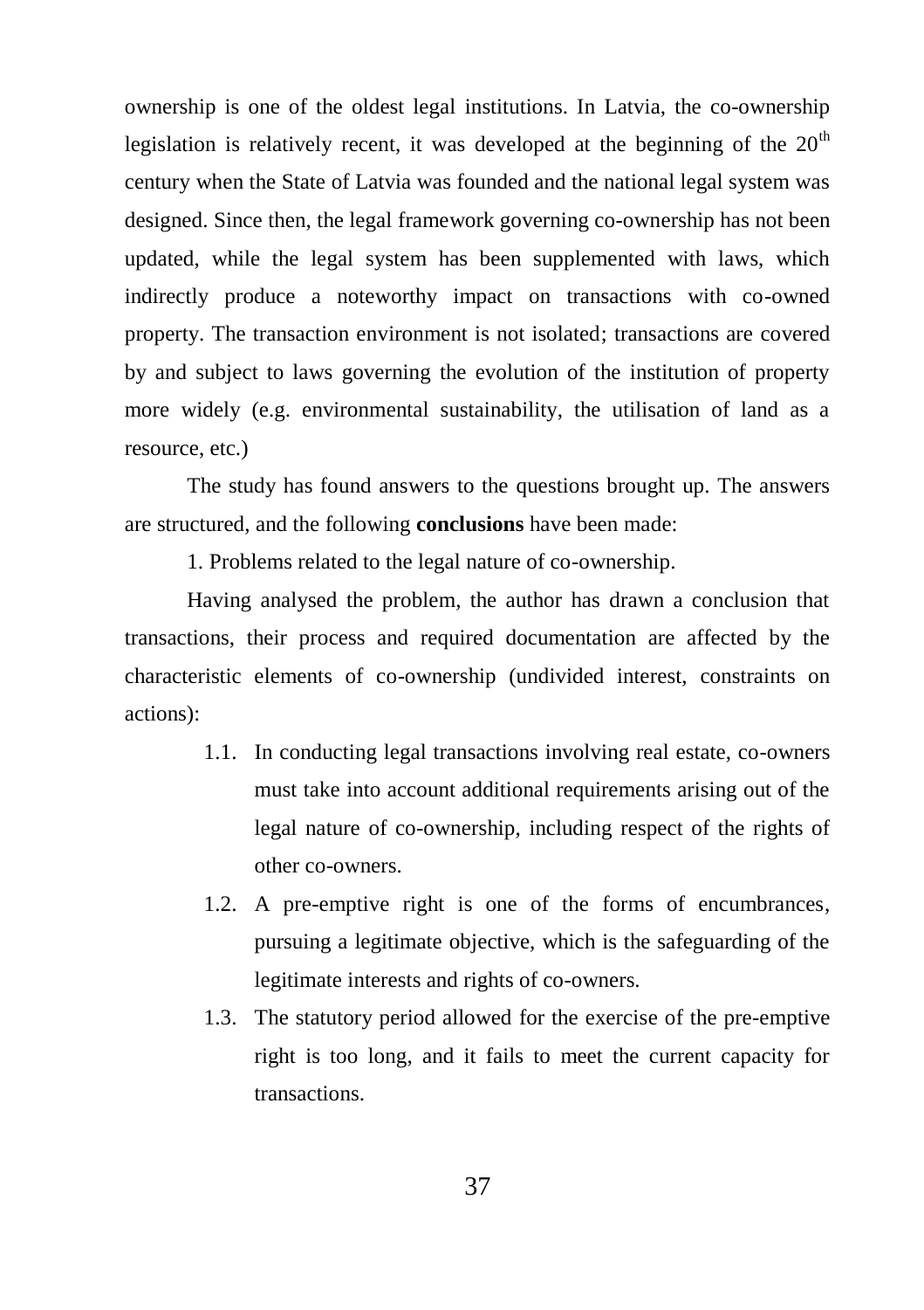ownership is one of the oldest legal institutions. In Latvia, the co-ownership legislation is relatively recent, it was developed at the beginning of the 20th century when the State of Latvia was founded and the national legal system was designed. Since then, the legal framework governing co-ownership has not been updated, while the legal system has been supplemented with laws, which indirectly produce a noteworthy impact on transactions with co-owned property. The transaction environment is not isolated; transactions are covered by and subject to laws governing the evolution of the institution of property more widely (e.g. environmental sustainability, the utilisation of land as a resource, etc.)

The study has found answers to the questions brought up. The answers are structured, and the following **conclusions** have been made:

1. Problems related to the legal nature of co-ownership.

Having analysed the problem, the author has drawn a conclusion that transactions, their process and required documentation are affected by the characteristic elements of co-ownership (undivided interest, constraints on actions):

- 1.1. In conducting legal transactions involving real estate, co-owners must take into account additional requirements arising out of the legal nature of co-ownership, including respect of the rights of other co-owners.
- 1.2. A pre-emptive right is one of the forms of encumbrances, pursuing a legitimate objective, which is the safeguarding of the legitimate interests and rights of co-owners.
- 1.3. The statutory period allowed for the exercise of the pre-emptive right is too long, and it fails to meet the current capacity for transactions.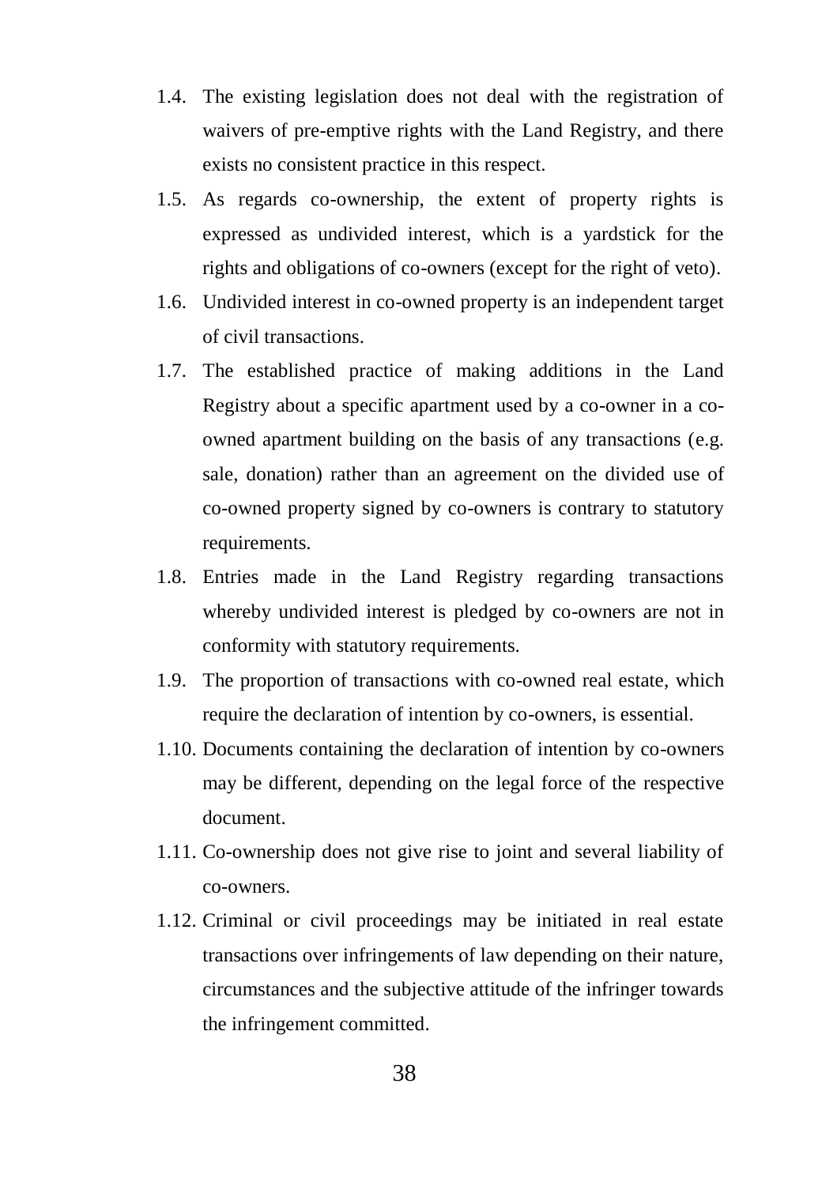1.4. The existing legislation does not deal with the registration of waivers of pre-emptive rights with the Land Registry, and there exists no consistent practice in this respect.

1.5. As regards co-ownership, the extent of property rights is expressed as undivided interest, which is a yardstick for the rights and obligations of co-owners (except for the right of veto).

1.6. Undivided interest in co-owned property is an independent target of civil transactions.

1.7. The established practice of making additions in the Land Registry about a specific apartment used by a co-owner in a co-owned apartment building on the basis of any transactions (e.g. sale, donation) rather than an agreement on the divided use of co-owned property signed by co-owners is contrary to statutory requirements.

1.8. Entries made in the Land Registry regarding transactions whereby undivided interest is pledged by co-owners are not in conformity with statutory requirements.

1.9. The proportion of transactions with co-owned real estate, which require the declaration of intention by co-owners, is essential.

1.10. Documents containing the declaration of intention by co-owners may be different, depending on the legal force of the respective document.

1.11. Co-ownership does not give rise to joint and several liability of co-owners.

1.12. Criminal or civil proceedings may be initiated in real estate transactions over infringements of law depending on their nature, circumstances and the subjective attitude of the infringer towards the infringement committed.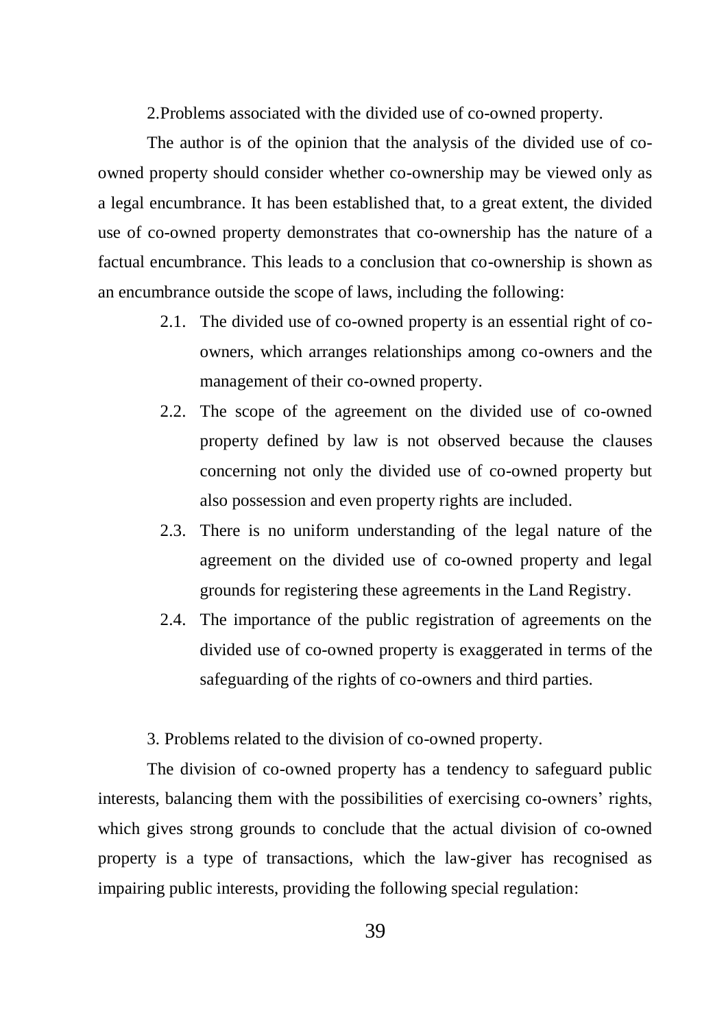2.Problems associated with the divided use of co-owned property.

The author is of the opinion that the analysis of the divided use of co-owned property should consider whether co-ownership may be viewed only as a legal encumbrance. It has been established that, to a great extent, the divided use of co-owned property demonstrates that co-ownership has the nature of a factual encumbrance. This leads to a conclusion that co-ownership is shown as an encumbrance outside the scope of laws, including the following:

2.1. The divided use of co-owned property is an essential right of co-owners, which arranges relationships among co-owners and the management of their co-owned property.

2.2. The scope of the agreement on the divided use of co-owned property defined by law is not observed because the clauses concerning not only the divided use of co-owned property but also possession and even property rights are included.

2.3. There is no uniform understanding of the legal nature of the agreement on the divided use of co-owned property and legal grounds for registering these agreements in the Land Registry.

2.4. The importance of the public registration of agreements on the divided use of co-owned property is exaggerated in terms of the safeguarding of the rights of co-owners and third parties.

3. Problems related to the division of co-owned property.

The division of co-owned property has a tendency to safeguard public interests, balancing them with the possibilities of exercising co-owners' rights, which gives strong grounds to conclude that the actual division of co-owned property is a type of transactions, which the law-giver has recognised as impairing public interests, providing the following special regulation: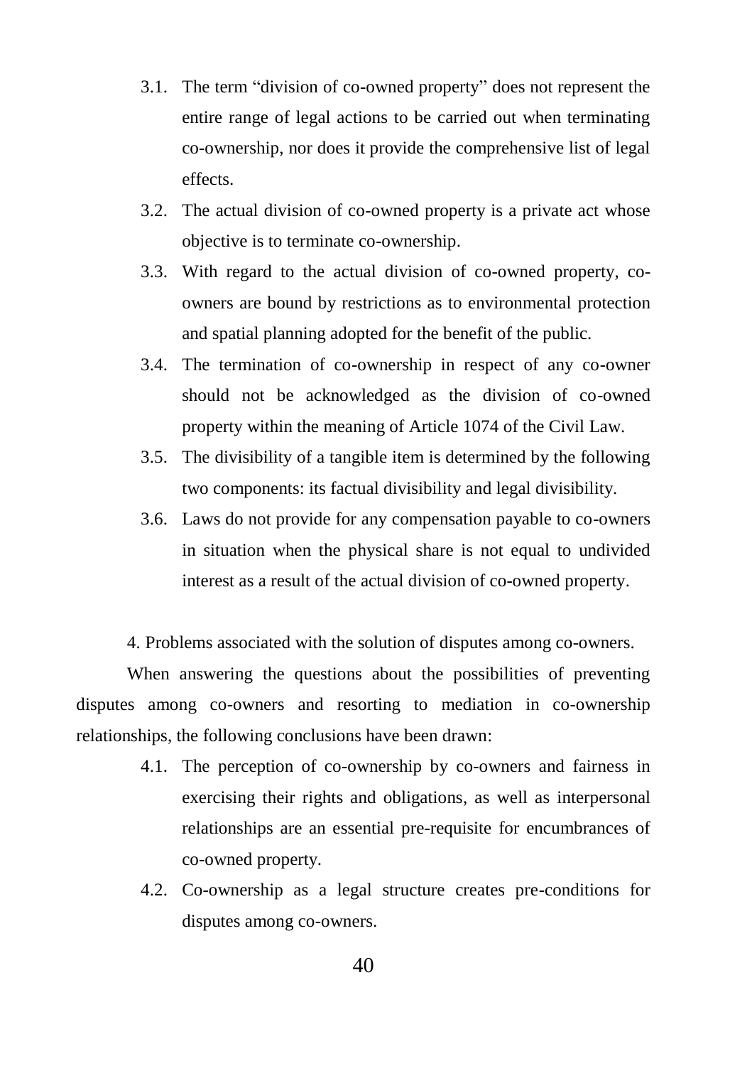3.1. The term "division of co-owned property" does not represent the entire range of legal actions to be carried out when terminating co-ownership, nor does it provide the comprehensive list of legal effects.

3.2. The actual division of co-owned property is a private act whose objective is to terminate co-ownership.

3.3. With regard to the actual division of co-owned property, co-owners are bound by restrictions as to environmental protection and spatial planning adopted for the benefit of the public.

3.4. The termination of co-ownership in respect of any co-owner should not be acknowledged as the division of co-owned property within the meaning of Article 1074 of the Civil Law.

3.5. The divisibility of a tangible item is determined by the following two components: its factual divisibility and legal divisibility.

3.6. Laws do not provide for any compensation payable to co-owners in situation when the physical share is not equal to undivided interest as a result of the actual division of co-owned property.

4. Problems associated with the solution of disputes among co-owners.

When answering the questions about the possibilities of preventing disputes among co-owners and resorting to mediation in co-ownership relationships, the following conclusions have been drawn:

4.1. The perception of co-ownership by co-owners and fairness in exercising their rights and obligations, as well as interpersonal relationships are an essential pre-requisite for encumbrances of co-owned property.

4.2. Co-ownership as a legal structure creates pre-conditions for disputes among co-owners.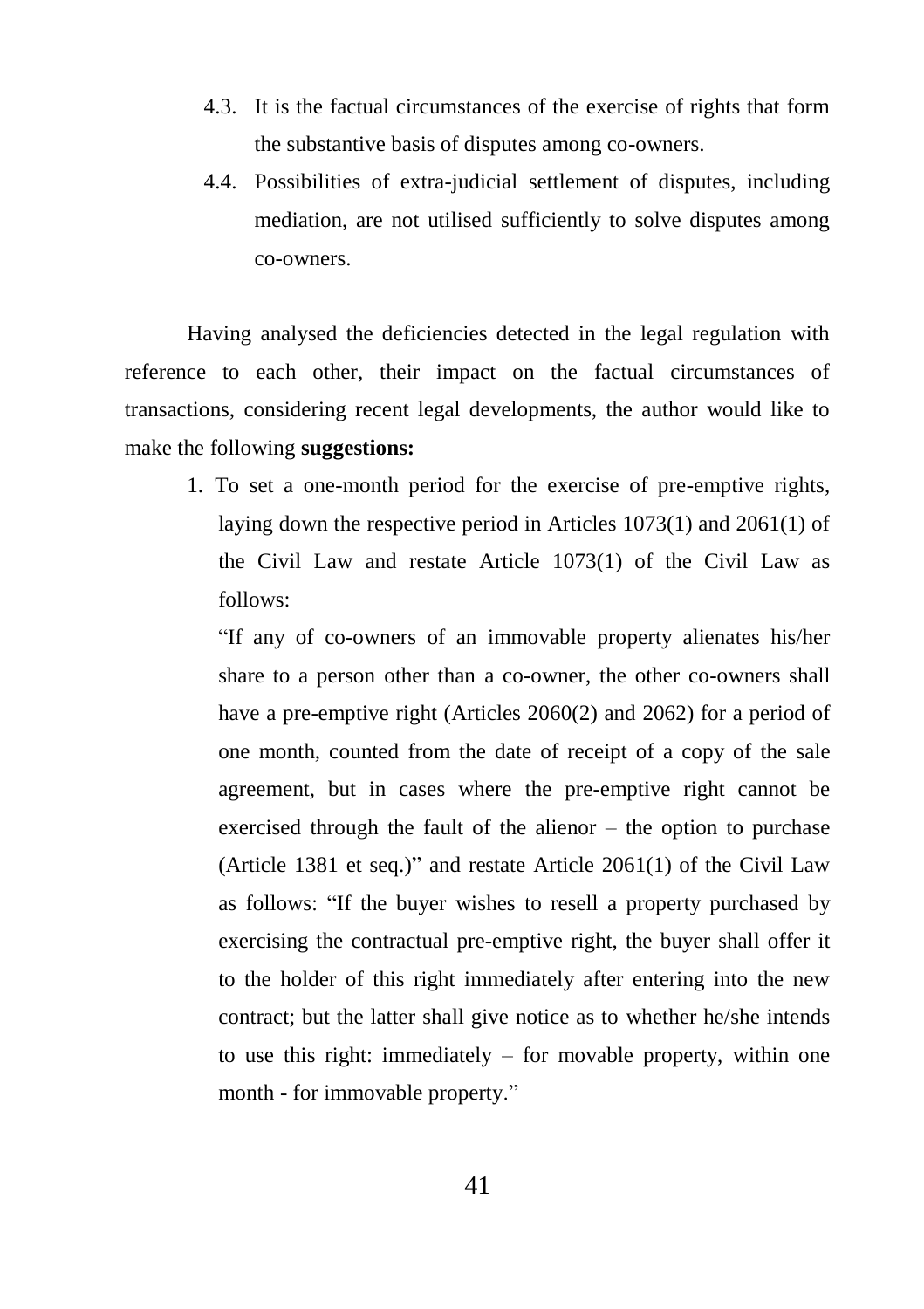4.3. It is the factual circumstances of the exercise of rights that form the substantive basis of disputes among co-owners.

4.4. Possibilities of extra-judicial settlement of disputes, including mediation, are not utilised sufficiently to solve disputes among co-owners.

Having analysed the deficiencies detected in the legal regulation with reference to each other, their impact on the factual circumstances of transactions, considering recent legal developments, the author would like to make the following **suggestions:**

1. To set a one-month period for the exercise of pre-emptive rights, laying down the respective period in Articles 1073(1) and 2061(1) of the Civil Law and restate Article 1073(1) of the Civil Law as follows:

   "If any of co-owners of an immovable property alienates his/her share to a person other than a co-owner, the other co-owners shall have a pre-emptive right (Articles 2060(2) and 2062) for a period of one month, counted from the date of receipt of a copy of the sale agreement, but in cases where the pre-emptive right cannot be exercised through the fault of the alienor – the option to purchase (Article 1381 et seq.)" and restate Article 2061(1) of the Civil Law as follows: "If the buyer wishes to resell a property purchased by exercising the contractual pre-emptive right, the buyer shall offer it to the holder of this right immediately after entering into the new contract; but the latter shall give notice as to whether he/she intends to use this right: immediately – for movable property, within one month - for immovable property."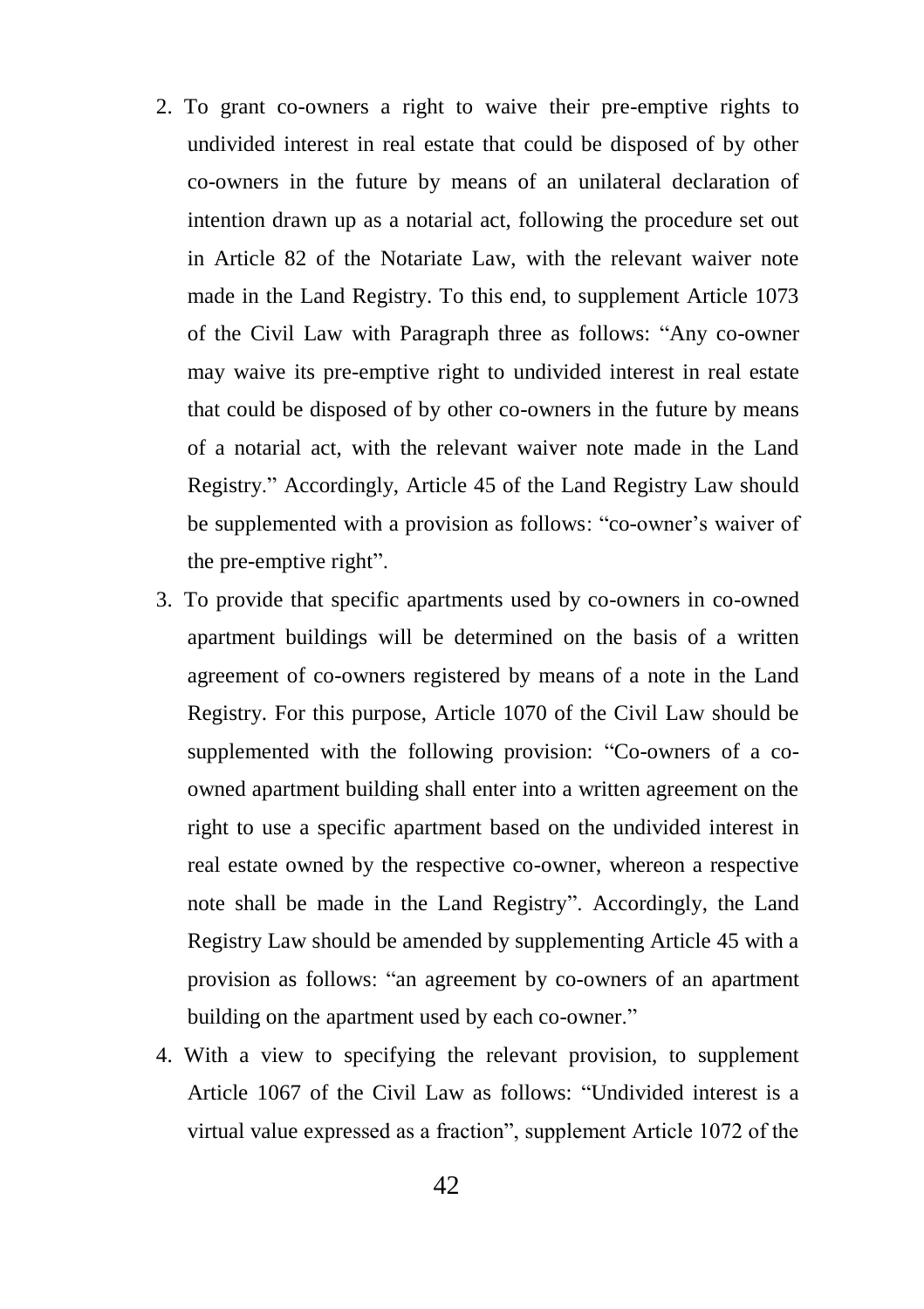2. To grant co-owners a right to waive their pre-emptive rights to undivided interest in real estate that could be disposed of by other co-owners in the future by means of an unilateral declaration of intention drawn up as a notarial act, following the procedure set out in Article 82 of the Notariate Law, with the relevant waiver note made in the Land Registry. To this end, to supplement Article 1073 of the Civil Law with Paragraph three as follows: "Any co-owner may waive its pre-emptive right to undivided interest in real estate that could be disposed of by other co-owners in the future by means of a notarial act, with the relevant waiver note made in the Land Registry." Accordingly, Article 45 of the Land Registry Law should be supplemented with a provision as follows: "co-owner's waiver of the pre-emptive right".
3. To provide that specific apartments used by co-owners in co-owned apartment buildings will be determined on the basis of a written agreement of co-owners registered by means of a note in the Land Registry. For this purpose, Article 1070 of the Civil Law should be supplemented with the following provision: "Co-owners of a co-owned apartment building shall enter into a written agreement on the right to use a specific apartment based on the undivided interest in real estate owned by the respective co-owner, whereon a respective note shall be made in the Land Registry". Accordingly, the Land Registry Law should be amended by supplementing Article 45 with a provision as follows: "an agreement by co-owners of an apartment building on the apartment used by each co-owner."
4. With a view to specifying the relevant provision, to supplement Article 1067 of the Civil Law as follows: "Undivided interest is a virtual value expressed as a fraction", supplement Article 1072 of the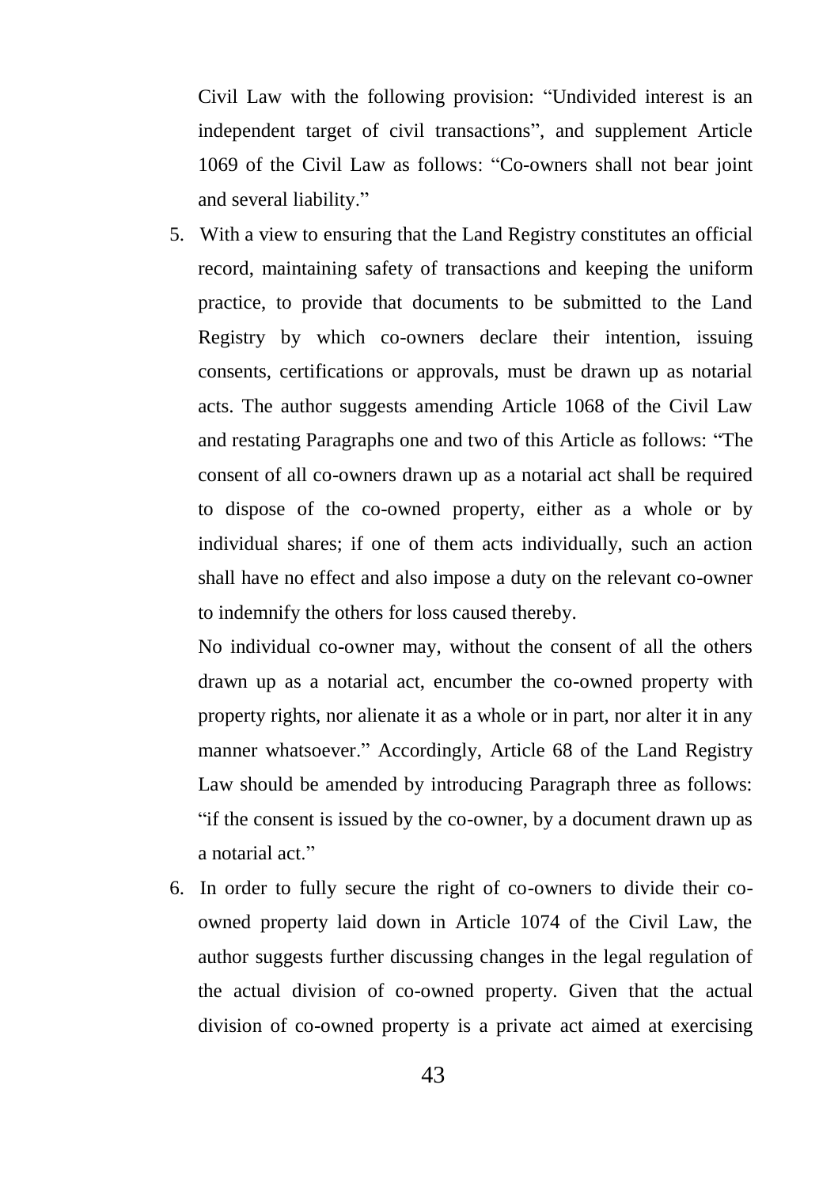Civil Law with the following provision: "Undivided interest is an independent target of civil transactions", and supplement Article 1069 of the Civil Law as follows: "Co-owners shall not bear joint and several liability."

5. With a view to ensuring that the Land Registry constitutes an official record, maintaining safety of transactions and keeping the uniform practice, to provide that documents to be submitted to the Land Registry by which co-owners declare their intention, issuing consents, certifications or approvals, must be drawn up as notarial acts. The author suggests amending Article 1068 of the Civil Law and restating Paragraphs one and two of this Article as follows: "The consent of all co-owners drawn up as a notarial act shall be required to dispose of the co-owned property, either as a whole or by individual shares; if one of them acts individually, such an action shall have no effect and also impose a duty on the relevant co-owner to indemnify the others for loss caused thereby.

   No individual co-owner may, without the consent of all the others drawn up as a notarial act, encumber the co-owned property with property rights, nor alienate it as a whole or in part, nor alter it in any manner whatsoever." Accordingly, Article 68 of the Land Registry Law should be amended by introducing Paragraph three as follows: "if the consent is issued by the co-owner, by a document drawn up as a notarial act."

6. In order to fully secure the right of co-owners to divide their co-owned property laid down in Article 1074 of the Civil Law, the author suggests further discussing changes in the legal regulation of the actual division of co-owned property. Given that the actual division of co-owned property is a private act aimed at exercising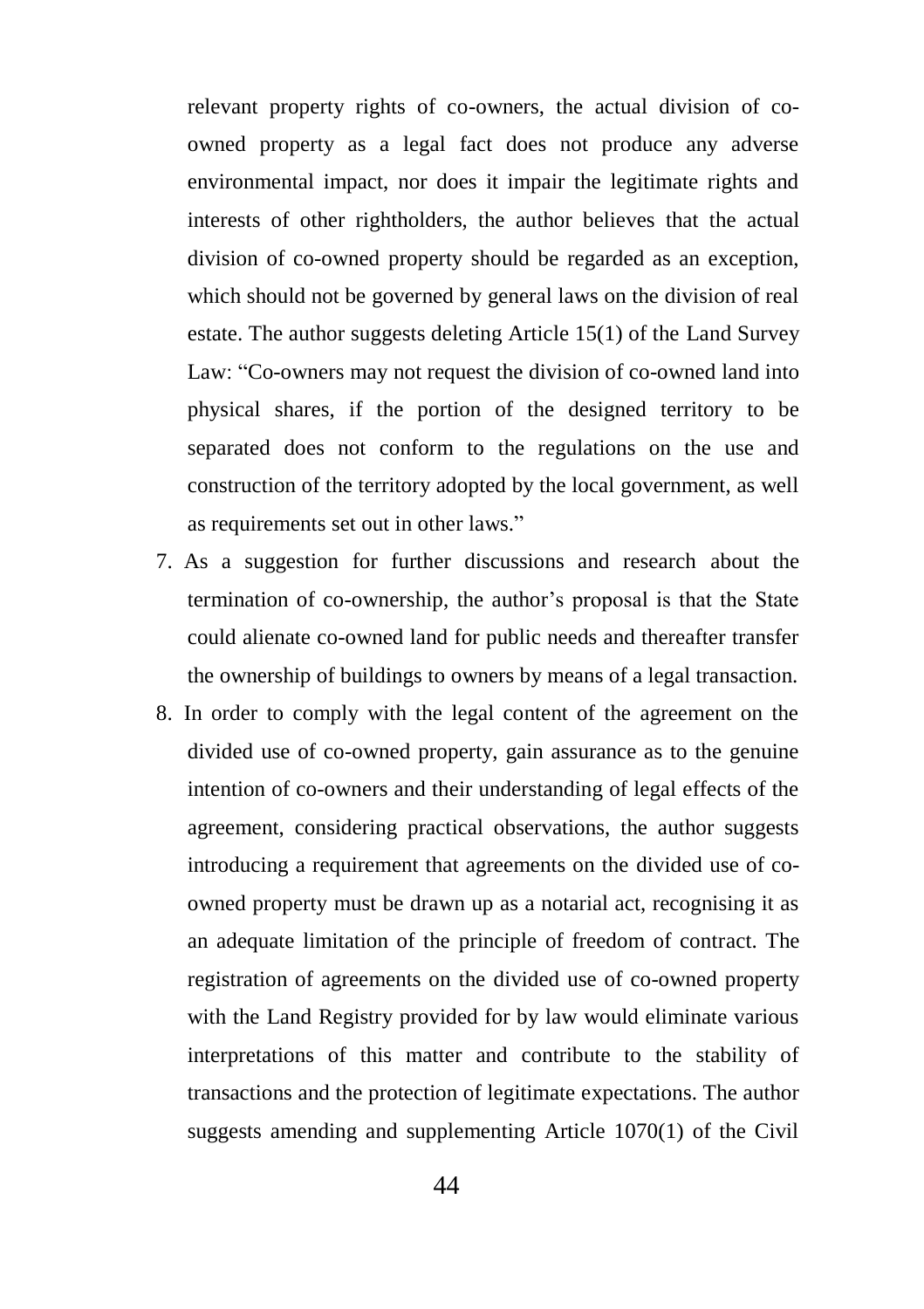relevant property rights of co-owners, the actual division of co-owned property as a legal fact does not produce any adverse environmental impact, nor does it impair the legitimate rights and interests of other rightholders, the author believes that the actual division of co-owned property should be regarded as an exception, which should not be governed by general laws on the division of real estate. The author suggests deleting Article 15(1) of the Land Survey Law: "Co-owners may not request the division of co-owned land into physical shares, if the portion of the designed territory to be separated does not conform to the regulations on the use and construction of the territory adopted by the local government, as well as requirements set out in other laws."

7. As a suggestion for further discussions and research about the termination of co-ownership, the author's proposal is that the State could alienate co-owned land for public needs and thereafter transfer the ownership of buildings to owners by means of a legal transaction.
8. In order to comply with the legal content of the agreement on the divided use of co-owned property, gain assurance as to the genuine intention of co-owners and their understanding of legal effects of the agreement, considering practical observations, the author suggests introducing a requirement that agreements on the divided use of co-owned property must be drawn up as a notarial act, recognising it as an adequate limitation of the principle of freedom of contract. The registration of agreements on the divided use of co-owned property with the Land Registry provided for by law would eliminate various interpretations of this matter and contribute to the stability of transactions and the protection of legitimate expectations. The author suggests amending and supplementing Article 1070(1) of the Civil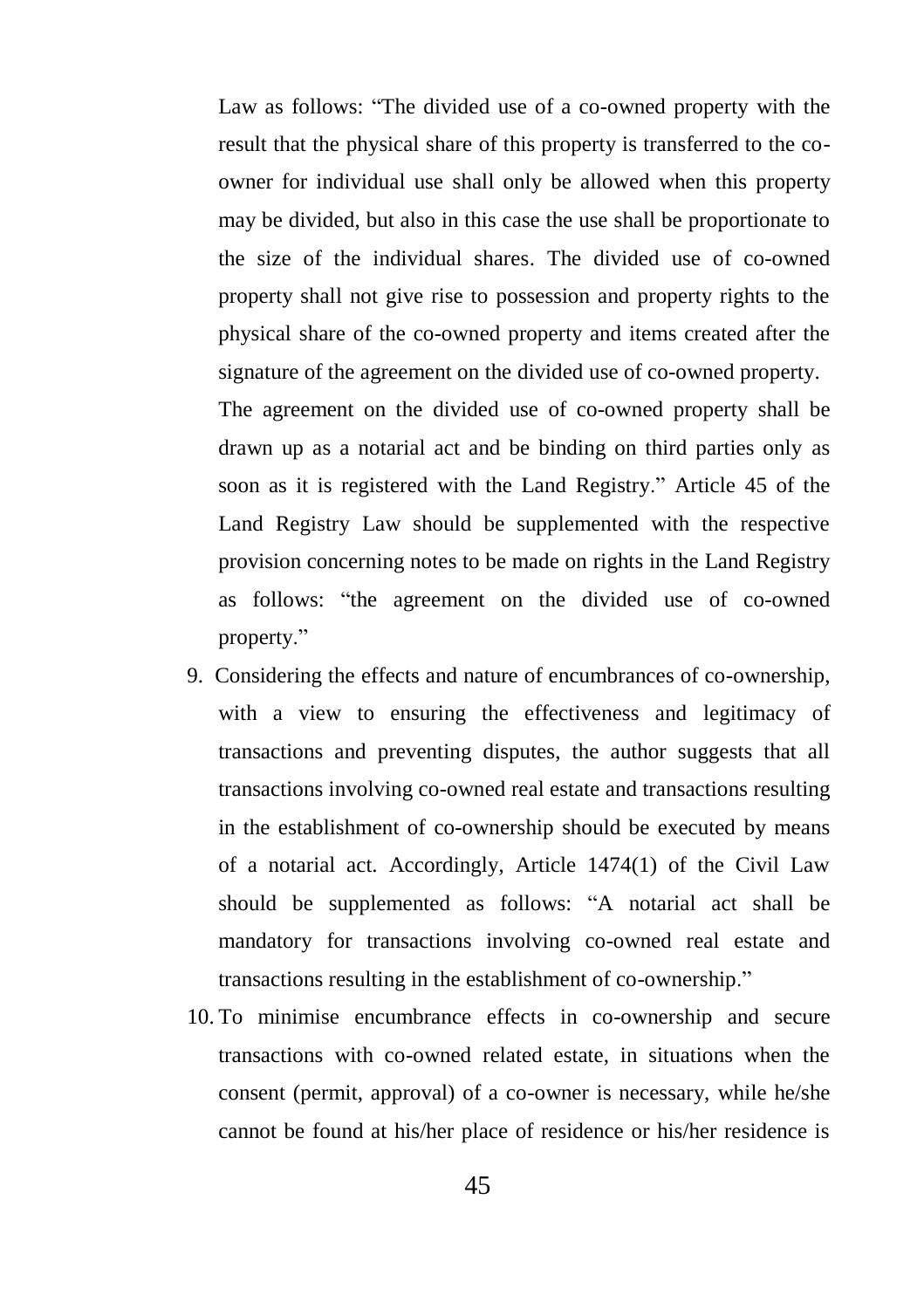Law as follows: "The divided use of a co-owned property with the result that the physical share of this property is transferred to the co-owner for individual use shall only be allowed when this property may be divided, but also in this case the use shall be proportionate to the size of the individual shares. The divided use of co-owned property shall not give rise to possession and property rights to the physical share of the co-owned property and items created after the signature of the agreement on the divided use of co-owned property.
The agreement on the divided use of co-owned property shall be drawn up as a notarial act and be binding on third parties only as soon as it is registered with the Land Registry." Article 45 of the Land Registry Law should be supplemented with the respective provision concerning notes to be made on rights in the Land Registry as follows: "the agreement on the divided use of co-owned property."

9. Considering the effects and nature of encumbrances of co-ownership, with a view to ensuring the effectiveness and legitimacy of transactions and preventing disputes, the author suggests that all transactions involving co-owned real estate and transactions resulting in the establishment of co-ownership should be executed by means of a notarial act. Accordingly, Article 1474(1) of the Civil Law should be supplemented as follows: "A notarial act shall be mandatory for transactions involving co-owned real estate and transactions resulting in the establishment of co-ownership."
10. To minimise encumbrance effects in co-ownership and secure transactions with co-owned related estate, in situations when the consent (permit, approval) of a co-owner is necessary, while he/she cannot be found at his/her place of residence or his/her residence is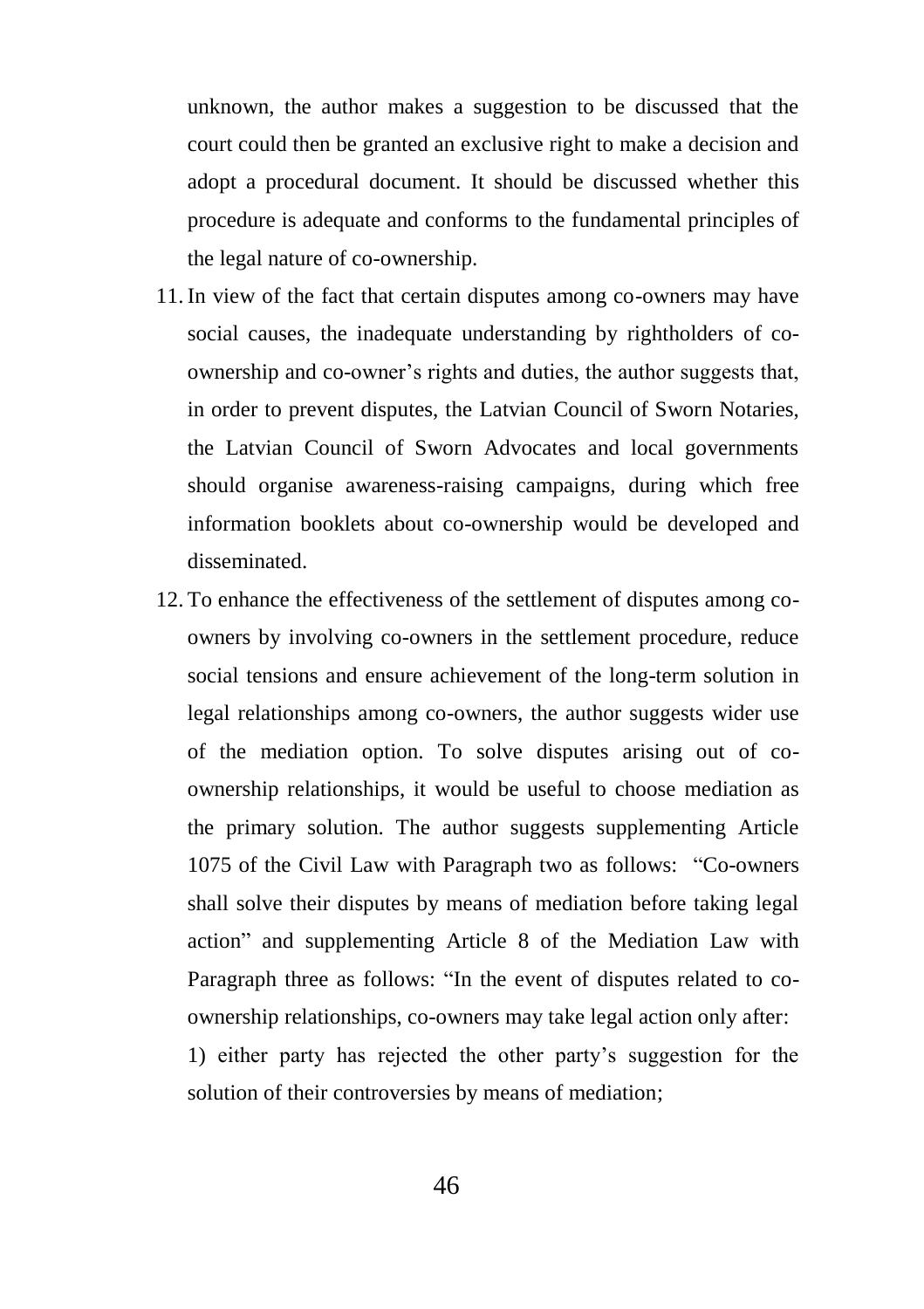unknown, the author makes a suggestion to be discussed that the court could then be granted an exclusive right to make a decision and adopt a procedural document. It should be discussed whether this procedure is adequate and conforms to the fundamental principles of the legal nature of co-ownership.

11. In view of the fact that certain disputes among co-owners may have social causes, the inadequate understanding by rightholders of co-ownership and co-owner's rights and duties, the author suggests that, in order to prevent disputes, the Latvian Council of Sworn Notaries, the Latvian Council of Sworn Advocates and local governments should organise awareness-raising campaigns, during which free information booklets about co-ownership would be developed and disseminated.
12. To enhance the effectiveness of the settlement of disputes among co-owners by involving co-owners in the settlement procedure, reduce social tensions and ensure achievement of the long-term solution in legal relationships among co-owners, the author suggests wider use of the mediation option. To solve disputes arising out of co-ownership relationships, it would be useful to choose mediation as the primary solution. The author suggests supplementing Article 1075 of the Civil Law with Paragraph two as follows: "Co-owners shall solve their disputes by means of mediation before taking legal action" and supplementing Article 8 of the Mediation Law with Paragraph three as follows: "In the event of disputes related to co-ownership relationships, co-owners may take legal action only after:

    1) either party has rejected the other party's suggestion for the solution of their controversies by means of mediation;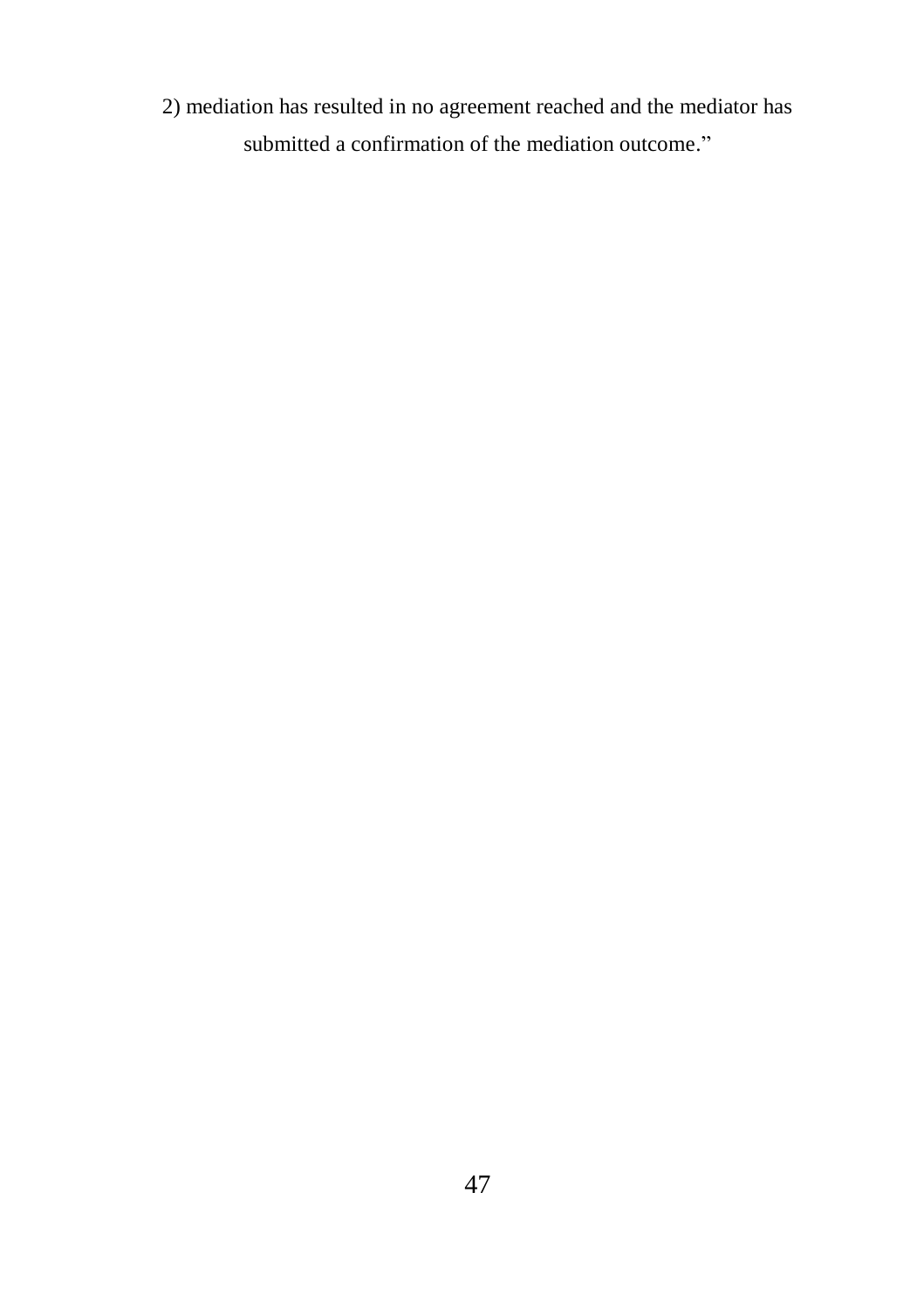2) mediation has resulted in no agreement reached and the mediator has submitted a confirmation of the mediation outcome."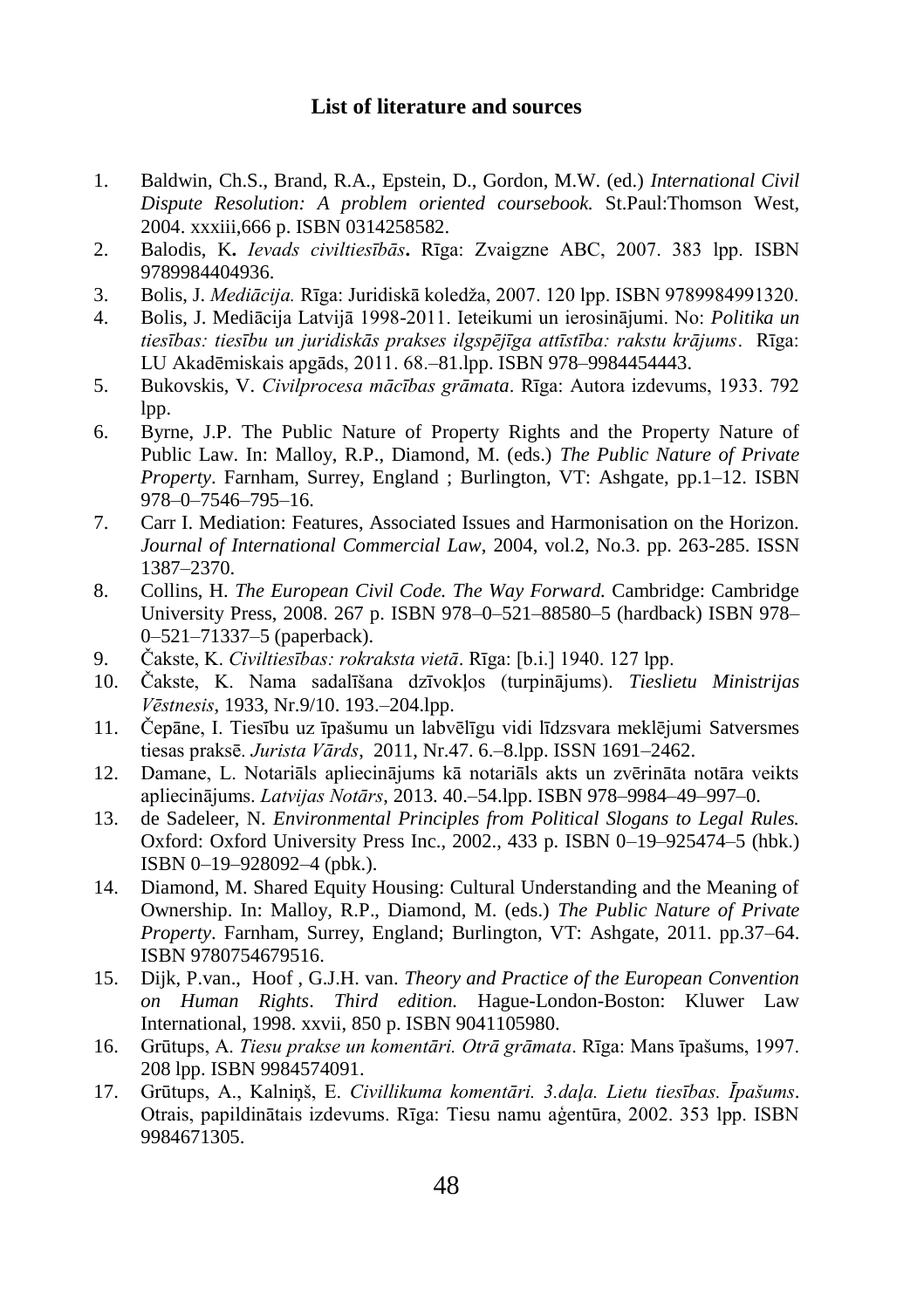## List of literature and sources

1. Baldwin, Ch.S., Brand, R.A., Epstein, D., Gordon, M.W. (ed.) *International Civil Dispute Resolution: A problem oriented coursebook.* St.Paul:Thomson West, 2004. xxxiii,666 p. ISBN 0314258582.
2. Balodis, K**.** *Ievads civiltiesībās***.** Rīga: Zvaigzne ABC, 2007. 383 lpp. ISBN 9789984404936.
3. Bolis, J. *Mediācija.* Rīga: Juridiskā koledža, 2007. 120 lpp. ISBN 9789984991320.
4. Bolis, J. Mediācija Latvijā 1998-2011. Ieteikumi un ierosinājumi. No: *Politika un tiesības: tiesību un juridiskās prakses ilgspējīga attīstība: rakstu krājums*. Rīga: LU Akadēmiskais apgāds, 2011. 68.–81.lpp. ISBN 978–9984454443.
5. Bukovskis, V. *Civilprocesa mācības grāmata*. Rīga: Autora izdevums, 1933. 792 lpp.
6. Byrne, J.P. The Public Nature of Property Rights and the Property Nature of Public Law. In: Malloy, R.P., Diamond, M. (eds.) *The Public Nature of Private Property*. Farnham, Surrey, England ; Burlington, VT: Ashgate, pp.1–12. ISBN 978–0–7546–795–16.
7. Carr I. Mediation: Features, Associated Issues and Harmonisation on the Horizon. *Journal of International Commercial Law*, 2004, vol.2, No.3. pp. 263-285. ISSN 1387–2370.
8. Collins, H. *The European Civil Code. The Way Forward.* Cambridge: Cambridge University Press, 2008. 267 p. ISBN 978–0–521–88580–5 (hardback) ISBN 978–0–521–71337–5 (paperback).
9. Čakste, K. *Civiltiesības: rokraksta vietā*. Rīga: [b.i.] 1940. 127 lpp.
10. Čakste, K. Nama sadalīšana dzīvokļos (turpinājums). *Tieslietu Ministrijas Vēstnesis*, 1933, Nr.9/10. 193.–204.lpp.
11. Čepāne, I. Tiesību uz īpašumu un labvēlīgu vidi līdzsvara meklējumi Satversmes tiesas praksē. *Jurista Vārds*, 2011, Nr.47. 6.–8.lpp. ISSN 1691–2462.
12. Damane, L. Notariāls apliecinājums kā notariāls akts un zvērināta notāra veikts apliecinājums. *Latvijas Notārs*, 2013. 40.–54.lpp. ISBN 978–9984–49–997–0.
13. de Sadeleer, N. *Environmental Principles from Political Slogans to Legal Rules.* Oxford: Oxford University Press Inc., 2002., 433 p. ISBN 0–19–925474–5 (hbk.) ISBN 0–19–928092–4 (pbk.).
14. Diamond, M. Shared Equity Housing: Cultural Understanding and the Meaning of Ownership. In: Malloy, R.P., Diamond, M. (eds.) *The Public Nature of Private Property*. Farnham, Surrey, England; Burlington, VT: Ashgate, 2011. pp.37–64. ISBN 9780754679516.
15. Dijk, P.van., Hoof , G.J.H. van. *Theory and Practice of the European Convention on Human Rights*. *Third edition.* Hague-London-Boston: Kluwer Law International, 1998. xxvii, 850 p. ISBN 9041105980.
16. Grūtups, A. *Tiesu prakse un komentāri. Otrā grāmata*. Rīga: Mans īpašums, 1997. 208 lpp. ISBN 9984574091.
17. Grūtups, A., Kalniņš, E. *Civillikuma komentāri. 3.daļa. Lietu tiesības. Īpašums*. Otrais, papildinātais izdevums. Rīga: Tiesu namu aģentūra, 2002. 353 lpp. ISBN 9984671305.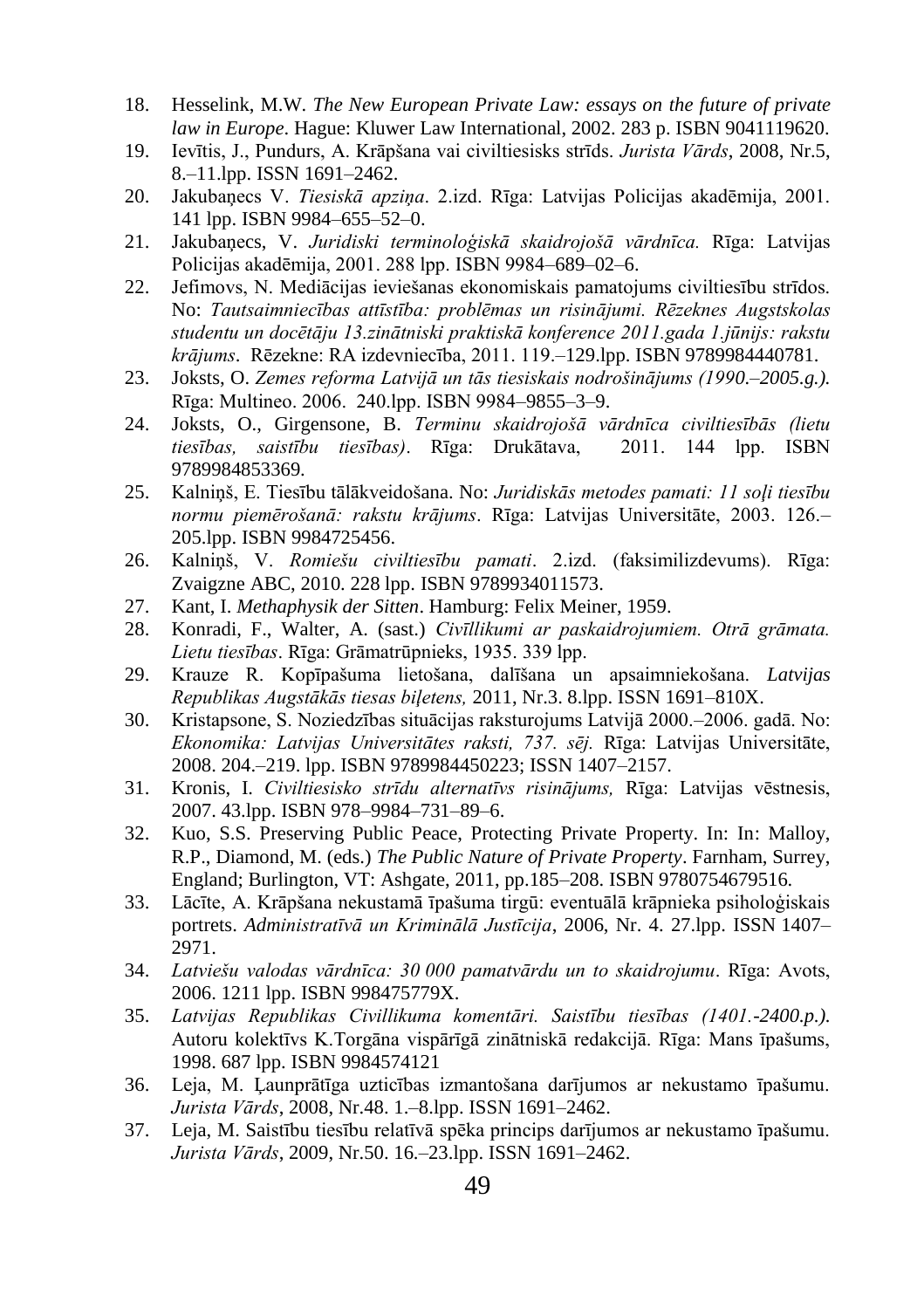18. Hesselink, M.W. *The New European Private Law: essays on the future of private law in Europe*. Hague: Kluwer Law International, 2002. 283 p. ISBN 9041119620.
19. Ievītis, J., Pundurs, A. Krāpšana vai civiltiesisks strīds. *Jurista Vārds*, 2008, Nr.5, 8.–11.lpp. ISSN 1691–2462.
20. Jakubaņecs V. *Tiesiskā apziņa*. 2.izd. Rīga: Latvijas Policijas akadēmija, 2001. 141 lpp. ISBN 9984–655–52–0.
21. Jakubaņecs, V. *Juridiski terminoloģiskā skaidrojošā vārdnīca.* Rīga: Latvijas Policijas akadēmija, 2001. 288 lpp. ISBN 9984–689–02–6.
22. Jefimovs, N. Mediācijas ieviešanas ekonomiskais pamatojums civiltiesību strīdos. No: *Tautsaimniecības attīstība: problēmas un risinājumi. Rēzeknes Augstskolas studentu un docētāju 13.zinātniski praktiskā konference 2011.gada 1.jūnijs: rakstu krājums*. Rēzekne: RA izdevniecība, 2011. 119.–129.lpp. ISBN 9789984440781.
23. Joksts, O. *Zemes reforma Latvijā un tās tiesiskais nodrošinājums (1990.–2005.g.).* Rīga: Multineo. 2006. 240.lpp. ISBN 9984–9855–3–9.
24. Joksts, O., Girgensone, B. *Terminu skaidrojošā vārdnīca civiltiesībās (lietu tiesības, saistību tiesības)*. Rīga: Drukātava, 2011. 144 lpp. ISBN 9789984853369.
25. Kalniņš, E. Tiesību tālākveidošana. No: *Juridiskās metodes pamati: 11 soļi tiesību normu piemērošanā: rakstu krājums*. Rīga: Latvijas Universitāte, 2003. 126.–205.lpp. ISBN 9984725456.
26. Kalniņš, V. *Romiešu civiltiesību pamati*. 2.izd. (faksimilizdevums). Rīga: Zvaigzne ABC, 2010. 228 lpp. ISBN 9789934011573.
27. Kant, I. *Methaphysik der Sitten*. Hamburg: Felix Meiner, 1959.
28. Konradi, F., Walter, A. (sast.) *Civīllikumi ar paskaidrojumiem. Otrā grāmata. Lietu tiesības*. Rīga: Grāmatrūpnieks, 1935. 339 lpp.
29. Krauze R. Kopīpašuma lietošana, dalīšana un apsaimniekošana. *Latvijas Republikas Augstākās tiesas biļetens,* 2011, Nr.3. 8.lpp. ISSN 1691–810X.
30. Kristapsone, S. Noziedzības situācijas raksturojums Latvijā 2000.–2006. gadā. No: *Ekonomika: Latvijas Universitātes raksti, 737. sēj.* Rīga: Latvijas Universitāte, 2008. 204.–219. lpp. ISBN 9789984450223; ISSN 1407–2157.
31. Kronis, I. *Civiltiesisko strīdu alternatīvs risinājums,* Rīga: Latvijas vēstnesis, 2007. 43.lpp. ISBN 978–9984–731–89–6.
32. Kuo, S.S. Preserving Public Peace, Protecting Private Property. In: In: Malloy, R.P., Diamond, M. (eds.) *The Public Nature of Private Property*. Farnham, Surrey, England; Burlington, VT: Ashgate, 2011, pp.185–208. ISBN 9780754679516.
33. Lācīte, A. Krāpšana nekustamā īpašuma tirgū: eventuālā krāpnieka psiholoģiskais portrets. *Administratīvā un Kriminālā Justīcija*, 2006, Nr. 4. 27.lpp. ISSN 1407–2971.
34. *Latviešu valodas vārdnīca: 30 000 pamatvārdu un to skaidrojumu*. Rīga: Avots, 2006. 1211 lpp. ISBN 998475779X.
35. *Latvijas Republikas Civillikuma komentāri. Saistību tiesības (1401.-2400.p.).* Autoru kolektīvs K.Torgāna vispārīgā zinātniskā redakcijā. Rīga: Mans īpašums, 1998. 687 lpp. ISBN 9984574121
36. Leja, M. Ļaunprātīga uzticības izmantošana darījumos ar nekustamo īpašumu. *Jurista Vārds*, 2008, Nr.48. 1.–8.lpp. ISSN 1691–2462.
37. Leja, M. Saistību tiesību relatīvā spēka princips darījumos ar nekustamo īpašumu. *Jurista Vārds*, 2009, Nr.50. 16.–23.lpp. ISSN 1691–2462.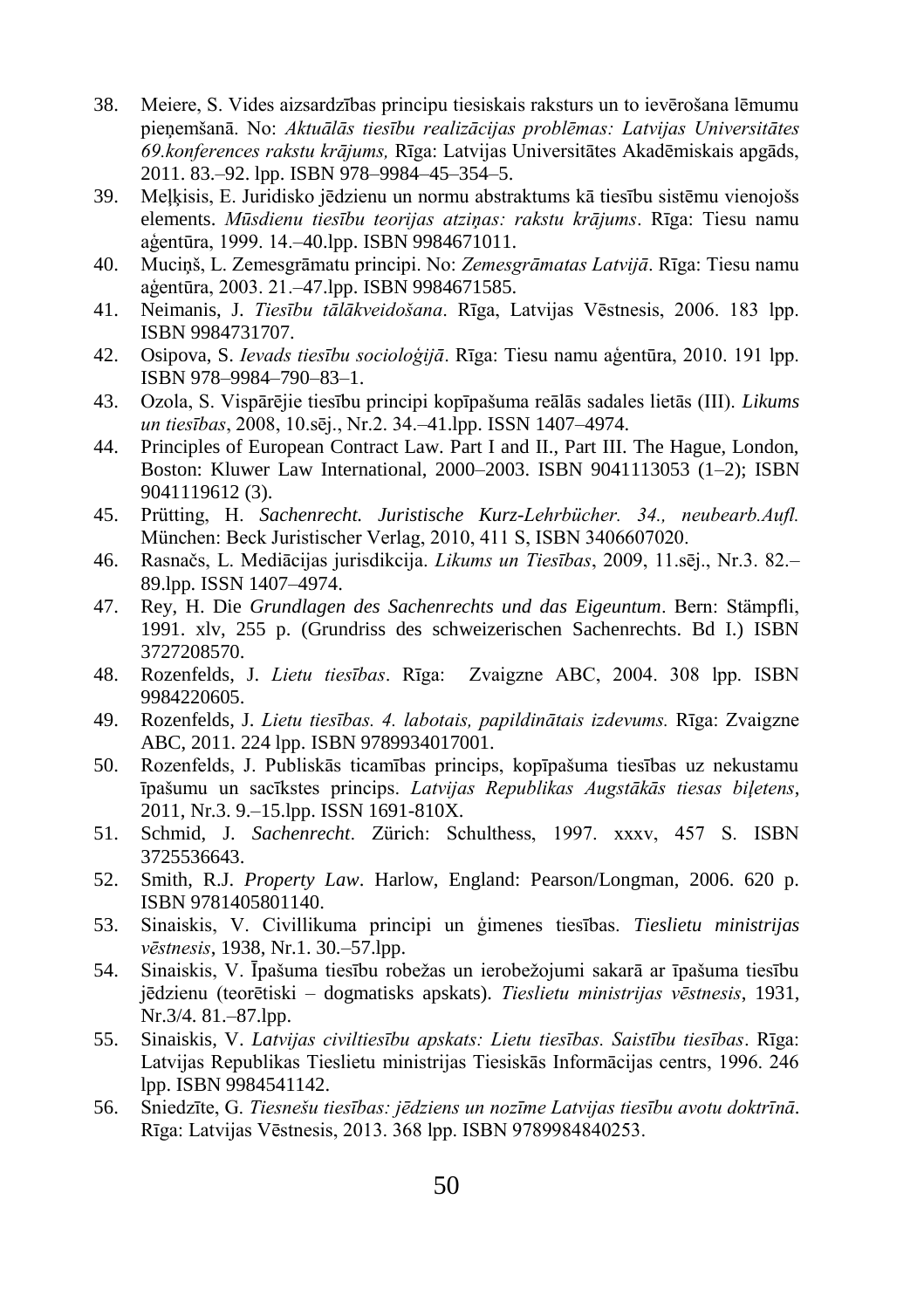38. Meiere, S. Vides aizsardzības principu tiesiskais raksturs un to ievērošana lēmumu pieņemšanā. No: *Aktuālās tiesību realizācijas problēmas: Latvijas Universitātes 69.konferences rakstu krājums,* Rīga: Latvijas Universitātes Akadēmiskais apgāds, 2011. 83.–92. lpp. ISBN 978–9984–45–354–5.
39. Meļķisis, E. Juridisko jēdzienu un normu abstraktums kā tiesību sistēmu vienojošs elements. *Mūsdienu tiesību teorijas atziņas: rakstu krājums*. Rīga: Tiesu namu aģentūra, 1999. 14.–40.lpp. ISBN 9984671011.
40. Muciņš, L. Zemesgrāmatu principi. No: *Zemesgrāmatas Latvijā*. Rīga: Tiesu namu aģentūra, 2003. 21.–47.lpp. ISBN 9984671585.
41. Neimanis, J. *Tiesību tālākveidošana*. Rīga, Latvijas Vēstnesis, 2006. 183 lpp. ISBN 9984731707.
42. Osipova, S. *Ievads tiesību socioloģijā*. Rīga: Tiesu namu aģentūra, 2010. 191 lpp. ISBN 978–9984–790–83–1.
43. Ozola, S. Vispārējie tiesību principi kopīpašuma reālās sadales lietās (III). *Likums un tiesības*, 2008, 10.sēj., Nr.2. 34.–41.lpp. ISSN 1407–4974.
44. Principles of European Contract Law. Part I and II., Part III. The Hague, London, Boston: Kluwer Law International, 2000–2003. ISBN 9041113053 (1–2); ISBN 9041119612 (3).
45. Prütting, H. *Sachenrecht. Juristische Kurz-Lehrbücher. 34., neubearb.Aufl.* München: Beck Juristischer Verlag, 2010, 411 S, ISBN 3406607020.
46. Rasnačs, L. Mediācijas jurisdikcija. *Likums un Tiesības*, 2009, 11.sēj., Nr.3. 82.–89.lpp. ISSN 1407–4974.
47. Rey, H. Die *Grundlagen des Sachenrechts und das Eigeuntum*. Bern: Stämpfli, 1991. xlv, 255 p. (Grundriss des schweizerischen Sachenrechts. Bd I.) ISBN 3727208570.
48. Rozenfelds, J. *Lietu tiesības*. Rīga: Zvaigzne ABC, 2004. 308 lpp. ISBN 9984220605.
49. Rozenfelds, J. *Lietu tiesības. 4. labotais, papildinātais izdevums.* Rīga: Zvaigzne ABC, 2011. 224 lpp. ISBN 9789934017001.
50. Rozenfelds, J. Publiskās ticamības princips, kopīpašuma tiesības uz nekustamu īpašumu un sacīkstes princips. *Latvijas Republikas Augstākās tiesas biļetens*, 2011, Nr.3. 9.–15.lpp. ISSN 1691-810X.
51. Schmid, J. *Sachenrecht*. Zürich: Schulthess, 1997. xxxv, 457 S. ISBN 3725536643.
52. Smith, R.J. *Property Law*. Harlow, England: Pearson/Longman, 2006. 620 p. ISBN 9781405801140.
53. Sinaiskis, V. Civillikuma principi un ģimenes tiesības. *Tieslietu ministrijas vēstnesis*, 1938, Nr.1. 30.–57.lpp.
54. Sinaiskis, V. Īpašuma tiesību robežas un ierobežojumi sakarā ar īpašuma tiesību jēdzienu (teorētiski – dogmatisks apskats). *Tieslietu ministrijas vēstnesis*, 1931, Nr.3/4. 81.–87.lpp.
55. Sinaiskis, V. *Latvijas civiltiesību apskats: Lietu tiesības. Saistību tiesības*. Rīga: Latvijas Republikas Tieslietu ministrijas Tiesiskās Informācijas centrs, 1996. 246 lpp. ISBN 9984541142.
56. Sniedzīte, G. *Tiesnešu tiesības: jēdziens un nozīme Latvijas tiesību avotu doktrīnā*. Rīga: Latvijas Vēstnesis, 2013. 368 lpp. ISBN 9789984840253.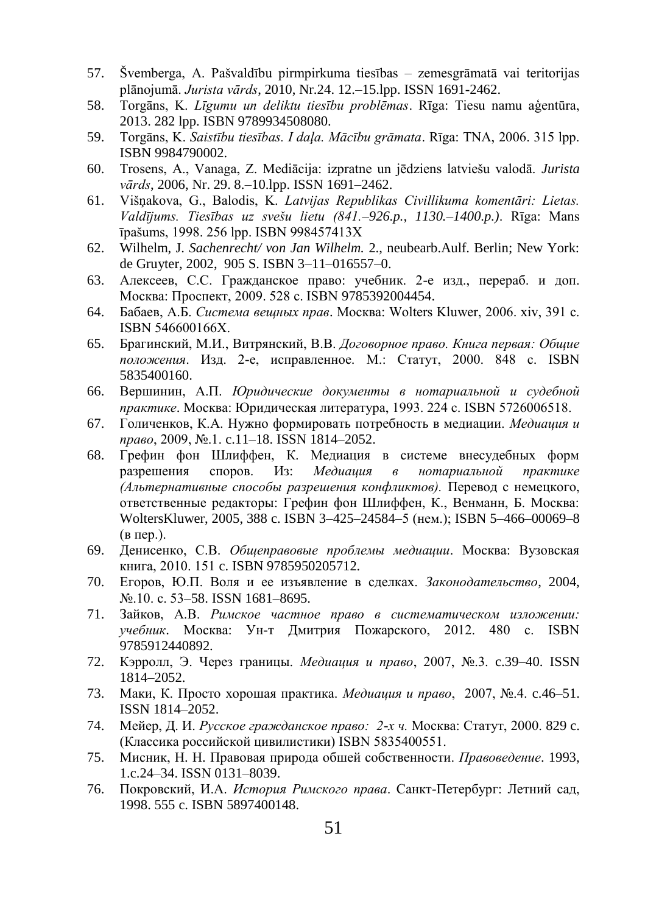57. Švemberga, A. Pašvaldību pirmpirkuma tiesības – zemesgrāmatā vai teritorijas plānojumā. *Jurista vārds*, 2010, Nr.24. 12.–15.lpp. ISSN 1691-2462.
58. Torgāns, K. *Līgumu un delikti tiesību problēmas*. Rīga: Tiesu namu aģentūra, 2013. 282 lpp. ISBN 9789934508080.
59. Torgāns, K. *Saistību tiesības. I daļa. Mācību grāmata*. Rīga: TNA, 2006. 315 lpp. ISBN 9984790002.
60. Trosens, A., Vanaga, Z. Mediācija: izpratne un jēdziens latviešu valodā. *Jurista vārds*, 2006, Nr. 29. 8.–10.lpp. ISSN 1691–2462.
61. Višņakova, G., Balodis, K. *Latvijas Republikas Civillikuma komentāri: Lietas. Valdījums. Tiesības uz svešu lietu (841.–926.p., 1130.–1400.p.)*. Rīga: Mans īpašums, 1998. 256 lpp. ISBN 998457413X
62. Wilhelm, J. *Sachenrecht/ von Jan Wilhelm.* 2., neubearb.Aulf. Berlin; New York: de Gruyter, 2002, 905 S. ISBN 3–11–016557–0.
63. Алексеев, С.С. Гражданское право: учебник. 2-е изд., перераб. и доп. Москва: Проспект, 2009. 528 с. ISBN 9785392004454.
64. Бабаев, А.Б. *Система вещных прав*. Москва: Wolters Kluwer, 2006. xiv, 391 с. ISBN 546600166X.
65. Брагинский, М.И., Витрянский, В.В. *Договорное право. Книга первая: Общие положения*. Изд. 2-е, исправленное. М.: Статут, 2000. 848 с. ISBN 5835400160.
66. Вершинин, А.П. *Юридические документы в нотариальной и судебной практике*. Москва: Юридическая литература, 1993. 224 с. ISBN 5726006518.
67. Голиченков, К.А. Нужно формировать потребность в медиации. *Медиация и право*, 2009, №.1. с.11–18. ISSN 1814–2052.
68. Грефин фон Шлиффен, К. Медиация в системе внесудебных форм разрешения споров. Из: *Медиация в нотариальной практике (Альтернативные способы разрешения конфликтов).* Перевод с немецкого, ответственные редакторы: Грефин фон Шлиффен, К., Венманн, Б. Москва: WoltersKluwer, 2005, 388 с. ISBN 3–425–24584–5 (нем.); ISBN 5–466–00069–8 (в пер.).
69. Денисенко, С.В. *Общеправовые проблемы медиации*. Москва: Вузовская книга, 2010. 151 с. ISBN 9785950205712.
70. Егоров, Ю.П. Воля и ее изъявление в сделках. *Законодательство*, 2004, №.10. с. 53–58. ISSN 1681–8695.
71. Зайков, А.В. *Римское частное право в систематическом изложении: учебник*. Москва: Ун-т Дмитрия Пожарского, 2012. 480 с. ISBN 9785912440892.
72. Кэрролл, Э. Через границы. *Медиация и право*, 2007, №.3. с.39–40. ISSN 1814–2052.
73. Маки, К. Просто хорошая практика. *Медиация и право*, 2007, №.4. с.46–51. ISSN 1814–2052.
74. Мейер, Д. И. *Русское гражданское право: 2-х ч.* Москва: Статут, 2000. 829 с. (Классика российской цивилистики) ISBN 5835400551.
75. Мисник, Н. Н. Правовая природа обшей собственности. *Правоведение*. 1993, 1.с.24–34. ISSN 0131–8039.
76. Покровский, И.А. *История Римского права*. Санкт-Петербург: Летний сад, 1998. 555 с. ISBN 5897400148.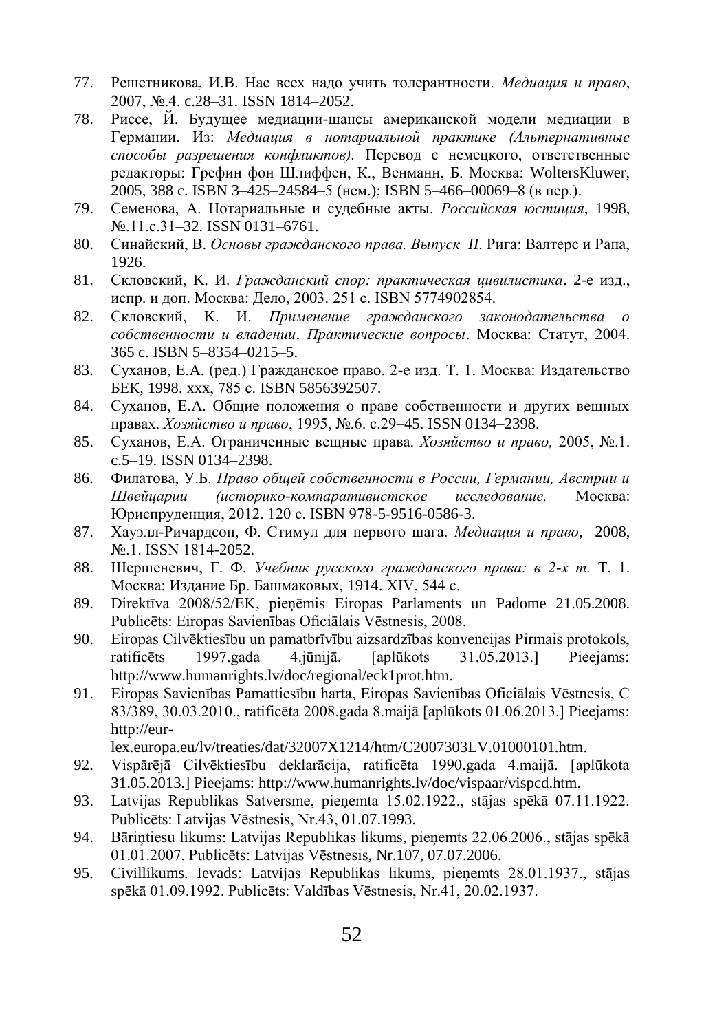77. Решетникова, И.В. Нас всех надо учить толерантности. *Медиация и право*, 2007, №.4. с.28–31. ISSN 1814–2052.
78. Риссе, Й. Будущее медиации-шансы американской модели медиации в Германии. Из: *Медиация в нотариальной практике (Альтернативные способы разрешения конфликтов).* Перевод с немецкого, ответственные редакторы: Грефин фон Шлиффен, К., Венманн, Б. Москва: WoltersKluwer, 2005, 388 с. ISBN 3–425–24584–5 (нем.); ISBN 5–466–00069–8 (в пер.).
79. Семенова, А. Нотариальные и судебные акты. *Российская юстиция*, 1998, №.11.с.31–32. ISSN 0131–6761.
80. Синайский, В. *Основы гражданского права. Выпуск II*. Рига: Валтерс и Рапа, 1926.
81. Скловский, К. И. *Гражданский спор: практическая цивилистика*. 2-е изд., испр. и доп. Москва: Дело, 2003. 251 с. ISBN 5774902854.
82. Скловский, К. И. *Применение гражданского законодательства о собственности и владении. Практические вопросы*. Москва: Статут, 2004. 365 с. ISBN 5–8354–0215–5.
83. Суханов, Е.А. (ред.) Гражданское право. 2-е изд. Т. 1. Москва: Издательство БЕК, 1998. xxx, 785 с. ISBN 5856392507.
84. Суханов, Е.А. Общие положения о праве собственности и других вещных правах. *Хозяйство и право*, 1995, №.6. с.29–45. ISSN 0134–2398.
85. Суханов, Е.А. Ограниченные вещные права. *Хозяйство и право,* 2005, №.1. с.5–19. ISSN 0134–2398.
86. Филатова, У.Б. *Право общей собственности в России, Германии, Австрии и Швейцарии (историко-компаративистское исследование.* Москва: Юриспруденция, 2012. 120 с. ISBN 978-5-9516-0586-3.
87. Хауэлл-Ричардсон, Ф. Стимул для первого шага. *Медиация и право*, 2008, №.1. ISSN 1814-2052.
88. Шершеневич, Г. Ф. *Учебник русского гражданского права: в 2-х т.* Т. 1. Москва: Издание Бр. Башмаковых, 1914. XIV, 544 с.
89. Direktīva 2008/52/EK, pieņēmis Eiropas Parlaments un Padome 21.05.2008. Publicēts: Eiropas Savienības Oficiālais Vēstnesis, 2008.
90. Eiropas Cilvēktiesību un pamatbrīvību aizsardzības konvencijas Pirmais protokols, ratificēts 1997.gada 4.jūnijā. [aplūkots 31.05.2013.] Pieejams: http://www.humanrights.lv/doc/regional/eck1prot.htm.
91. Eiropas Savienības Pamattiesību harta, Eiropas Savienības Oficiālais Vēstnesis, C 83/389, 30.03.2010., ratificēta 2008.gada 8.maijā [aplūkots 01.06.2013.] Pieejams: http://eur-lex.europa.eu/lv/treaties/dat/32007X1214/htm/C2007303LV.01000101.htm.
92. Vispārējā Cilvēktiesību deklarācija, ratificēta 1990.gada 4.maijā. [aplūkota 31.05.2013.] Pieejams: http://www.humanrights.lv/doc/vispaar/vispcd.htm.
93. Latvijas Republikas Satversme, pieņemta 15.02.1922., stājas spēkā 07.11.1922. Publicēts: Latvijas Vēstnesis, Nr.43, 01.07.1993.
94. Bāriņtiesu likums: Latvijas Republikas likums, pieņemts 22.06.2006., stājas spēkā 01.01.2007. Publicēts: Latvijas Vēstnesis, Nr.107, 07.07.2006.
95. Civillikums. Ievads: Latvijas Republikas likums, pieņemts 28.01.1937., stājas spēkā 01.09.1992. Publicēts: Valdības Vēstnesis, Nr.41, 20.02.1937.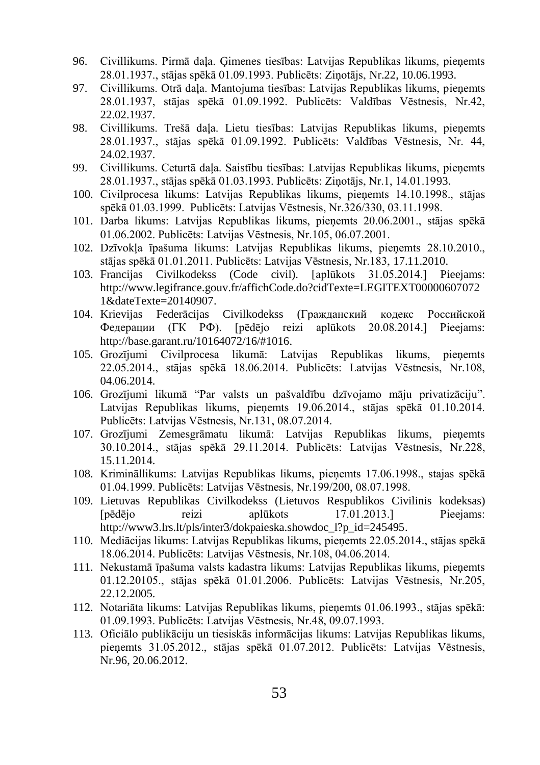96. Civillikums. Pirmā daļa. Ģimenes tiesības: Latvijas Republikas likums, pieņemts 28.01.1937., stājas spēkā 01.09.1993. Publicēts: Ziņotājs, Nr.22, 10.06.1993.
97. Civillikums. Otrā daļa. Mantojuma tiesības: Latvijas Republikas likums, pieņemts 28.01.1937, stājas spēkā 01.09.1992. Publicēts: Valdības Vēstnesis, Nr.42, 22.02.1937.
98. Civillikums. Trešā daļa. Lietu tiesības: Latvijas Republikas likums, pieņemts 28.01.1937., stājas spēkā 01.09.1992. Publicēts: Valdības Vēstnesis, Nr. 44, 24.02.1937.
99. Civillikums. Ceturtā daļa. Saistību tiesības: Latvijas Republikas likums, pieņemts 28.01.1937., stājas spēkā 01.03.1993. Publicēts: Ziņotājs, Nr.1, 14.01.1993.
100. Civilprocesa likums: Latvijas Republikas likums, pieņemts 14.10.1998., stājas spēkā 01.03.1999. Publicēts: Latvijas Vēstnesis, Nr.326/330, 03.11.1998.
101. Darba likums: Latvijas Republikas likums, pieņemts 20.06.2001., stājas spēkā 01.06.2002. Publicēts: Latvijas Vēstnesis, Nr.105, 06.07.2001.
102. Dzīvokļa īpašuma likums: Latvijas Republikas likums, pieņemts 28.10.2010., stājas spēkā 01.01.2011. Publicēts: Latvijas Vēstnesis, Nr.183, 17.11.2010.
103. Francijas Civilkodekss (Code civil). [aplūkots 31.05.2014.] Pieejams: http://www.legifrance.gouv.fr/affichCode.do?cidTexte=LEGITEXT000006070721&dateTexte=20140907.
104. Krievijas Federācijas Civilkodekss (Гражданский кодекс Российской Федерации (ГК РФ). [pēdējo reizi aplūkots 20.08.2014.] Pieejams: http://base.garant.ru/10164072/16/#1016.
105. Grozījumi Civilprocesa likumā: Latvijas Republikas likums, pieņemts 22.05.2014., stājas spēkā 18.06.2014. Publicēts: Latvijas Vēstnesis, Nr.108, 04.06.2014.
106. Grozījumi likumā "Par valsts un pašvaldību dzīvojamo māju privatizāciju". Latvijas Republikas likums, pieņemts 19.06.2014., stājas spēkā 01.10.2014. Publicēts: Latvijas Vēstnesis, Nr.131, 08.07.2014.
107. Grozījumi Zemesgrāmatu likumā: Latvijas Republikas likums, pieņemts 30.10.2014., stājas spēkā 29.11.2014. Publicēts: Latvijas Vēstnesis, Nr.228, 15.11.2014.
108. Krimināllikums: Latvijas Republikas likums, pieņemts 17.06.1998., stajas spēkā 01.04.1999. Publicēts: Latvijas Vēstnesis, Nr.199/200, 08.07.1998.
109. Lietuvas Republikas Civilkodekss (Lietuvos Respublikos Civilinis kodeksas) [pēdējo reizi aplūkots 17.01.2013.] Pieejams: http://www3.lrs.lt/pls/inter3/dokpaieska.showdoc_l?p_id=245495.
110. Mediācijas likums: Latvijas Republikas likums, pieņemts 22.05.2014., stājas spēkā 18.06.2014. Publicēts: Latvijas Vēstnesis, Nr.108, 04.06.2014.
111. Nekustamā īpašuma valsts kadastra likums: Latvijas Republikas likums, pieņemts 01.12.20105., stājas spēkā 01.01.2006. Publicēts: Latvijas Vēstnesis, Nr.205, 22.12.2005.
112. Notariāta likums: Latvijas Republikas likums, pieņemts 01.06.1993., stājas spēkā: 01.09.1993. Publicēts: Latvijas Vēstnesis, Nr.48, 09.07.1993.
113. Oficiālo publikāciju un tiesiskās informācijas likums: Latvijas Republikas likums, pieņemts 31.05.2012., stājas spēkā 01.07.2012. Publicēts: Latvijas Vēstnesis, Nr.96, 20.06.2012.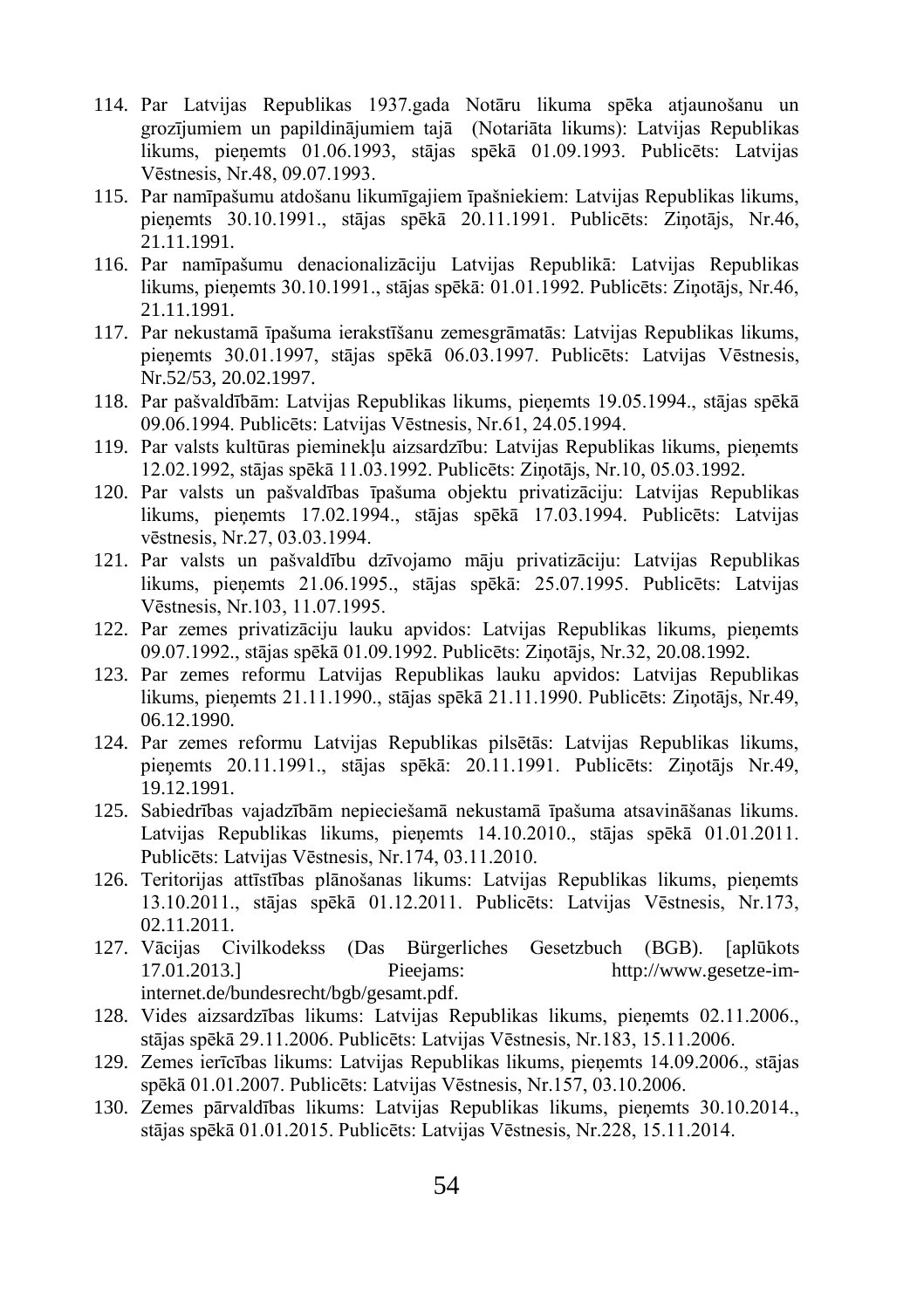114. Par Latvijas Republikas 1937.gada Notāru likuma spēka atjaunošanu un grozījumiem un papildinājumiem tajā (Notariāta likums): Latvijas Republikas likums, pieņemts 01.06.1993, stājas spēkā 01.09.1993. Publicēts: Latvijas Vēstnesis, Nr.48, 09.07.1993.
115. Par namīpašumu atdošanu likumīgajiem īpašniekiem: Latvijas Republikas likums, pieņemts 30.10.1991., stājas spēkā 20.11.1991. Publicēts: Ziņotājs, Nr.46, 21.11.1991.
116. Par namīpašumu denacionalizāciju Latvijas Republikā: Latvijas Republikas likums, pieņemts 30.10.1991., stājas spēkā: 01.01.1992. Publicēts: Ziņotājs, Nr.46, 21.11.1991.
117. Par nekustamā īpašuma ierakstīšanu zemesgrāmatās: Latvijas Republikas likums, pieņemts 30.01.1997, stājas spēkā 06.03.1997. Publicēts: Latvijas Vēstnesis, Nr.52/53, 20.02.1997.
118. Par pašvaldībām: Latvijas Republikas likums, pieņemts 19.05.1994., stājas spēkā 09.06.1994. Publicēts: Latvijas Vēstnesis, Nr.61, 24.05.1994.
119. Par valsts kultūras pieminekļu aizsardzību: Latvijas Republikas likums, pieņemts 12.02.1992, stājas spēkā 11.03.1992. Publicēts: Ziņotājs, Nr.10, 05.03.1992.
120. Par valsts un pašvaldības īpašuma objektu privatizāciju: Latvijas Republikas likums, pieņemts 17.02.1994., stājas spēkā 17.03.1994. Publicēts: Latvijas vēstnesis, Nr.27, 03.03.1994.
121. Par valsts un pašvaldību dzīvojamo māju privatizāciju: Latvijas Republikas likums, pieņemts 21.06.1995., stājas spēkā: 25.07.1995. Publicēts: Latvijas Vēstnesis, Nr.103, 11.07.1995.
122. Par zemes privatizāciju lauku apvidos: Latvijas Republikas likums, pieņemts 09.07.1992., stājas spēkā 01.09.1992. Publicēts: Ziņotājs, Nr.32, 20.08.1992.
123. Par zemes reformu Latvijas Republikas lauku apvidos: Latvijas Republikas likums, pieņemts 21.11.1990., stājas spēkā 21.11.1990. Publicēts: Ziņotājs, Nr.49, 06.12.1990.
124. Par zemes reformu Latvijas Republikas pilsētās: Latvijas Republikas likums, pieņemts 20.11.1991., stājas spēkā: 20.11.1991. Publicēts: Ziņotājs Nr.49, 19.12.1991.
125. Sabiedrības vajadzībām nepieciešamā nekustamā īpašuma atsavināšanas likums. Latvijas Republikas likums, pieņemts 14.10.2010., stājas spēkā 01.01.2011. Publicēts: Latvijas Vēstnesis, Nr.174, 03.11.2010.
126. Teritorijas attīstības plānošanas likums: Latvijas Republikas likums, pieņemts 13.10.2011., stājas spēkā 01.12.2011. Publicēts: Latvijas Vēstnesis, Nr.173, 02.11.2011.
127. Vācijas Civilkodekss (Das Bürgerliches Gesetzbuch (BGB). [aplūkots 17.01.2013.] Pieejams: http://www.gesetze-im-internet.de/bundesrecht/bgb/gesamt.pdf.
128. Vides aizsardzības likums: Latvijas Republikas likums, pieņemts 02.11.2006., stājas spēkā 29.11.2006. Publicēts: Latvijas Vēstnesis, Nr.183, 15.11.2006.
129. Zemes ierīcības likums: Latvijas Republikas likums, pieņemts 14.09.2006., stājas spēkā 01.01.2007. Publicēts: Latvijas Vēstnesis, Nr.157, 03.10.2006.
130. Zemes pārvaldības likums: Latvijas Republikas likums, pieņemts 30.10.2014., stājas spēkā 01.01.2015. Publicēts: Latvijas Vēstnesis, Nr.228, 15.11.2014.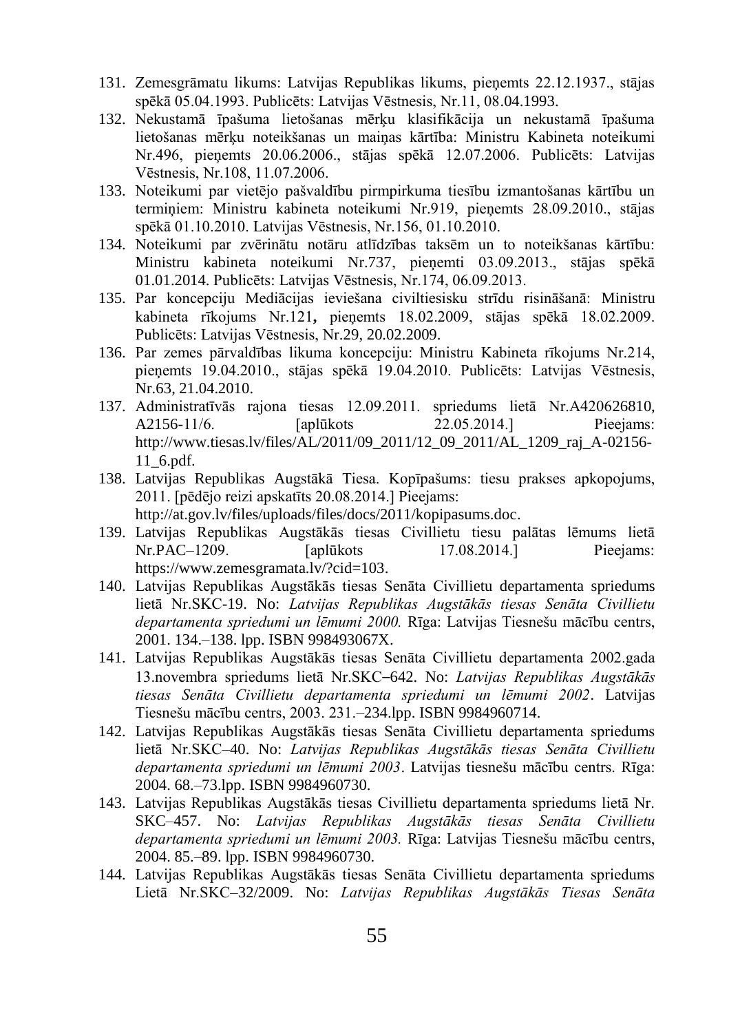131. Zemesgrāmatu likums: Latvijas Republikas likums, pieņemts 22.12.1937., stājas spēkā 05.04.1993. Publicēts: Latvijas Vēstnesis, Nr.11, 08.04.1993.
132. Nekustamā īpašuma lietošanas mērķu klasifikācija un nekustamā īpašuma lietošanas mērķu noteikšanas un maiņas kārtība: Ministru Kabineta noteikumi Nr.496, pieņemts 20.06.2006., stājas spēkā 12.07.2006. Publicēts: Latvijas Vēstnesis, Nr.108, 11.07.2006.
133. Noteikumi par vietējo pašvaldību pirmpirkuma tiesību izmantošanas kārtību un termiņiem: Ministru kabineta noteikumi Nr.919, pieņemts 28.09.2010., stājas spēkā 01.10.2010. Latvijas Vēstnesis, Nr.156, 01.10.2010.
134. Noteikumi par zvērinātu notāru atlīdzības taksēm un to noteikšanas kārtību: Ministru kabineta noteikumi Nr.737, pieņemti 03.09.2013., stājas spēkā 01.01.2014. Publicēts: Latvijas Vēstnesis, Nr.174, 06.09.2013.
135. Par koncepciju Mediācijas ieviešana civiltiesisku strīdu risināšanā: Ministru kabineta rīkojums Nr.121, pieņemts 18.02.2009, stājas spēkā 18.02.2009. Publicēts: Latvijas Vēstnesis, Nr.29, 20.02.2009.
136. Par zemes pārvaldības likuma koncepciju: Ministru Kabineta rīkojums Nr.214, pieņemts 19.04.2010., stājas spēkā 19.04.2010. Publicēts: Latvijas Vēstnesis, Nr.63, 21.04.2010.
137. Administratīvās rajona tiesas 12.09.2011. spriedums lietā Nr.A420626810, A2156-11/6. [aplūkots 22.05.2014.] Pieejams: http://www.tiesas.lv/files/AL/2011/09_2011/12_09_2011/AL_1209_raj_A-02156-11_6.pdf.
138. Latvijas Republikas Augstākā Tiesa. Kopīpašums: tiesu prakses apkopojums, 2011. [pēdējo reizi apskatīts 20.08.2014.] Pieejams: http://at.gov.lv/files/uploads/files/docs/2011/kopipasums.doc.
139. Latvijas Republikas Augstākās tiesas Civillietu tiesu palātas lēmums lietā Nr.PAC–1209. [aplūkots 17.08.2014.] Pieejams: https://www.zemesgramata.lv/?cid=103.
140. Latvijas Republikas Augstākās tiesas Senāta Civillietu departamenta spriedums lietā Nr.SKC-19. No: *Latvijas Republikas Augstākās tiesas Senāta Civillietu departamenta spriedumi un lēmumi 2000.* Rīga: Latvijas Tiesnešu mācību centrs, 2001. 134.–138. lpp. ISBN 998493067X.
141. Latvijas Republikas Augstākās tiesas Senāta Civillietu departamenta 2002.gada 13.novembra spriedums lietā Nr.SKC–642. No: *Latvijas Republikas Augstākās tiesas Senāta Civillietu departamenta spriedumi un lēmumi 2002*. Latvijas Tiesnešu mācību centrs, 2003. 231.–234.lpp. ISBN 9984960714.
142. Latvijas Republikas Augstākās tiesas Senāta Civillietu departamenta spriedums lietā Nr.SKC–40. No: *Latvijas Republikas Augstākās tiesas Senāta Civillietu departamenta spriedumi un lēmumi 2003*. Latvijas tiesnešu mācību centrs. Rīga: 2004. 68.–73.lpp. ISBN 9984960730.
143. Latvijas Republikas Augstākās tiesas Civillietu departamenta spriedums lietā Nr. SKC–457. No: *Latvijas Republikas Augstākās tiesas Senāta Civillietu departamenta spriedumi un lēmumi 2003.* Rīga: Latvijas Tiesnešu mācību centrs, 2004. 85.–89. lpp. ISBN 9984960730.
144. Latvijas Republikas Augstākās tiesas Senāta Civillietu departamenta spriedums Lietā Nr.SKC–32/2009. No: *Latvijas Republikas Augstākās Tiesas Senāta*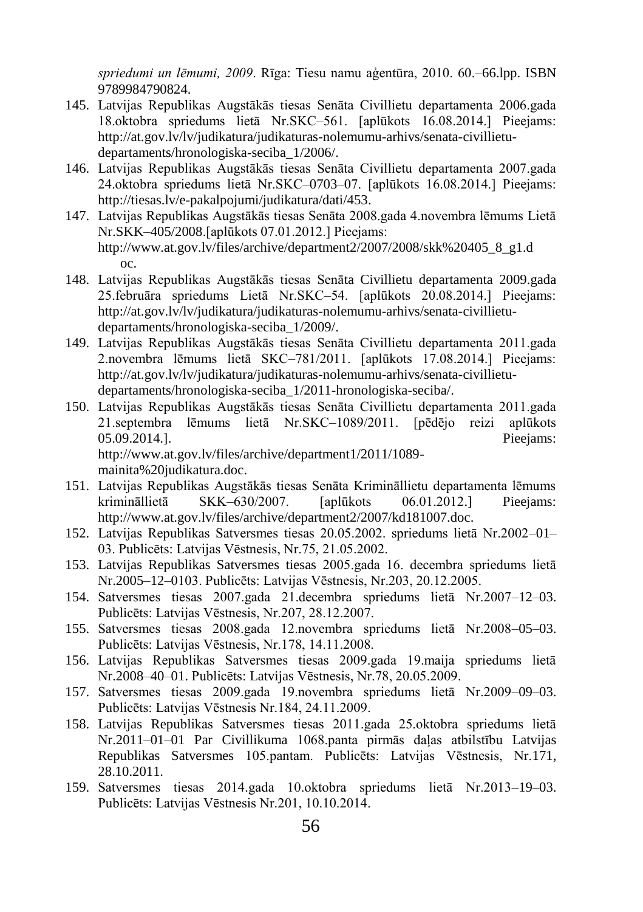*spriedumi un lēmumi, 2009*. Rīga: Tiesu namu aģentūra, 2010. 60.–66.lpp. ISBN 9789984790824.

145. Latvijas Republikas Augstākās tiesas Senāta Civillietu departamenta 2006.gada 18.oktobra spriedums lietā Nr.SKC–561. [aplūkots 16.08.2014.] Pieejams: http://at.gov.lv/lv/judikatura/judikaturas-nolemumu-arhivs/senata-civillietu-departaments/hronologiska-seciba_1/2006/.
146. Latvijas Republikas Augstākās tiesas Senāta Civillietu departamenta 2007.gada 24.oktobra spriedums lietā Nr.SKC–0703–07. [aplūkots 16.08.2014.] Pieejams: http://tiesas.lv/e-pakalpojumi/judikatura/dati/453.
147. Latvijas Republikas Augstākās tiesas Senāta 2008.gada 4.novembra lēmums Lietā Nr.SKK–405/2008.[aplūkots 07.01.2012.] Pieejams: http://www.at.gov.lv/files/archive/department2/2007/2008/skk%20405_8_g1.doc.
148. Latvijas Republikas Augstākās tiesas Senāta Civillietu departamenta 2009.gada 25.februāra spriedums Lietā Nr.SKC–54. [aplūkots 20.08.2014.] Pieejams: http://at.gov.lv/lv/judikatura/judikaturas-nolemumu-arhivs/senata-civillietu-departaments/hronologiska-seciba_1/2009/.
149. Latvijas Republikas Augstākās tiesas Senāta Civillietu departamenta 2011.gada 2.novembra lēmums lietā SKC–781/2011. [aplūkots 17.08.2014.] Pieejams: http://at.gov.lv/lv/judikatura/judikaturas-nolemumu-arhivs/senata-civillietu-departaments/hronologiska-seciba_1/2011-hronologiska-seciba/.
150. Latvijas Republikas Augstākās tiesas Senāta Civillietu departamenta 2011.gada 21.septembra lēmums lietā Nr.SKC–1089/2011. [pēdējo reizi aplūkots 05.09.2014.]. Pieejams: http://www.at.gov.lv/files/archive/department1/2011/1089-mainita%20judikatura.doc.
151. Latvijas Republikas Augstākās tiesas Senāta Krimināllietu departamenta lēmums krimināllietā SKK–630/2007. [aplūkots 06.01.2012.] Pieejams: http://www.at.gov.lv/files/archive/department2/2007/kd181007.doc.
152. Latvijas Republikas Satversmes tiesas 20.05.2002. spriedums lietā Nr.2002–01–03. Publicēts: Latvijas Vēstnesis, Nr.75, 21.05.2002.
153. Latvijas Republikas Satversmes tiesas 2005.gada 16. decembra spriedums lietā Nr.2005–12–0103. Publicēts: Latvijas Vēstnesis, Nr.203, 20.12.2005.
154. Satversmes tiesas 2007.gada 21.decembra spriedums lietā Nr.2007–12–03. Publicēts: Latvijas Vēstnesis, Nr.207, 28.12.2007.
155. Satversmes tiesas 2008.gada 12.novembra spriedums lietā Nr.2008–05–03. Publicēts: Latvijas Vēstnesis, Nr.178, 14.11.2008.
156. Latvijas Republikas Satversmes tiesas 2009.gada 19.maija spriedums lietā Nr.2008–40–01. Publicēts: Latvijas Vēstnesis, Nr.78, 20.05.2009.
157. Satversmes tiesas 2009.gada 19.novembra spriedums lietā Nr.2009–09–03. Publicēts: Latvijas Vēstnesis Nr.184, 24.11.2009.
158. Latvijas Republikas Satversmes tiesas 2011.gada 25.oktobra spriedums lietā Nr.2011–01–01 Par Civillikuma 1068.panta pirmās daļas atbilstību Latvijas Republikas Satversmes 105.pantam. Publicēts: Latvijas Vēstnesis, Nr.171, 28.10.2011.
159. Satversmes tiesas 2014.gada 10.oktobra spriedums lietā Nr.2013–19–03. Publicēts: Latvijas Vēstnesis Nr.201, 10.10.2014.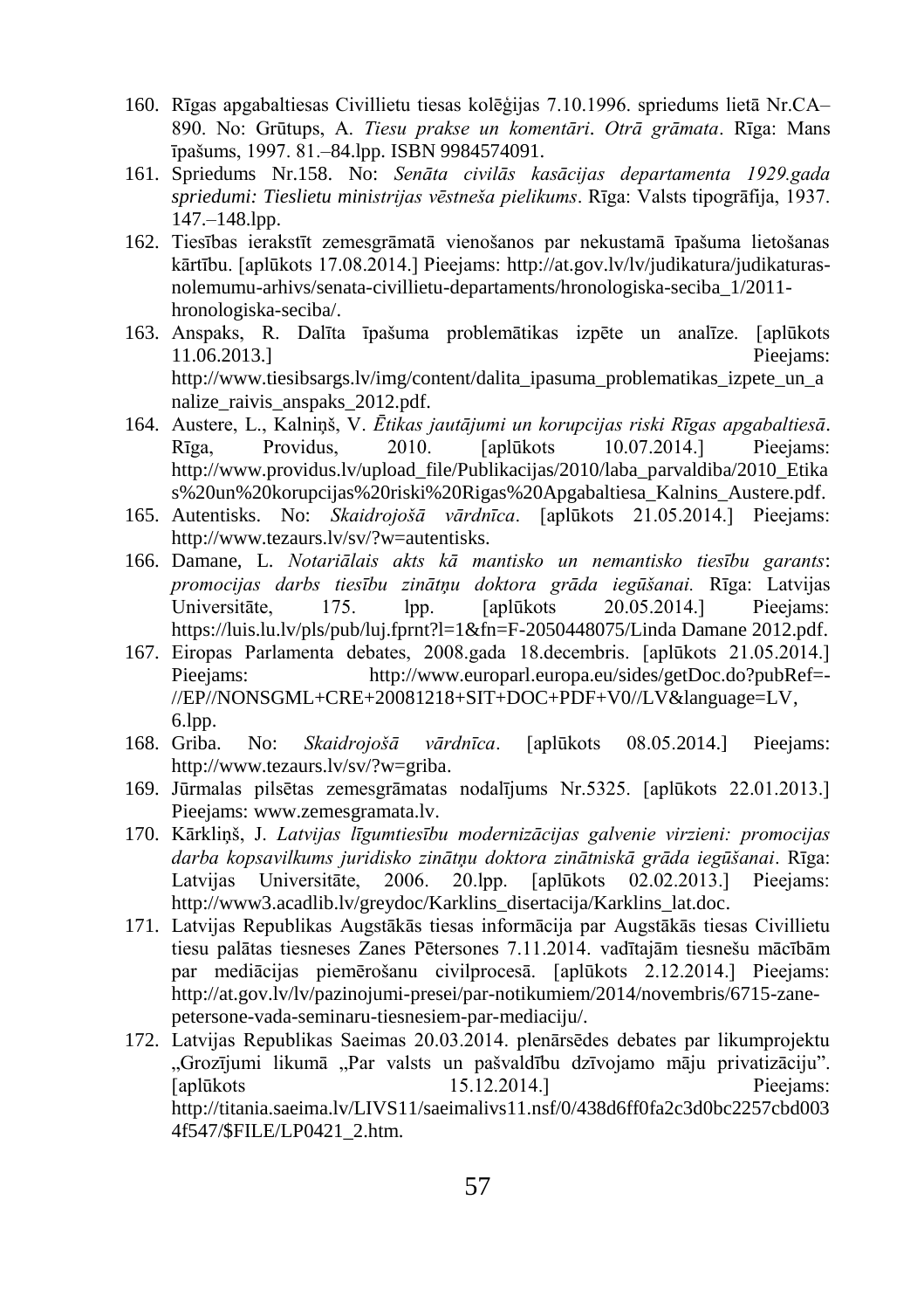160. Rīgas apgabaltiesas Civillietu tiesas kolēģijas 7.10.1996. spriedums lietā Nr.CA–890. No: Grūtups, A. *Tiesu prakse un komentāri*. *Otrā grāmata*. Rīga: Mans īpašums, 1997. 81.–84.lpp. ISBN 9984574091.
161. Spriedums Nr.158. No: *Senāta civilās kasācijas departamenta 1929.gada spriedumi: Tieslietu ministrijas vēstneša pielikums*. Rīga: Valsts tipogrāfija, 1937. 147.–148.lpp.
162. Tiesības ierakstīt zemesgrāmatā vienošanos par nekustamā īpašuma lietošanas kārtību. [aplūkots 17.08.2014.] Pieejams: http://at.gov.lv/lv/judikatura/judikaturas-nolemumu-arhivs/senata-civillietu-departaments/hronologiska-seciba_1/2011-hronologiska-seciba/.
163. Anspaks, R. Dalīta īpašuma problemātikas izpēte un analīze. [aplūkots 11.06.2013.] Pieejams: http://www.tiesibsargs.lv/img/content/dalita_ipasuma_problematikas_izpete_un_analize_raivis_anspaks_2012.pdf.
164. Austere, L., Kalniņš, V. *Ētikas jautājumi un korupcijas riski Rīgas apgabaltiesā*. Rīga, Providus, 2010. [aplūkots 10.07.2014.] Pieejams: http://www.providus.lv/upload_file/Publikacijas/2010/laba_parvaldiba/2010_Etikas%20un%20korupcijas%20riski%20Rigas%20Apgabaltiesa_Kalnins_Austere.pdf.
165. Autentisks. No: *Skaidrojošā vārdnīca*. [aplūkots 21.05.2014.] Pieejams: http://www.tezaurs.lv/sv/?w=autentisks.
166. Damane, L. *Notariālais akts kā mantisko un nemantisko tiesību garants*: *promocijas darbs tiesību zinātņu doktora grāda iegūšanai.* Rīga: Latvijas Universitāte, 175. lpp. [aplūkots 20.05.2014.] Pieejams: https://luis.lu.lv/pls/pub/luj.fprnt?l=1&fn=F-2050448075/Linda Damane 2012.pdf.
167. Eiropas Parlamenta debates, 2008.gada 18.decembris. [aplūkots 21.05.2014.] Pieejams: http://www.europarl.europa.eu/sides/getDoc.do?pubRef=-//EP//NONSGML+CRE+20081218+SIT+DOC+PDF+V0//LV&language=LV, 6.lpp.
168. Griba. No: *Skaidrojošā vārdnīca*. [aplūkots 08.05.2014.] Pieejams: http://www.tezaurs.lv/sv/?w=griba.
169. Jūrmalas pilsētas zemesgrāmatas nodalījums Nr.5325. [aplūkots 22.01.2013.] Pieejams: www.zemesgramata.lv.
170. Kārkliņš, J. *Latvijas līgumtiesību modernizācijas galvenie virzieni: promocijas darba kopsavilkums juridisko zinātņu doktora zinātniskā grāda iegūšanai*. Rīga: Latvijas Universitāte, 2006. 20.lpp. [aplūkots 02.02.2013.] Pieejams: http://www3.acadlib.lv/greydoc/Karklins_disertacija/Karklins_lat.doc.
171. Latvijas Republikas Augstākās tiesas informācija par Augstākās tiesas Civillietu tiesu palātas tiesneses Zanes Pētersones 7.11.2014. vadītajām tiesnešu mācībām par mediācijas piemērošanu civilprocesā. [aplūkots 2.12.2014.] Pieejams: http://at.gov.lv/lv/pazinojumi-presei/par-notikumiem/2014/novembris/6715-zane-petersone-vada-seminaru-tiesnesiem-par-mediaciju/.
172. Latvijas Republikas Saeimas 20.03.2014. plenārsēdes debates par likumprojektu „Grozījumi likumā „Par valsts un pašvaldību dzīvojamo māju privatizāciju". [aplūkots 15.12.2014.] Pieejams: http://titania.saeima.lv/LIVS11/saeimalivs11.nsf/0/438d6ff0fa2c3d0bc2257cbd0034f547/$FILE/LP0421_2.htm.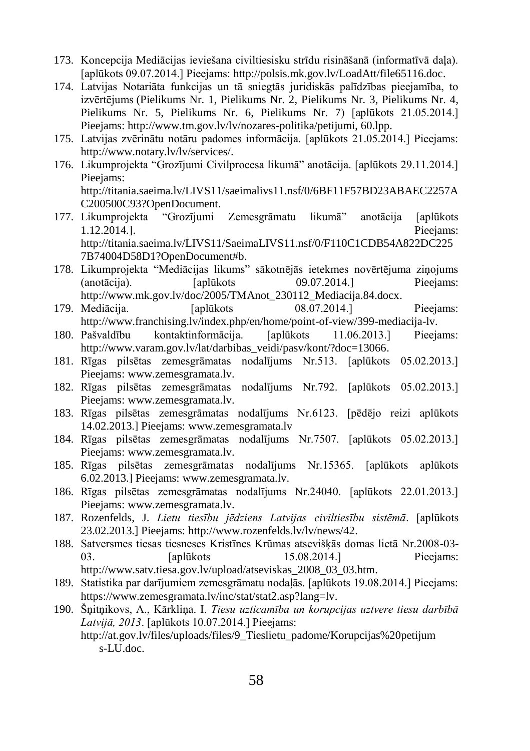173. Koncepcija Mediācijas ieviešana civiltiesisku strīdu risināšanā (informatīvā daļa). [aplūkots 09.07.2014.] Pieejams: http://polsis.mk.gov.lv/LoadAtt/file65116.doc.
174. Latvijas Notariāta funkcijas un tā sniegtās juridiskās palīdzības pieejamība, to izvērtējums (Pielikums Nr. 1, Pielikums Nr. 2, Pielikums Nr. 3, Pielikums Nr. 4, Pielikums Nr. 5, Pielikums Nr. 6, Pielikums Nr. 7) [aplūkots 21.05.2014.] Pieejams: http://www.tm.gov.lv/lv/nozares-politika/petijumi, 60.lpp.
175. Latvijas zvērinātu notāru padomes informācija. [aplūkots 21.05.2014.] Pieejams: http://www.notary.lv/lv/services/.
176. Likumprojekta "Grozījumi Civilprocesa likumā" anotācija. [aplūkots 29.11.2014.] Pieejams: http://titania.saeima.lv/LIVS11/saeimalivs11.nsf/0/6BF11F57BD23ABAEC2257AC200500C93?OpenDocument.
177. Likumprojekta "Grozījumi Zemesgrāmatu likumā" anotācija [aplūkots 1.12.2014.]. Pieejams: http://titania.saeima.lv/LIVS11/SaeimaLIVS11.nsf/0/F110C1CDB54A822DC2257B74004D58D1?OpenDocument#b.
178. Likumprojekta "Mediācijas likums" sākotnējās ietekmes novērtējuma ziņojums (anotācija). [aplūkots 09.07.2014.] Pieejams: http://www.mk.gov.lv/doc/2005/TMAnot_230112_Mediacija.84.docx.
179. Mediācija. [aplūkots 08.07.2014.] Pieejams: http://www.franchising.lv/index.php/en/home/point-of-view/399-mediacija-lv.
180. Pašvaldību kontaktinformācija. [aplūkots 11.06.2013.] Pieejams: http://www.varam.gov.lv/lat/darbibas_veidi/pasv/kont/?doc=13066.
181. Rīgas pilsētas zemesgrāmatas nodalījums Nr.513. [aplūkots 05.02.2013.] Pieejams: www.zemesgramata.lv.
182. Rīgas pilsētas zemesgrāmatas nodalījums Nr.792. [aplūkots 05.02.2013.] Pieejams: www.zemesgramata.lv.
183. Rīgas pilsētas zemesgrāmatas nodalījums Nr.6123. [pēdējo reizi aplūkots 14.02.2013.] Pieejams: www.zemesgramata.lv
184. Rīgas pilsētas zemesgrāmatas nodalījums Nr.7507. [aplūkots 05.02.2013.] Pieejams: www.zemesgramata.lv.
185. Rīgas pilsētas zemesgrāmatas nodalījums Nr.15365. [aplūkots aplūkots 6.02.2013.] Pieejams: www.zemesgramata.lv.
186. Rīgas pilsētas zemesgrāmatas nodalījums Nr.24040. [aplūkots 22.01.2013.] Pieejams: www.zemesgramata.lv.
187. Rozenfelds, J. *Lietu tiesību jēdziens Latvijas civiltiesību sistēmā*. [aplūkots 23.02.2013.] Pieejams: http://www.rozenfelds.lv/lv/news/42.
188. Satversmes tiesas tiesneses Kristīnes Krūmas atsevišķās domas lietā Nr.2008-03-03. [aplūkots 15.08.2014.] Pieejams: http://www.satv.tiesa.gov.lv/upload/atseviskas_2008_03_03.htm.
189. Statistika par darījumiem zemesgrāmatu nodaļās. [aplūkots 19.08.2014.] Pieejams: https://www.zemesgramata.lv/inc/stat/stat2.asp?lang=lv.
190. Šņitņikovs, A., Kārkliņa. I. *Tiesu uzticamība un korupcijas uztvere tiesu darbībā Latvijā, 2013*. [aplūkots 10.07.2014.] Pieejams: http://at.gov.lv/files/uploads/files/9_Tieslietu_padome/Korupcijas%20petijums-LU.doc.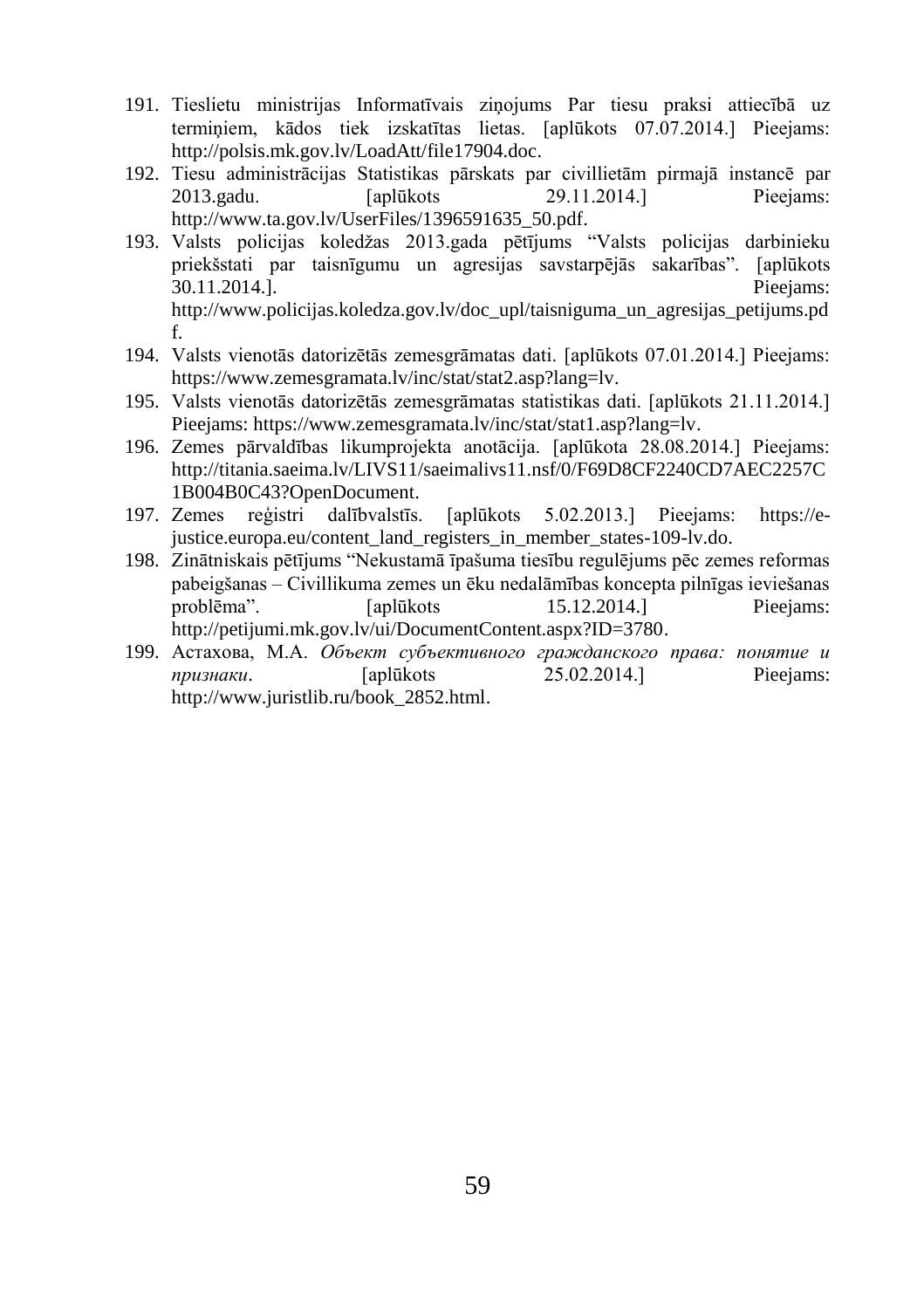191. Tieslietu ministrijas Informatīvais ziņojums Par tiesu praksi attiecībā uz termiņiem, kādos tiek izskatītas lietas. [aplūkots 07.07.2014.] Pieejams: http://polsis.mk.gov.lv/LoadAtt/file17904.doc.
192. Tiesu administrācijas Statistikas pārskats par civillietām pirmajā instancē par 2013.gadu. [aplūkots 29.11.2014.] Pieejams: http://www.ta.gov.lv/UserFiles/1396591635_50.pdf.
193. Valsts policijas koledžas 2013.gada pētījums "Valsts policijas darbinieku priekšstati par taisnīgumu un agresijas savstarpējās sakarības". [aplūkots 30.11.2014.]. Pieejams: http://www.policijas.koledza.gov.lv/doc_upl/taisniguma_un_agresijas_petijums.pdf.
194. Valsts vienotās datorizētās zemesgrāmatas dati. [aplūkots 07.01.2014.] Pieejams: https://www.zemesgramata.lv/inc/stat/stat2.asp?lang=lv.
195. Valsts vienotās datorizētās zemesgrāmatas statistikas dati. [aplūkots 21.11.2014.] Pieejams: https://www.zemesgramata.lv/inc/stat/stat1.asp?lang=lv.
196. Zemes pārvaldības likumprojekta anotācija. [aplūkota 28.08.2014.] Pieejams: http://titania.saeima.lv/LIVS11/saeimalivs11.nsf/0/F69D8CF2240CD7AEC2257C1B004B0C43?OpenDocument.
197. Zemes reģistri dalībvalstīs. [aplūkots 5.02.2013.] Pieejams: https://e-justice.europa.eu/content_land_registers_in_member_states-109-lv.do.
198. Zinātniskais pētījums "Nekustamā īpašuma tiesību regulējums pēc zemes reformas pabeigšanas – Civillikuma zemes un ēku nedalāmības koncepta pilnīgas ieviešanas problēma". [aplūkots 15.12.2014.] Pieejams: http://petijumi.mk.gov.lv/ui/DocumentContent.aspx?ID=3780.
199. Астахова, М.А. *Объект субъективного гражданского права: понятие и признаки*. [aplūkots 25.02.2014.] Pieejams: http://www.juristlib.ru/book_2852.html.